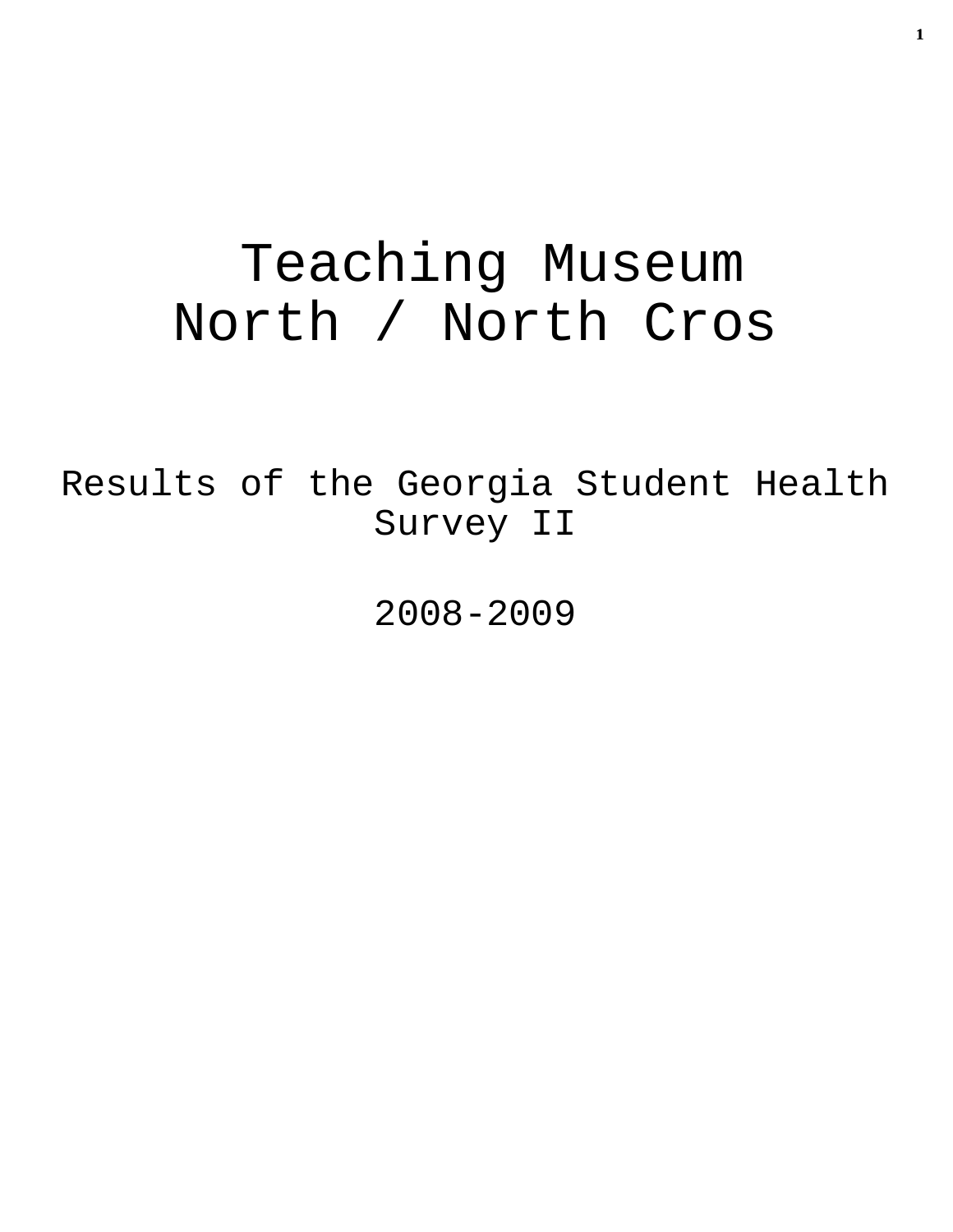# Teaching Museum North / North Cros

Results of the Georgia Student Health Survey II

2008-2009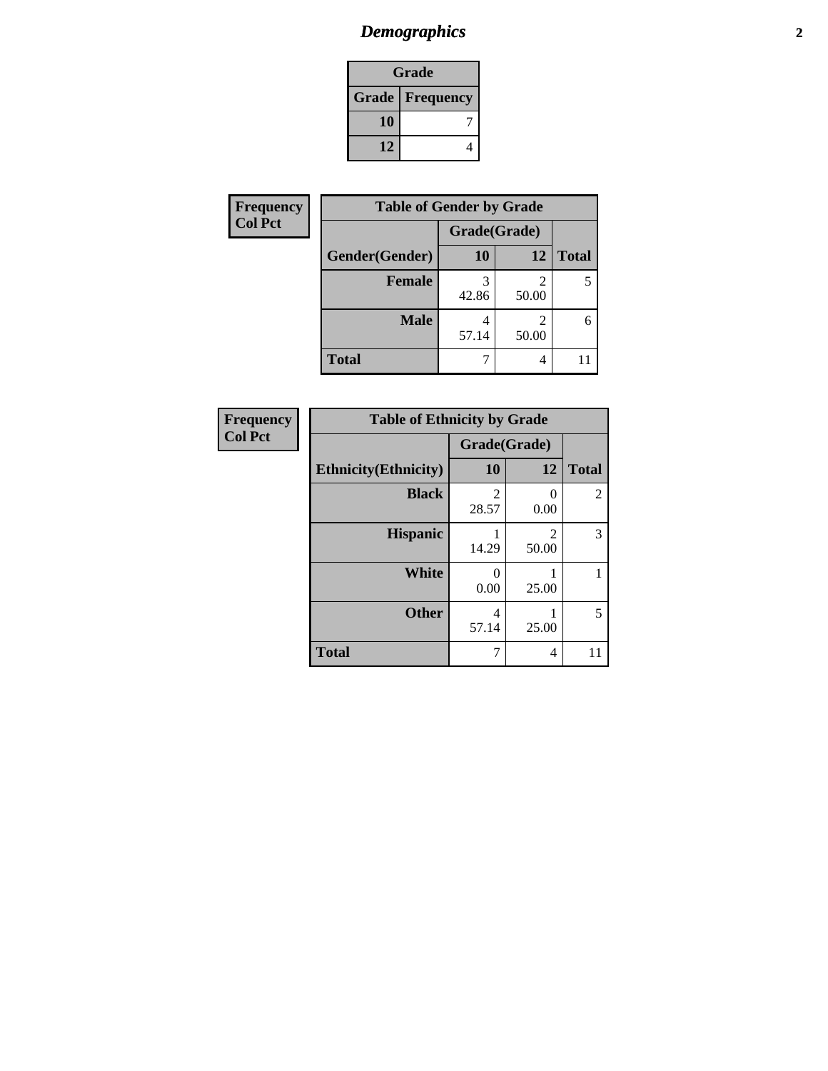# Demographics

| Grade | |
|---|---|
| **Grade** | **Frequency** |
| 10 | 7 |
| 12 | 4 |

**Frequency**
**Col Pct**

| Table of Gender by Grade | | | |
|---|---|---|---|
| | Grade(Grade) | | |
| Gender(Gender) | 10 | 12 | Total |
| Female | 3<br>42.86 | 2<br>50.00 | 5 |
| Male | 4<br>57.14 | 2<br>50.00 | 6 |
| Total | 7 | 4 | 11 |

**Frequency**
**Col Pct**

| Table of Ethnicity by Grade | | | |
|---|---|---|---|
| | Grade(Grade) | | |
| Ethnicity(Ethnicity) | 10 | 12 | Total |
| Black | 2<br>28.57 | 0<br>0.00 | 2 |
| Hispanic | 1<br>14.29 | 2<br>50.00 | 3 |
| White | 0<br>0.00 | 1<br>25.00 | 1 |
| Other | 4<br>57.14 | 1<br>25.00 | 5 |
| Total | 7 | 4 | 11 |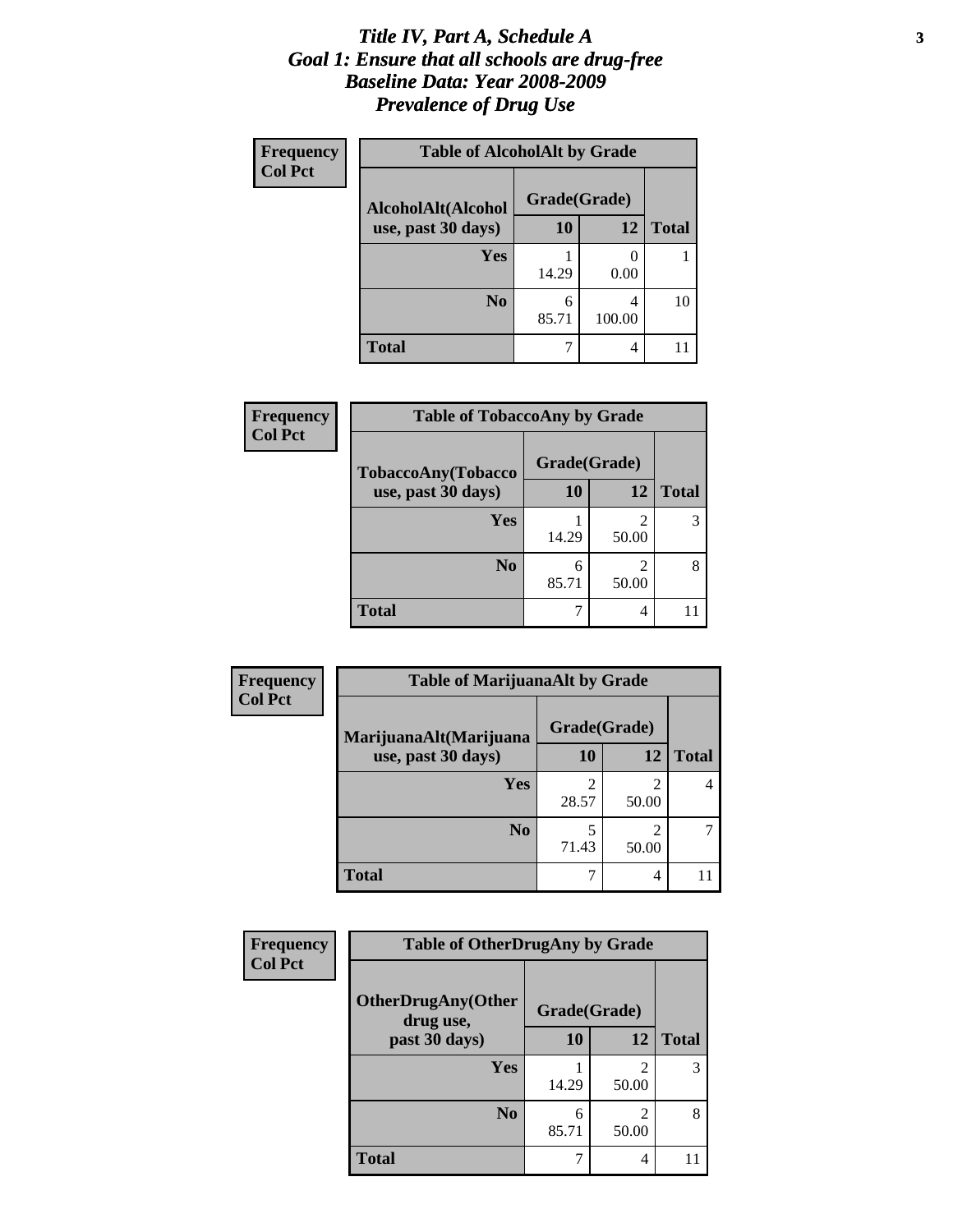# *Title IV, Part A, Schedule A*
# *Goal 1: Ensure that all schools are drug-free*
# *Baseline Data: Year 2008-2009*
# *Prevalence of Drug Use*

**Frequency**
**Col Pct**

**Table of AlcoholAlt by Grade**

| AlcoholAlt(Alcohol use, past 30 days) | Grade(Grade) | | Total |
|---|---|---|---|
| | 10 | 12 | |
| Yes | 1<br>14.29 | 0<br>0.00 | 1 |
| No | 6<br>85.71 | 4<br>100.00 | 10 |
| Total | 7 | 4 | 11 |

**Frequency**
**Col Pct**

**Table of TobaccoAny by Grade**

| TobaccoAny(Tobacco use, past 30 days) | Grade(Grade) | | Total |
|---|---|---|---|
| | 10 | 12 | |
| Yes | 1<br>14.29 | 2<br>50.00 | 3 |
| No | 6<br>85.71 | 2<br>50.00 | 8 |
| Total | 7 | 4 | 11 |

**Frequency**
**Col Pct**

**Table of MarijuanaAlt by Grade**

| MarijuanaAlt(Marijuana use, past 30 days) | Grade(Grade) | | Total |
|---|---|---|---|
| | 10 | 12 | |
| Yes | 2<br>28.57 | 2<br>50.00 | 4 |
| No | 5<br>71.43 | 2<br>50.00 | 7 |
| Total | 7 | 4 | 11 |

**Frequency**
**Col Pct**

**Table of OtherDrugAny by Grade**

| OtherDrugAny(Other drug use, past 30 days) | Grade(Grade) | | Total |
|---|---|---|---|
| | 10 | 12 | |
| Yes | 1<br>14.29 | 2<br>50.00 | 3 |
| No | 6<br>85.71 | 2<br>50.00 | 8 |
| Total | 7 | 4 | 11 |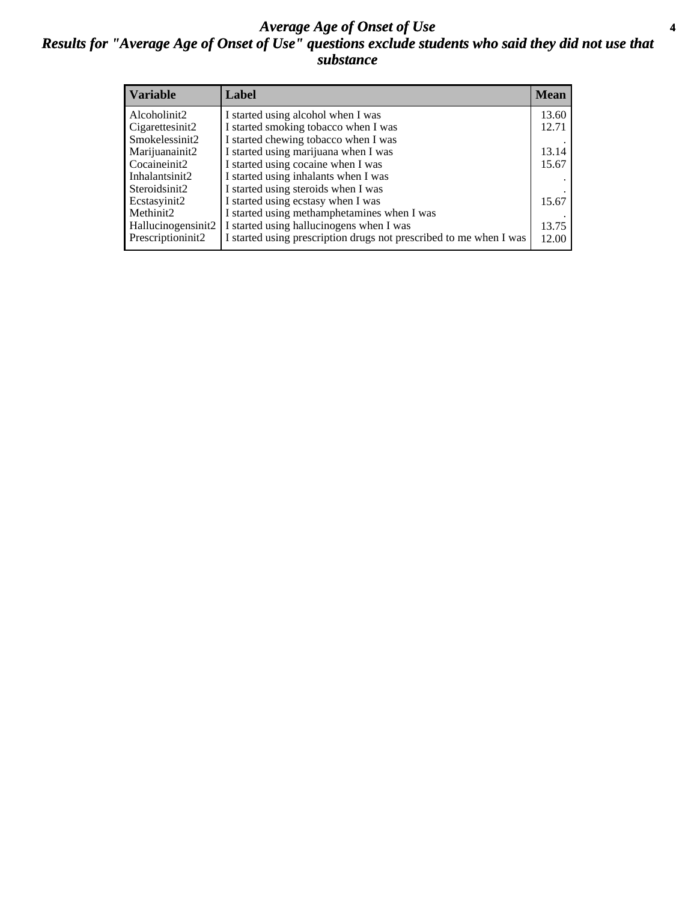# *Average Age of Onset of Use*

## *Results for "Average Age of Onset of Use" questions exclude students who said they did not use that substance*

| Variable | Label | Mean |
|---|---|---|
| Alcoholinit2 | I started using alcohol when I was | 13.60 |
| Cigarettesinit2 | I started smoking tobacco when I was | 12.71 |
| Smokelessinit2 | I started chewing tobacco when I was | . |
| Marijuanainit2 | I started using marijuana when I was | 13.14 |
| Cocaineinit2 | I started using cocaine when I was | 15.67 |
| Inhalantsinit2 | I started using inhalants when I was | . |
| Steroidsinit2 | I started using steroids when I was | . |
| Ecstasyinit2 | I started using ecstasy when I was | 15.67 |
| Methinit2 | I started using methamphetamines when I was | . |
| Hallucinogensinit2 | I started using hallucinogens when I was | 13.75 |
| Prescriptioninit2 | I started using prescription drugs not prescribed to me when I was | 12.00 |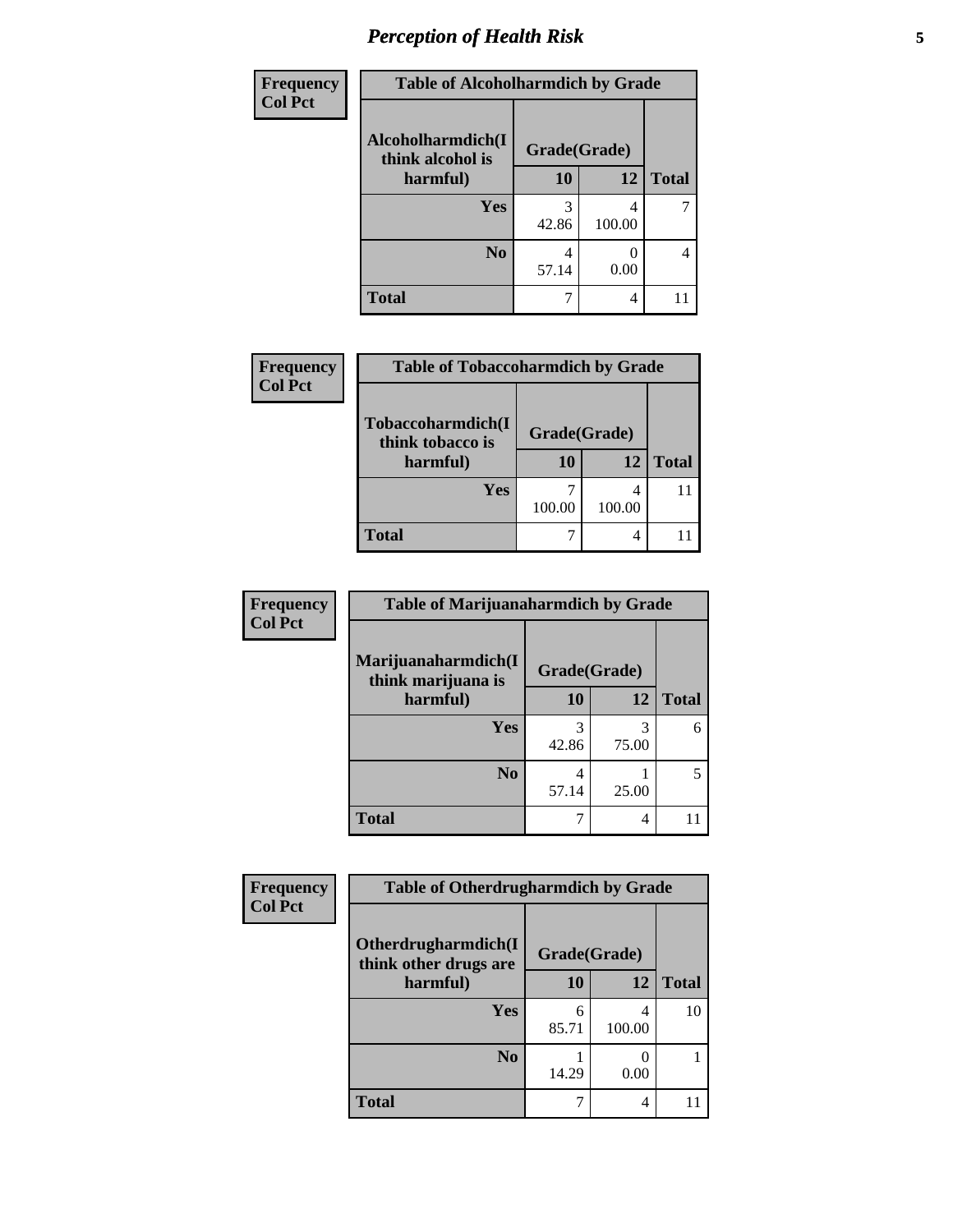## *Perception of Health Risk*

**Frequency**
**Col Pct**

| Table of Alcoholharmdich by Grade | | | |
|---|---|---|---|
| **Alcoholharmdich(I think alcohol is harmful)** | **Grade(Grade)** | | **Total** |
| | **10** | **12** | |
| **Yes** | 3<br>42.86 | 4<br>100.00 | 7 |
| **No** | 4<br>57.14 | 0<br>0.00 | 4 |
| **Total** | 7 | 4 | 11 |

**Frequency**
**Col Pct**

| Table of Tobaccoharmdich by Grade | | | |
|---|---|---|---|
| **Tobaccoharmdich(I think tobacco is harmful)** | **Grade(Grade)** | | **Total** |
| | **10** | **12** | |
| **Yes** | 7<br>100.00 | 4<br>100.00 | 11 |
| **Total** | 7 | 4 | 11 |

**Frequency**
**Col Pct**

| Table of Marijuanaharmdich by Grade | | | |
|---|---|---|---|
| **Marijuanaharmdich(I think marijuana is harmful)** | **Grade(Grade)** | | **Total** |
| | **10** | **12** | |
| **Yes** | 3<br>42.86 | 3<br>75.00 | 6 |
| **No** | 4<br>57.14 | 1<br>25.00 | 5 |
| **Total** | 7 | 4 | 11 |

**Frequency**
**Col Pct**

| Table of Otherdrugharmdich by Grade | | | |
|---|---|---|---|
| **Otherdrugharmdich(I think other drugs are harmful)** | **Grade(Grade)** | | **Total** |
| | **10** | **12** | |
| **Yes** | 6<br>85.71 | 4<br>100.00 | 10 |
| **No** | 1<br>14.29 | 0<br>0.00 | 1 |
| **Total** | 7 | 4 | 11 |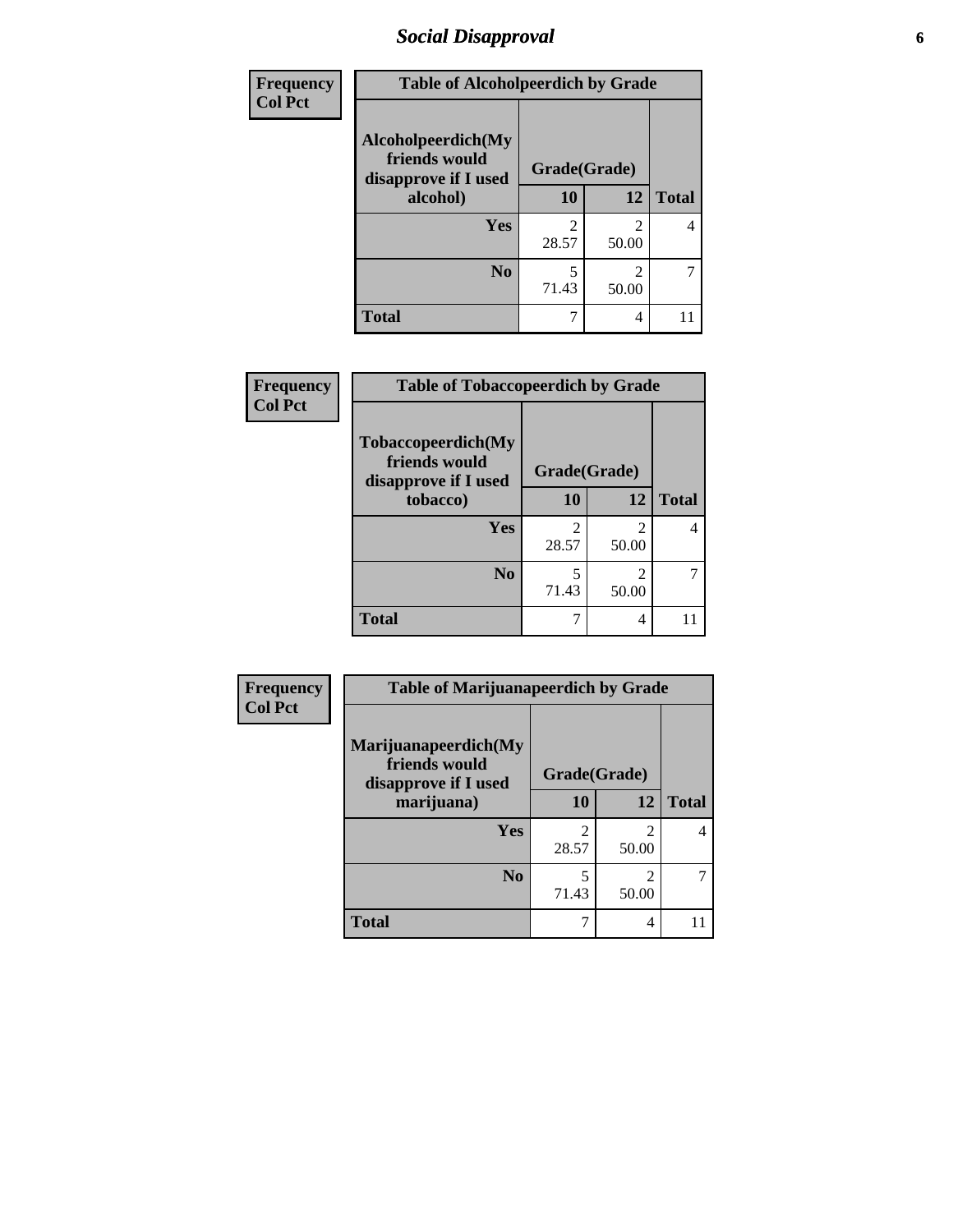# Social Disapproval

Frequency
Col Pct

| Table of Alcoholpeerdich by Grade | | | |
|---|---|---|---|
| Alcoholpeerdich(My friends would disapprove if I used alcohol) | Grade(Grade) | | Total |
| | 10 | 12 | |
| Yes | 2<br>28.57 | 2<br>50.00 | 4 |
| No | 5<br>71.43 | 2<br>50.00 | 7 |
| Total | 7 | 4 | 11 |

Frequency
Col Pct

| Table of Tobaccopeerdich by Grade | | | |
|---|---|---|---|
| Tobaccopeerdich(My friends would disapprove if I used tobacco) | Grade(Grade) | | Total |
| | 10 | 12 | |
| Yes | 2<br>28.57 | 2<br>50.00 | 4 |
| No | 5<br>71.43 | 2<br>50.00 | 7 |
| Total | 7 | 4 | 11 |

Frequency
Col Pct

| Table of Marijuanapeerdich by Grade | | | |
|---|---|---|---|
| Marijuanapeerdich(My friends would disapprove if I used marijuana) | Grade(Grade) | | Total |
| | 10 | 12 | |
| Yes | 2<br>28.57 | 2<br>50.00 | 4 |
| No | 5<br>71.43 | 2<br>50.00 | 7 |
| Total | 7 | 4 | 11 |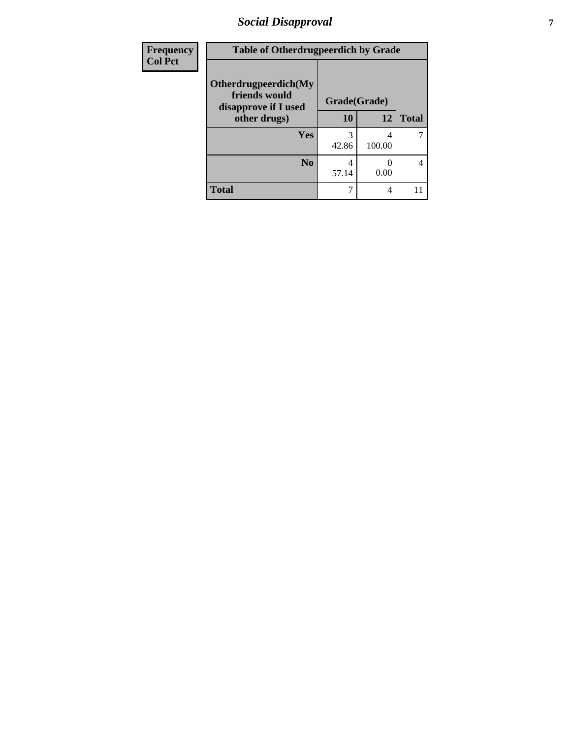| Frequency |
|---|
| Col Pct |

| Table of Otherdrugpeerdich by Grade | | | |
|---|---|---|---|
| Otherdrugpeerdich(My friends would disapprove if I used other drugs) | Grade(Grade) | | |
| | 10 | 12 | Total |
| Yes | 3<br>42.86 | 4<br>100.00 | 7 |
| No | 4<br>57.14 | 0<br>0.00 | 4 |
| Total | 7 | 4 | 11 |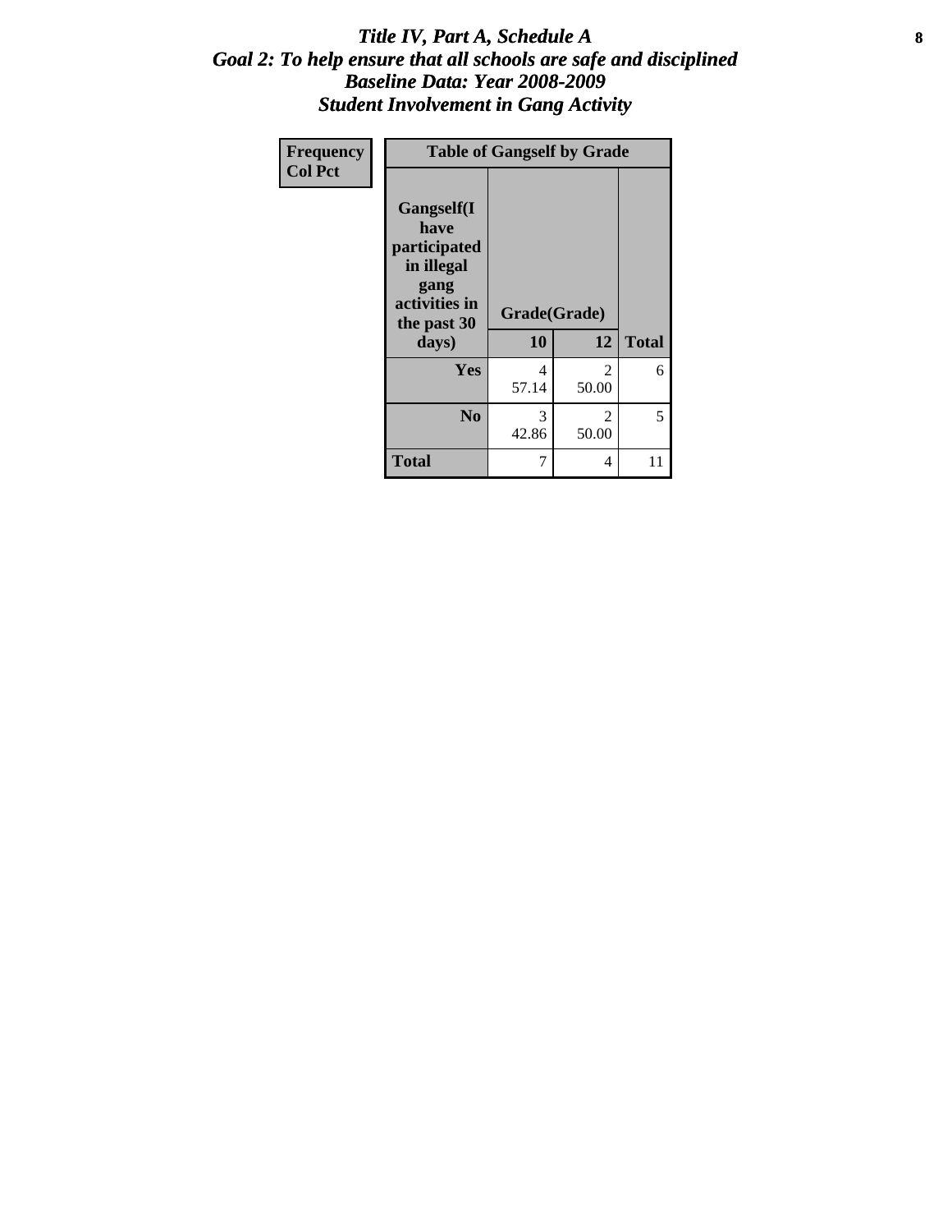# *Title IV, Part A, Schedule A*
## *Goal 2: To help ensure that all schools are safe and disciplined*
## *Baseline Data: Year 2008-2009*
## *Student Involvement in Gang Activity*

**Frequency**
**Col Pct**

| **Table of Gangself by Grade** | | | |
|---|---|---|---|
| **Gangself(I have participated in illegal gang activities in the past 30 days)** | **Grade(Grade)** | | |
| | **10** | **12** | **Total** |
| **Yes** | 4<br>57.14 | 2<br>50.00 | 6 |
| **No** | 3<br>42.86 | 2<br>50.00 | 5 |
| **Total** | 7 | 4 | 11 |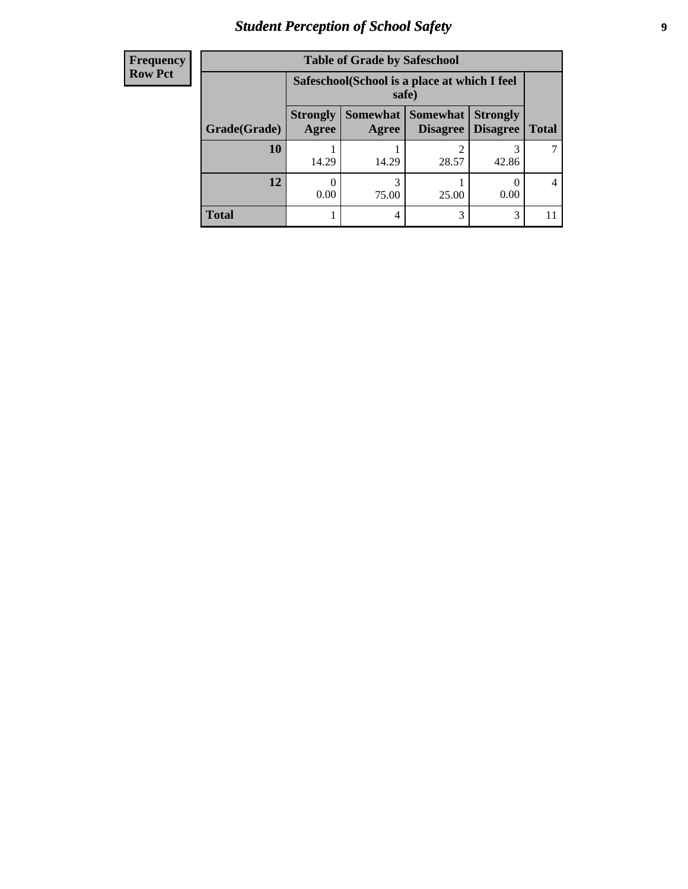**Frequency**
**Row Pct**

| Table of Grade by Safeschool | | | | | |
|---|---|---|---|---|---|
| | Safeschool(School is a place at which I feel safe) | | | | |
| Grade(Grade) | Strongly Agree | Somewhat Agree | Somewhat Disagree | Strongly Disagree | Total |
| 10 | 1<br>14.29 | 1<br>14.29 | 2<br>28.57 | 3<br>42.86 | 7 |
| 12 | 0<br>0.00 | 3<br>75.00 | 1<br>25.00 | 0<br>0.00 | 4 |
| Total | 1 | 4 | 3 | 3 | 11 |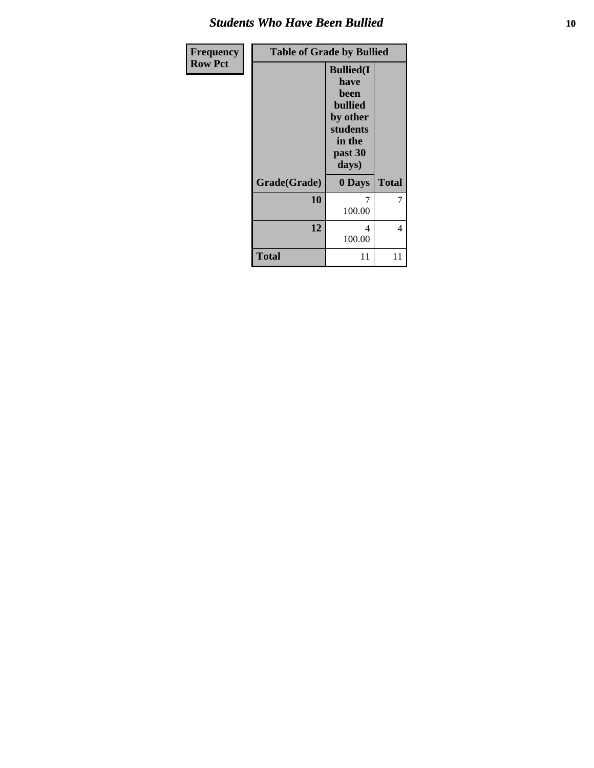| Frequency<br>Row Pct |
|---|

| Table of Grade by Bullied | | |
|---|---|---|
| | Bullied(I have been bullied by other students in the past 30 days) | |
| Grade(Grade) | 0 Days | Total |
| 10 | 7<br>100.00 | 7 |
| 12 | 4<br>100.00 | 4 |
| Total | 11 | 11 |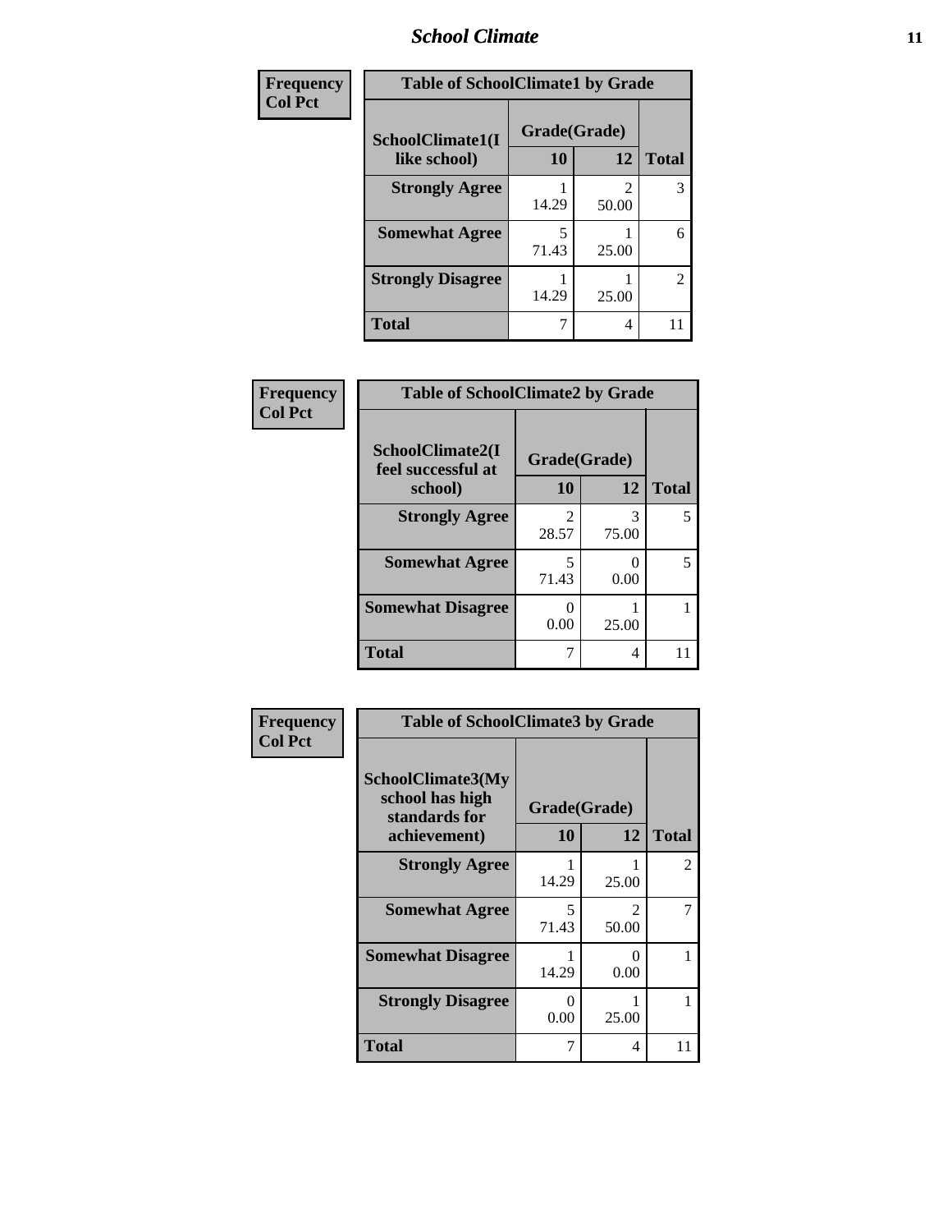| Frequency<br>Col Pct | Table of SchoolClimate1 by Grade | | |
|---|---|---|---|
| SchoolClimate1(I like school) | Grade(Grade) 10 | 12 | Total |
| Strongly Agree | 1<br>14.29 | 2<br>50.00 | 3 |
| Somewhat Agree | 5<br>71.43 | 1<br>25.00 | 6 |
| Strongly Disagree | 1<br>14.29 | 1<br>25.00 | 2 |
| Total | 7 | 4 | 11 |

| Frequency<br>Col Pct | Table of SchoolClimate2 by Grade | | |
|---|---|---|---|
| SchoolClimate2(I feel successful at school) | Grade(Grade) 10 | 12 | Total |
| Strongly Agree | 2<br>28.57 | 3<br>75.00 | 5 |
| Somewhat Agree | 5<br>71.43 | 0<br>0.00 | 5 |
| Somewhat Disagree | 0<br>0.00 | 1<br>25.00 | 1 |
| Total | 7 | 4 | 11 |

| Frequency<br>Col Pct | Table of SchoolClimate3 by Grade | | |
|---|---|---|---|
| SchoolClimate3(My school has high standards for achievement) | Grade(Grade) 10 | 12 | Total |
| Strongly Agree | 1<br>14.29 | 1<br>25.00 | 2 |
| Somewhat Agree | 5<br>71.43 | 2<br>50.00 | 7 |
| Somewhat Disagree | 1<br>14.29 | 0<br>0.00 | 1 |
| Strongly Disagree | 0<br>0.00 | 1<br>25.00 | 1 |
| Total | 7 | 4 | 11 |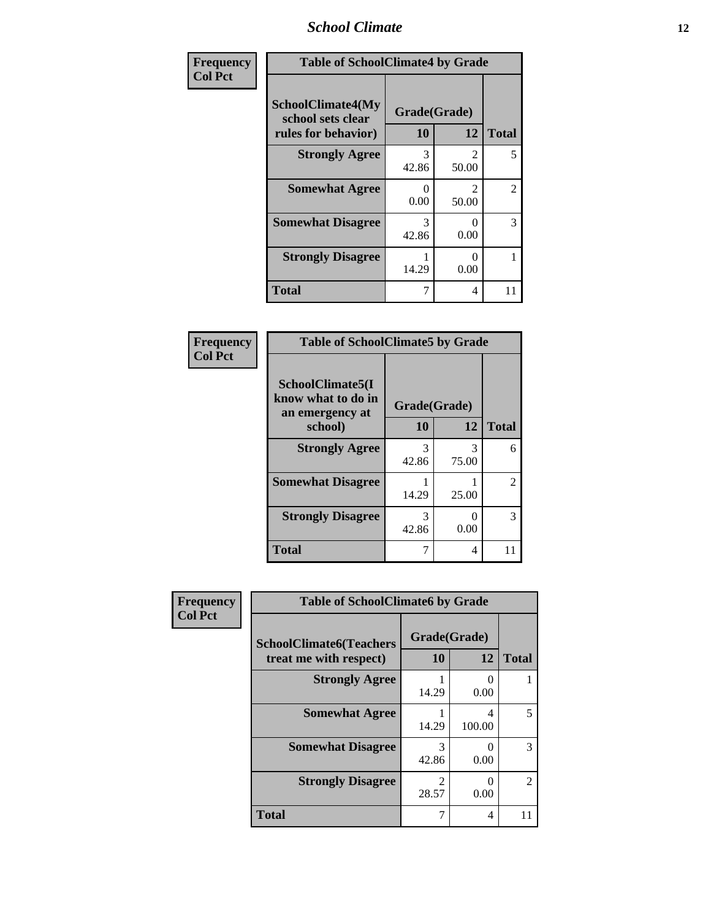| Frequency<br>Col Pct | Table of SchoolClimate4 by Grade | | |
|---|---|---|---|
| SchoolClimate4(My school sets clear rules for behavior) | Grade(Grade) | | Total |
| | 10 | 12 | |
| Strongly Agree | 3<br>42.86 | 2<br>50.00 | 5 |
| Somewhat Agree | 0<br>0.00 | 2<br>50.00 | 2 |
| Somewhat Disagree | 3<br>42.86 | 0<br>0.00 | 3 |
| Strongly Disagree | 1<br>14.29 | 0<br>0.00 | 1 |
| Total | 7 | 4 | 11 |

| Frequency<br>Col Pct | Table of SchoolClimate5 by Grade | | |
|---|---|---|---|
| SchoolClimate5(I know what to do in an emergency at school) | Grade(Grade) | | Total |
| | 10 | 12 | |
| Strongly Agree | 3<br>42.86 | 3<br>75.00 | 6 |
| Somewhat Disagree | 1<br>14.29 | 1<br>25.00 | 2 |
| Strongly Disagree | 3<br>42.86 | 0<br>0.00 | 3 |
| Total | 7 | 4 | 11 |

| Frequency<br>Col Pct | Table of SchoolClimate6 by Grade | | |
|---|---|---|---|
| SchoolClimate6(Teachers treat me with respect) | Grade(Grade) | | Total |
| | 10 | 12 | |
| Strongly Agree | 1<br>14.29 | 0<br>0.00 | 1 |
| Somewhat Agree | 1<br>14.29 | 4<br>100.00 | 5 |
| Somewhat Disagree | 3<br>42.86 | 0<br>0.00 | 3 |
| Strongly Disagree | 2<br>28.57 | 0<br>0.00 | 2 |
| Total | 7 | 4 | 11 |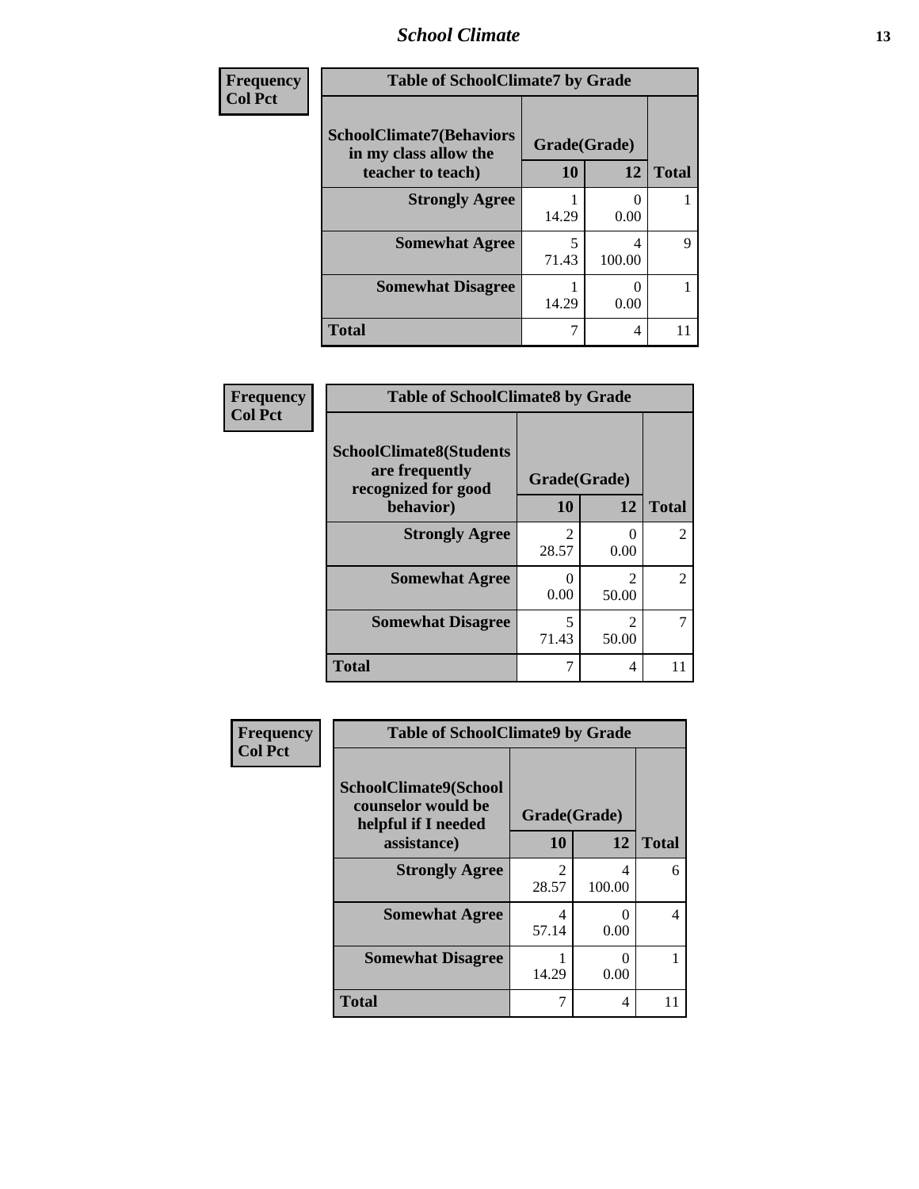| Frequency<br>Col Pct | Table of SchoolClimate7 by Grade | | |
|---|---|---|---|
| **SchoolClimate7(Behaviors in my class allow the teacher to teach)** | **Grade(Grade)** | | |
| | **10** | **12** | **Total** |
| **Strongly Agree** | 1<br>14.29 | 0<br>0.00 | 1 |
| **Somewhat Agree** | 5<br>71.43 | 4<br>100.00 | 9 |
| **Somewhat Disagree** | 1<br>14.29 | 0<br>0.00 | 1 |
| **Total** | 7 | 4 | 11 |

| Frequency<br>Col Pct | Table of SchoolClimate8 by Grade | | |
|---|---|---|---|
| **SchoolClimate8(Students are frequently recognized for good behavior)** | **Grade(Grade)** | | |
| | **10** | **12** | **Total** |
| **Strongly Agree** | 2<br>28.57 | 0<br>0.00 | 2 |
| **Somewhat Agree** | 0<br>0.00 | 2<br>50.00 | 2 |
| **Somewhat Disagree** | 5<br>71.43 | 2<br>50.00 | 7 |
| **Total** | 7 | 4 | 11 |

| Frequency<br>Col Pct | Table of SchoolClimate9 by Grade | | |
|---|---|---|---|
| **SchoolClimate9(School counselor would be helpful if I needed assistance)** | **Grade(Grade)** | | |
| | **10** | **12** | **Total** |
| **Strongly Agree** | 2<br>28.57 | 4<br>100.00 | 6 |
| **Somewhat Agree** | 4<br>57.14 | 0<br>0.00 | 4 |
| **Somewhat Disagree** | 1<br>14.29 | 0<br>0.00 | 1 |
| **Total** | 7 | 4 | 11 |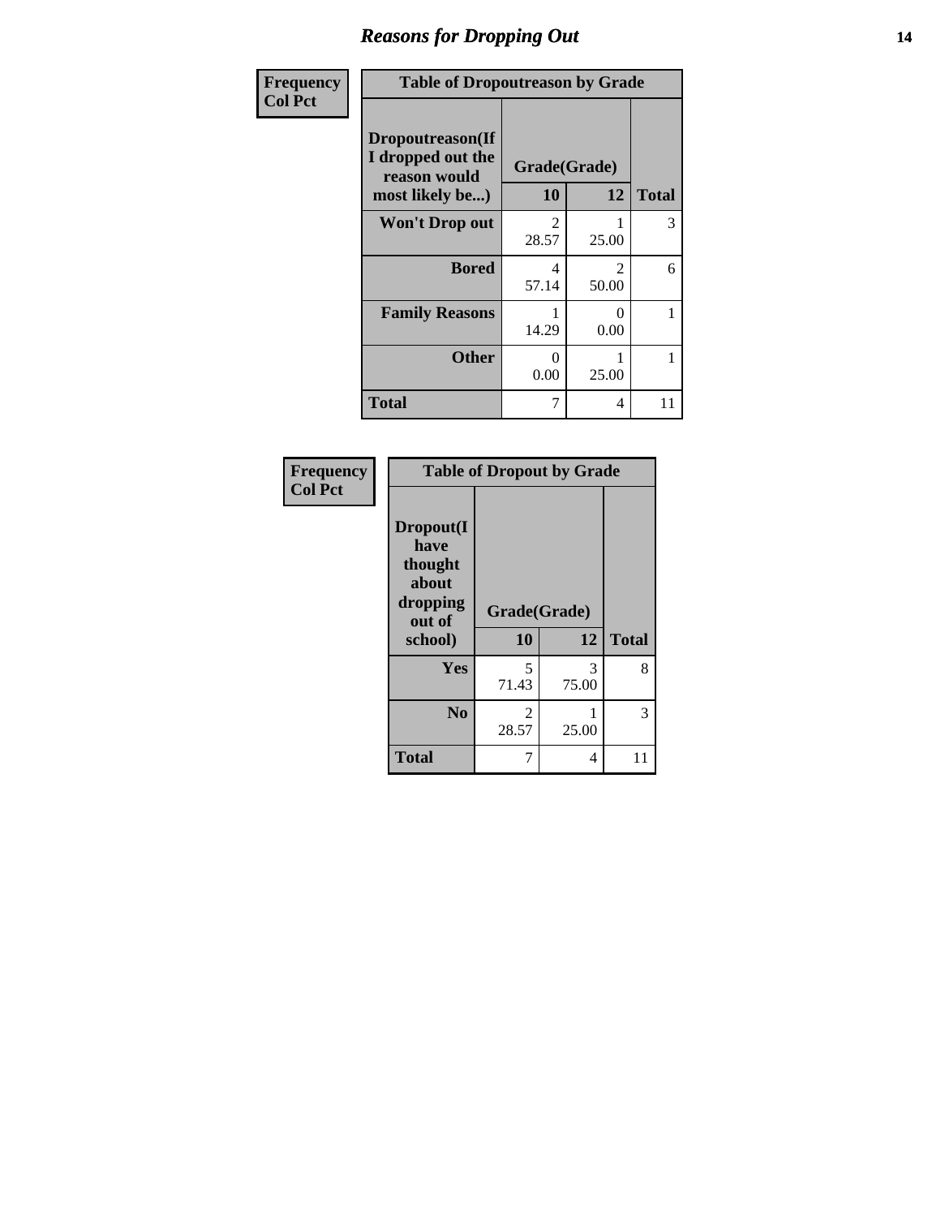# Reasons for Dropping Out

| Frequency<br>Col Pct | Table of Dropoutreason by Grade | | |
|---|---|---|---|
| **Dropoutreason(If I dropped out the reason would most likely be...)** | **Grade(Grade)** | | |
| | **10** | **12** | **Total** |
| **Won't Drop out** | 2<br>28.57 | 1<br>25.00 | 3 |
| **Bored** | 4<br>57.14 | 2<br>50.00 | 6 |
| **Family Reasons** | 1<br>14.29 | 0<br>0.00 | 1 |
| **Other** | 0<br>0.00 | 1<br>25.00 | 1 |
| **Total** | 7 | 4 | 11 |

| Frequency<br>Col Pct | Table of Dropout by Grade | | |
|---|---|---|---|
| **Dropout(I have thought about dropping out of school)** | **Grade(Grade)** | | |
| | **10** | **12** | **Total** |
| **Yes** | 5<br>71.43 | 3<br>75.00 | 8 |
| **No** | 2<br>28.57 | 1<br>25.00 | 3 |
| **Total** | 7 | 4 | 11 |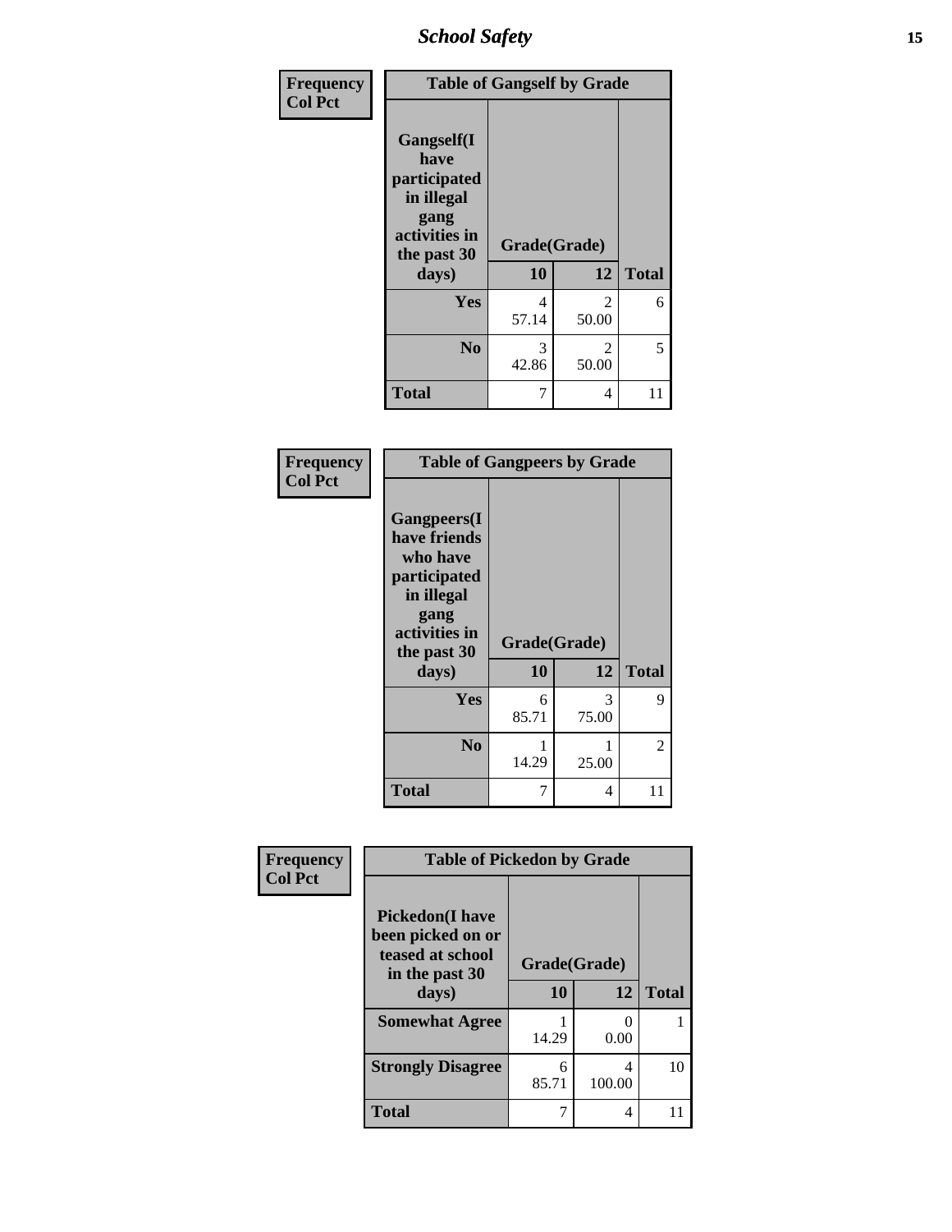| Frequency<br>Col Pct | Table of Gangself by Grade | | |
|---|---|---|---|
| **Gangself(I have participated in illegal gang activities in the past 30 days)** | **Grade(Grade)** | | |
| | **10** | **12** | **Total** |
| **Yes** | 4<br>57.14 | 2<br>50.00 | 6 |
| **No** | 3<br>42.86 | 2<br>50.00 | 5 |
| **Total** | 7 | 4 | 11 |

| Frequency<br>Col Pct | Table of Gangpeers by Grade | | |
|---|---|---|---|
| **Gangpeers(I have friends who have participated in illegal gang activities in the past 30 days)** | **Grade(Grade)** | | |
| | **10** | **12** | **Total** |
| **Yes** | 6<br>85.71 | 3<br>75.00 | 9 |
| **No** | 1<br>14.29 | 1<br>25.00 | 2 |
| **Total** | 7 | 4 | 11 |

| Frequency<br>Col Pct | Table of Pickedon by Grade | | |
|---|---|---|---|
| **Pickedon(I have been picked on or teased at school in the past 30 days)** | **Grade(Grade)** | | |
| | **10** | **12** | **Total** |
| **Somewhat Agree** | 1<br>14.29 | 0<br>0.00 | 1 |
| **Strongly Disagree** | 6<br>85.71 | 4<br>100.00 | 10 |
| **Total** | 7 | 4 | 11 |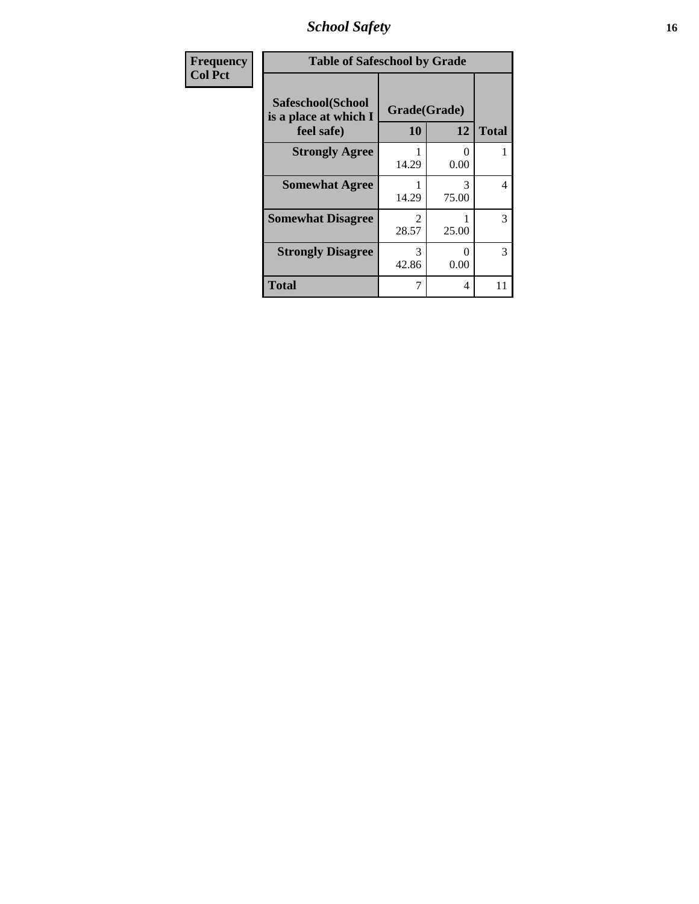## School Safety

| Frequency<br>Col Pct |
|---|

**Table of Safeschool by Grade**

| Safeschool(School is a place at which I feel safe) | Grade(Grade) | | |
|---|---|---|---|
| | 10 | 12 | Total |
| **Strongly Agree** | 1<br>14.29 | 0<br>0.00 | 1 |
| **Somewhat Agree** | 1<br>14.29 | 3<br>75.00 | 4 |
| **Somewhat Disagree** | 2<br>28.57 | 1<br>25.00 | 3 |
| **Strongly Disagree** | 3<br>42.86 | 0<br>0.00 | 3 |
| **Total** | 7 | 4 | 11 |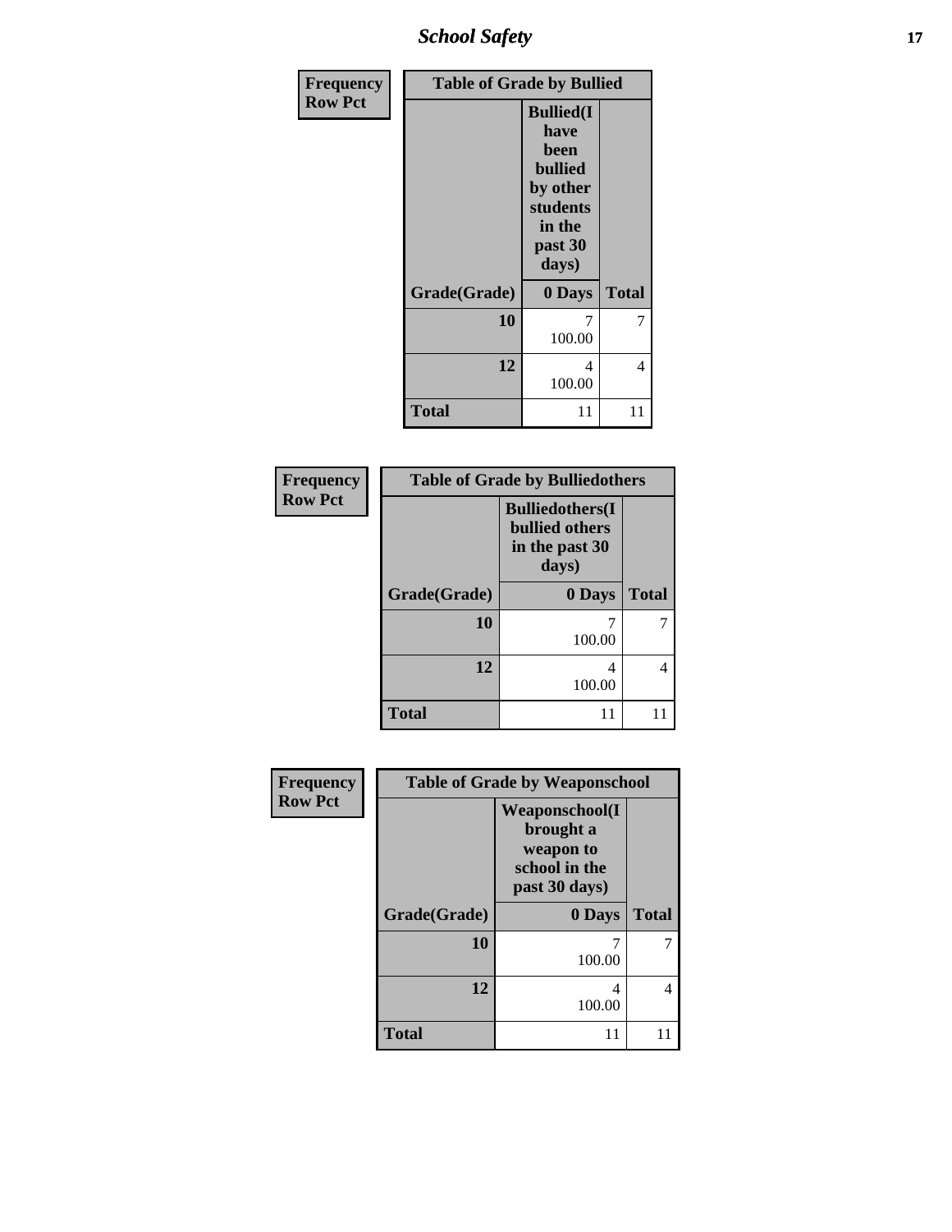| Frequency<br>Row Pct | Table of Grade by Bullied | |
|---|---|---|
| | Bullied(I have been bullied by other students in the past 30 days) | |
| Grade(Grade) | 0 Days | Total |
| 10 | 7<br>100.00 | 7 |
| 12 | 4<br>100.00 | 4 |
| Total | 11 | 11 |

| Frequency<br>Row Pct | Table of Grade by Bulliedothers | |
|---|---|---|
| | Bulliedothers(I bullied others in the past 30 days) | |
| Grade(Grade) | 0 Days | Total |
| 10 | 7<br>100.00 | 7 |
| 12 | 4<br>100.00 | 4 |
| Total | 11 | 11 |

| Frequency<br>Row Pct | Table of Grade by Weaponschool | |
|---|---|---|
| | Weaponschool(I brought a weapon to school in the past 30 days) | |
| Grade(Grade) | 0 Days | Total |
| 10 | 7<br>100.00 | 7 |
| 12 | 4<br>100.00 | 4 |
| Total | 11 | 11 |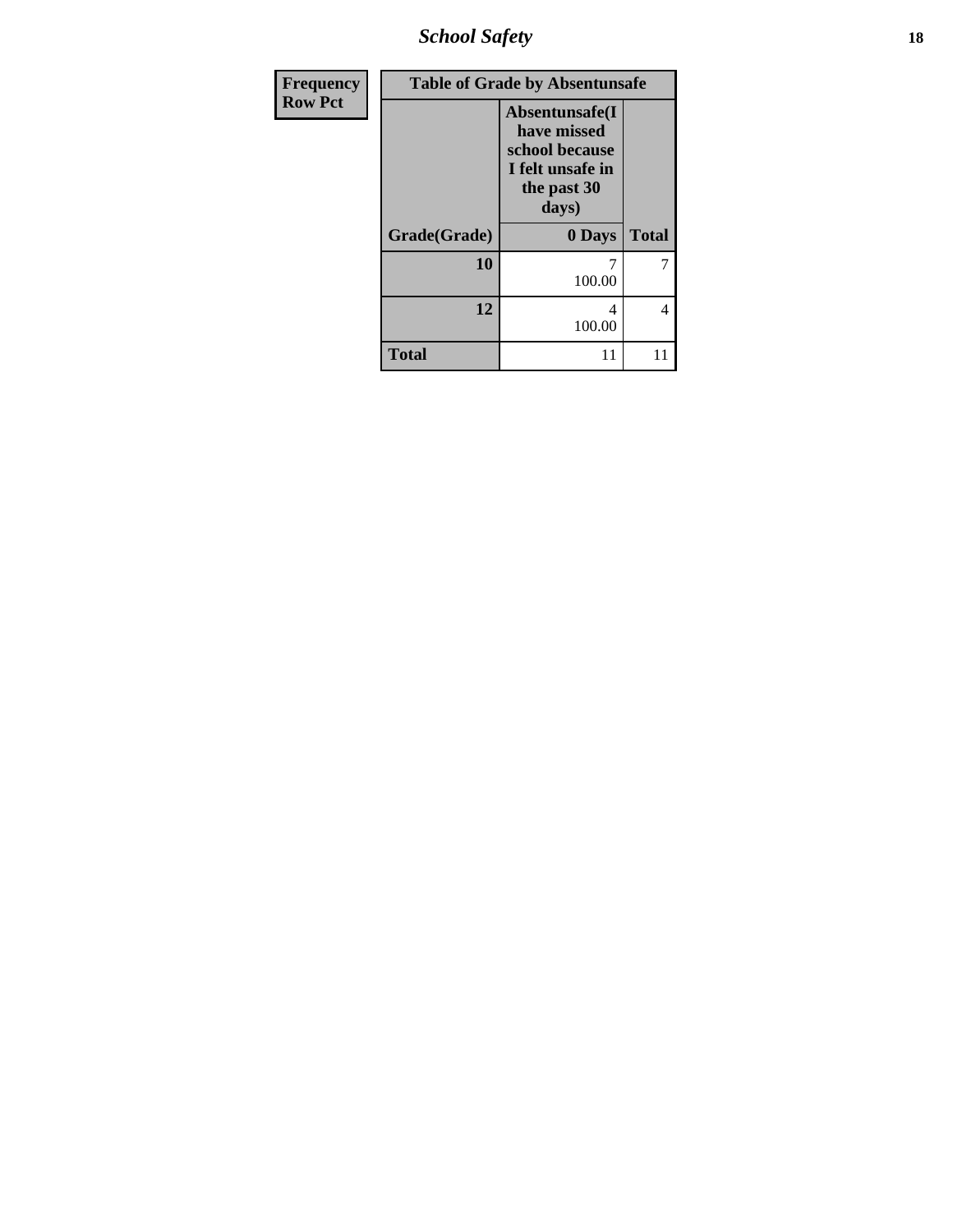| Frequency<br>Row Pct | Table of Grade by Absentunsafe | |
|---|---|---|
| | Absentunsafe(I have missed school because I felt unsafe in the past 30 days) | |
| Grade(Grade) | 0 Days | Total |
| 10 | 7<br>100.00 | 7 |
| 12 | 4<br>100.00 | 4 |
| Total | 11 | 11 |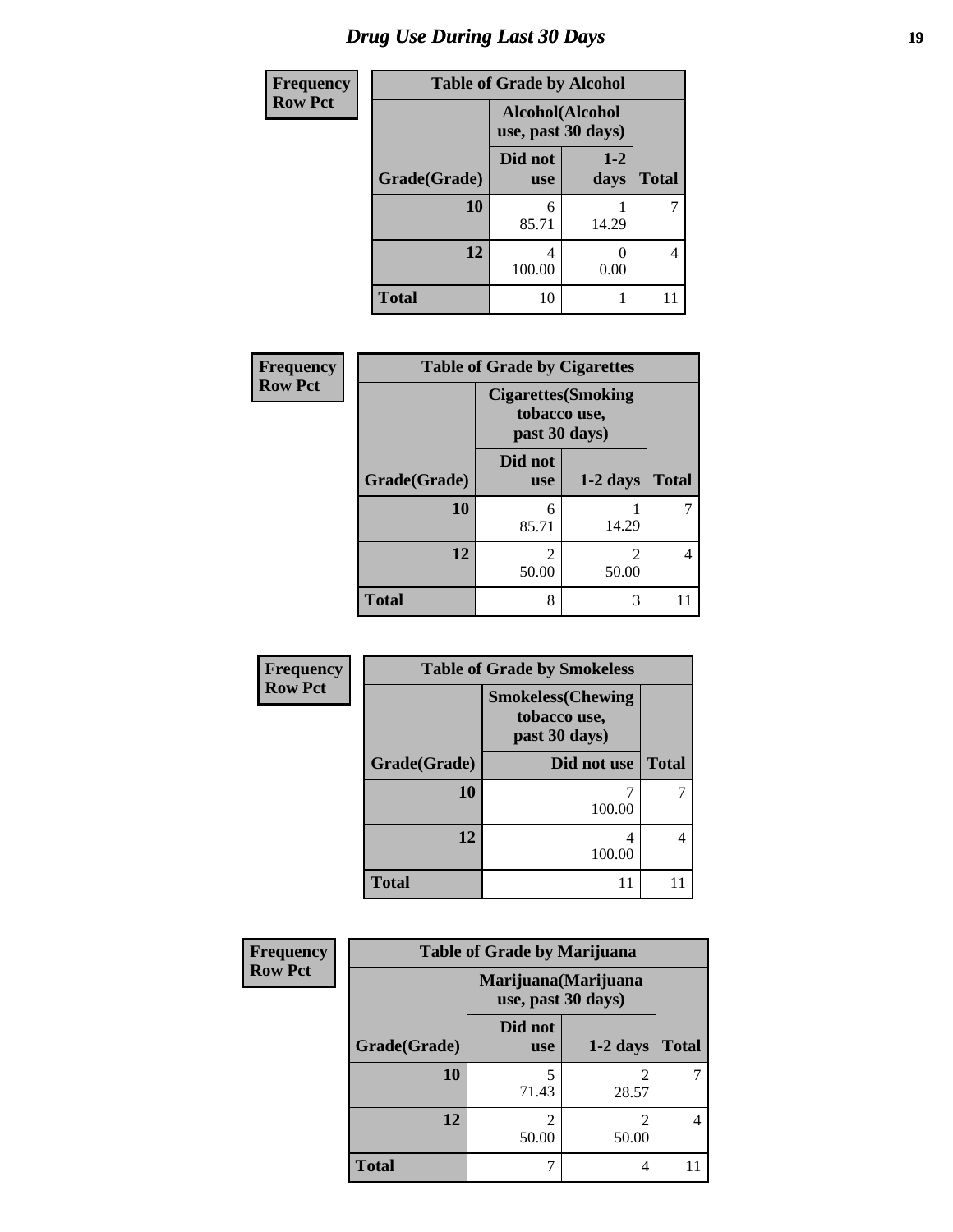# *Drug Use During Last 30 Days*

**Frequency**
**Row Pct**

| Table of Grade by Alcohol | | | |
|---|---|---|---|
| | Alcohol(Alcohol use, past 30 days) | | |
| Grade(Grade) | Did not use | 1-2 days | Total |
| **10** | 6<br>85.71 | 1<br>14.29 | 7 |
| **12** | 4<br>100.00 | 0<br>0.00 | 4 |
| **Total** | 10 | 1 | 11 |

**Frequency**
**Row Pct**

| Table of Grade by Cigarettes | | | |
|---|---|---|---|
| | Cigarettes(Smoking tobacco use, past 30 days) | | |
| Grade(Grade) | Did not use | 1-2 days | Total |
| **10** | 6<br>85.71 | 1<br>14.29 | 7 |
| **12** | 2<br>50.00 | 2<br>50.00 | 4 |
| **Total** | 8 | 3 | 11 |

**Frequency**
**Row Pct**

| Table of Grade by Smokeless | | |
|---|---|---|
| | Smokeless(Chewing tobacco use, past 30 days) | |
| Grade(Grade) | Did not use | Total |
| **10** | 7<br>100.00 | 7 |
| **12** | 4<br>100.00 | 4 |
| **Total** | 11 | 11 |

**Frequency**
**Row Pct**

| Table of Grade by Marijuana | | | |
|---|---|---|---|
| | Marijuana(Marijuana use, past 30 days) | | |
| Grade(Grade) | Did not use | 1-2 days | Total |
| **10** | 5<br>71.43 | 2<br>28.57 | 7 |
| **12** | 2<br>50.00 | 2<br>50.00 | 4 |
| **Total** | 7 | 4 | 11 |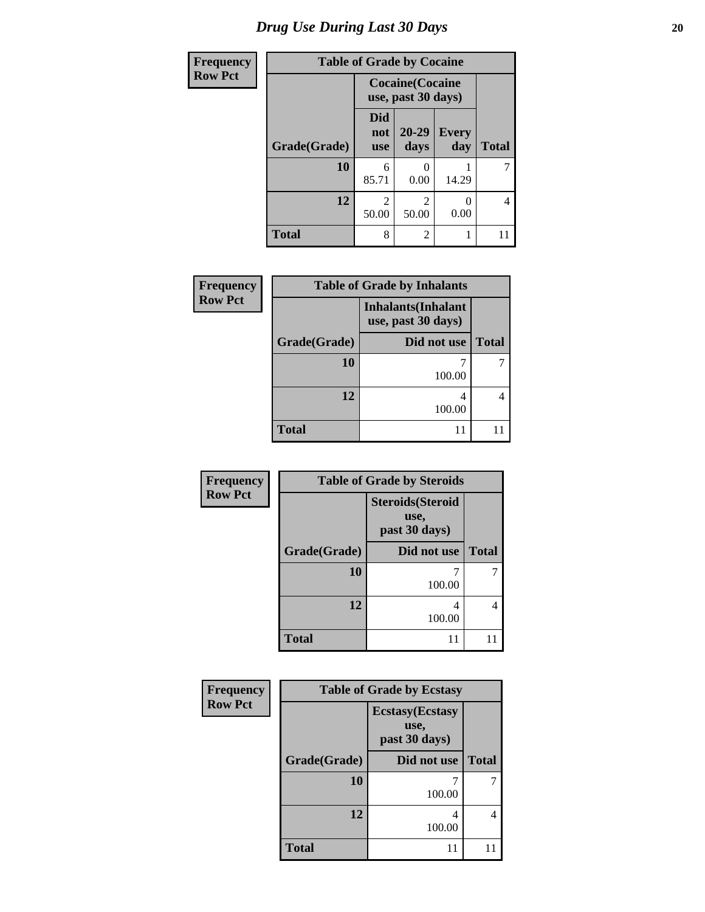# Drug Use During Last 30 Days

**Frequency**
**Row Pct**

| Table of Grade by Cocaine | | | | |
|---|---|---|---|---|
| | Cocaine(Cocaine use, past 30 days) | | | |
| Grade(Grade) | Did not use | 20-29 days | Every day | Total |
| 10 | 6<br>85.71 | 0<br>0.00 | 1<br>14.29 | 7 |
| 12 | 2<br>50.00 | 2<br>50.00 | 0<br>0.00 | 4 |
| Total | 8 | 2 | 1 | 11 |

**Frequency**
**Row Pct**

| Table of Grade by Inhalants | | |
|---|---|---|
| | Inhalants(Inhalant use, past 30 days) | |
| Grade(Grade) | Did not use | Total |
| 10 | 7<br>100.00 | 7 |
| 12 | 4<br>100.00 | 4 |
| Total | 11 | 11 |

**Frequency**
**Row Pct**

| Table of Grade by Steroids | | |
|---|---|---|
| | Steroids(Steroid use, past 30 days) | |
| Grade(Grade) | Did not use | Total |
| 10 | 7<br>100.00 | 7 |
| 12 | 4<br>100.00 | 4 |
| Total | 11 | 11 |

**Frequency**
**Row Pct**

| Table of Grade by Ecstasy | | |
|---|---|---|
| | Ecstasy(Ecstasy use, past 30 days) | |
| Grade(Grade) | Did not use | Total |
| 10 | 7<br>100.00 | 7 |
| 12 | 4<br>100.00 | 4 |
| Total | 11 | 11 |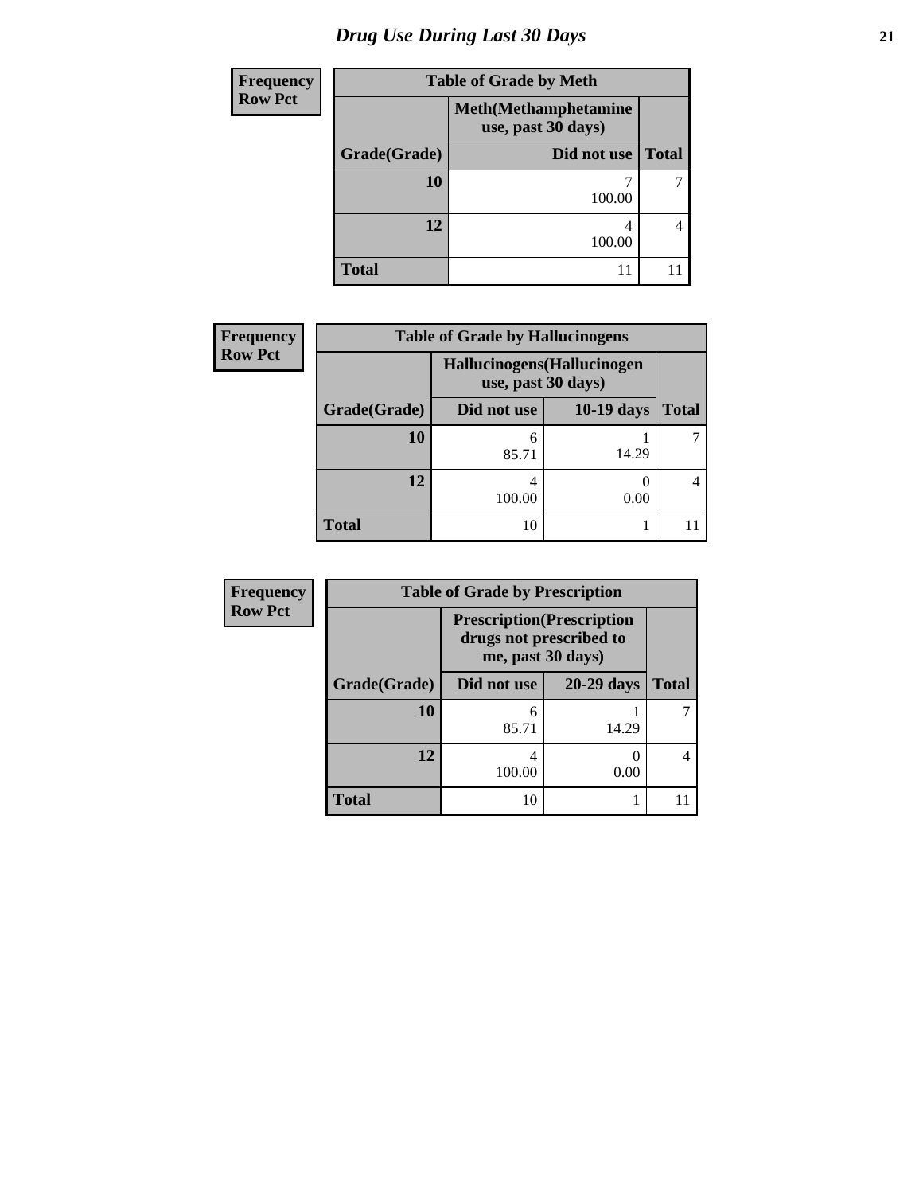# Drug Use During Last 30 Days

**Frequency**
**Row Pct**

| Table of Grade by Meth | | |
|---|---|---|
| | Meth(Methamphetamine use, past 30 days) | |
| Grade(Grade) | Did not use | Total |
| 10 | 7<br>100.00 | 7 |
| 12 | 4<br>100.00 | 4 |
| Total | 11 | 11 |

**Frequency**
**Row Pct**

| Table of Grade by Hallucinogens | | | |
|---|---|---|---|
| | Hallucinogens(Hallucinogen use, past 30 days) | | |
| Grade(Grade) | Did not use | 10-19 days | Total |
| 10 | 6<br>85.71 | 1<br>14.29 | 7 |
| 12 | 4<br>100.00 | 0<br>0.00 | 4 |
| Total | 10 | 1 | 11 |

**Frequency**
**Row Pct**

| Table of Grade by Prescription | | | |
|---|---|---|---|
| | Prescription(Prescription drugs not prescribed to me, past 30 days) | | |
| Grade(Grade) | Did not use | 20-29 days | Total |
| 10 | 6<br>85.71 | 1<br>14.29 | 7 |
| 12 | 4<br>100.00 | 0<br>0.00 | 4 |
| Total | 10 | 1 | 11 |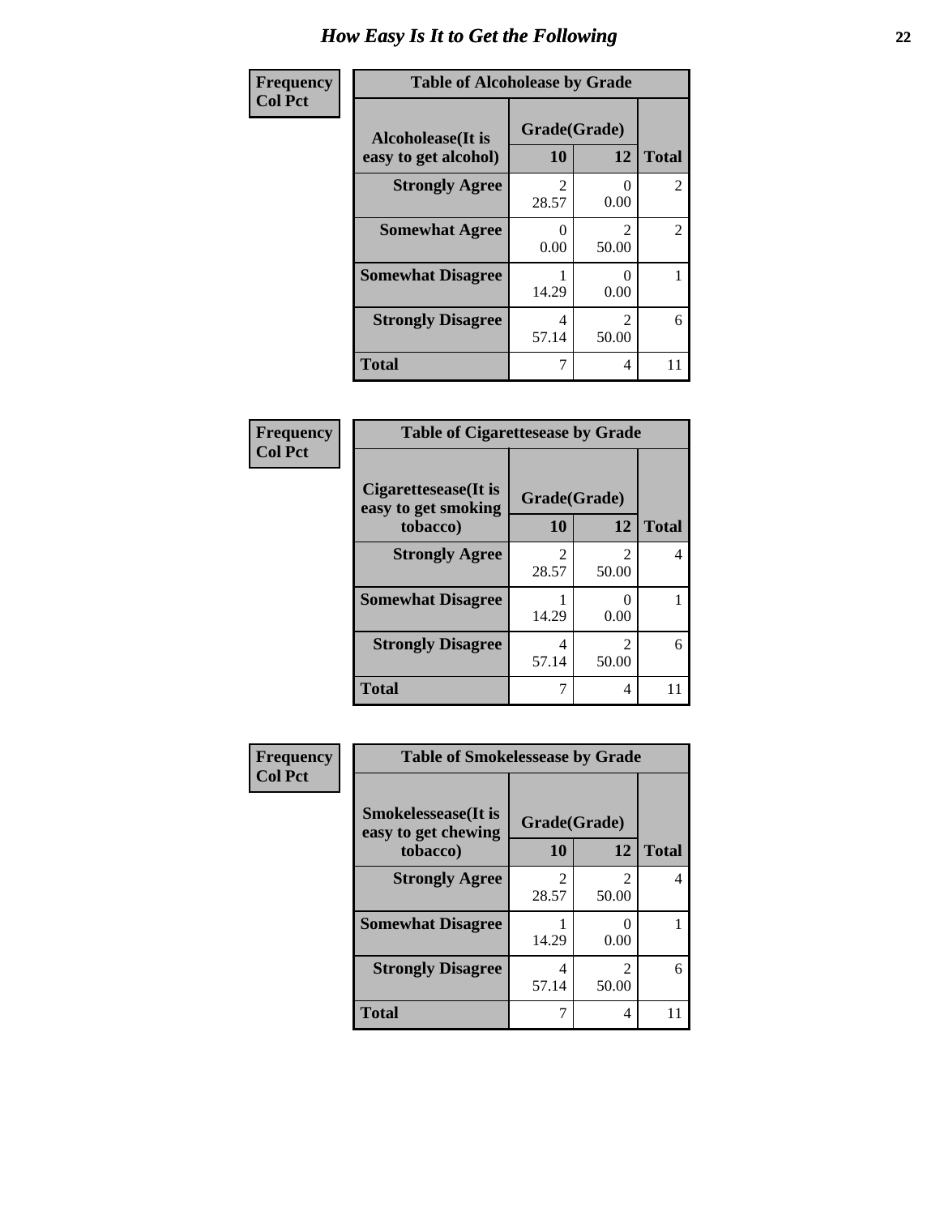# How Easy Is It to Get the Following

**Frequency**
**Col Pct**

**Table of Alcoholease by Grade**

| Alcoholease(It is easy to get alcohol) | Grade(Grade) 10 | 12 | Total |
|---|---|---|---|
| **Strongly Agree** | 2<br>28.57 | 0<br>0.00 | 2 |
| **Somewhat Agree** | 0<br>0.00 | 2<br>50.00 | 2 |
| **Somewhat Disagree** | 1<br>14.29 | 0<br>0.00 | 1 |
| **Strongly Disagree** | 4<br>57.14 | 2<br>50.00 | 6 |
| **Total** | 7 | 4 | 11 |

**Frequency**
**Col Pct**

**Table of Cigarettesease by Grade**

| Cigarettesease(It is easy to get smoking tobacco) | Grade(Grade) 10 | 12 | Total |
|---|---|---|---|
| **Strongly Agree** | 2<br>28.57 | 2<br>50.00 | 4 |
| **Somewhat Disagree** | 1<br>14.29 | 0<br>0.00 | 1 |
| **Strongly Disagree** | 4<br>57.14 | 2<br>50.00 | 6 |
| **Total** | 7 | 4 | 11 |

**Frequency**
**Col Pct**

**Table of Smokelessease by Grade**

| Smokelessease(It is easy to get chewing tobacco) | Grade(Grade) 10 | 12 | Total |
|---|---|---|---|
| **Strongly Agree** | 2<br>28.57 | 2<br>50.00 | 4 |
| **Somewhat Disagree** | 1<br>14.29 | 0<br>0.00 | 1 |
| **Strongly Disagree** | 4<br>57.14 | 2<br>50.00 | 6 |
| **Total** | 7 | 4 | 11 |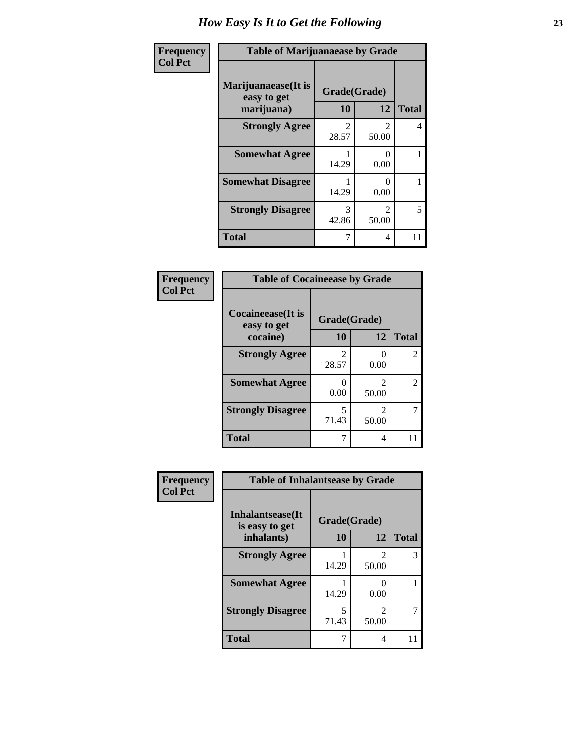# How Easy Is It to Get the Following

**Frequency**
**Col Pct**

**Table of Marijuanaease by Grade**

| Marijuanaease(It is easy to get marijuana) | Grade(Grade) | | Total |
|---|---|---|---|
| | 10 | 12 | |
| **Strongly Agree** | 2<br>28.57 | 2<br>50.00 | 4 |
| **Somewhat Agree** | 1<br>14.29 | 0<br>0.00 | 1 |
| **Somewhat Disagree** | 1<br>14.29 | 0<br>0.00 | 1 |
| **Strongly Disagree** | 3<br>42.86 | 2<br>50.00 | 5 |
| **Total** | 7 | 4 | 11 |

**Frequency**
**Col Pct**

**Table of Cocaineease by Grade**

| Cocaineease(It is easy to get cocaine) | Grade(Grade) | | Total |
|---|---|---|---|
| | 10 | 12 | |
| **Strongly Agree** | 2<br>28.57 | 0<br>0.00 | 2 |
| **Somewhat Agree** | 0<br>0.00 | 2<br>50.00 | 2 |
| **Strongly Disagree** | 5<br>71.43 | 2<br>50.00 | 7 |
| **Total** | 7 | 4 | 11 |

**Frequency**
**Col Pct**

**Table of Inhalantsease by Grade**

| Inhalantsease(It is easy to get inhalants) | Grade(Grade) | | Total |
|---|---|---|---|
| | 10 | 12 | |
| **Strongly Agree** | 1<br>14.29 | 2<br>50.00 | 3 |
| **Somewhat Agree** | 1<br>14.29 | 0<br>0.00 | 1 |
| **Strongly Disagree** | 5<br>71.43 | 2<br>50.00 | 7 |
| **Total** | 7 | 4 | 11 |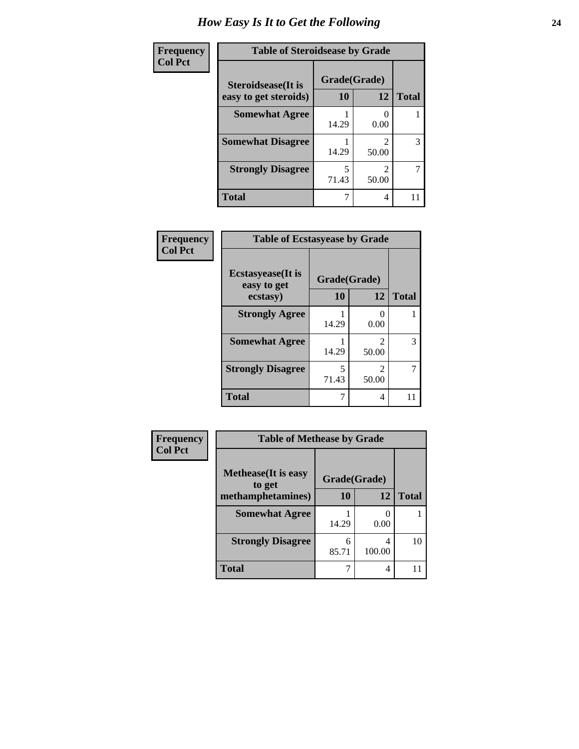# How Easy Is It to Get the Following

**Frequency**
**Col Pct**

**Table of Steroidsease by Grade**

| Steroidsease(It is easy to get steroids) | Grade(Grade) 10 | 12 | Total |
|---|---|---|---|
| **Somewhat Agree** | 1<br>14.29 | 0<br>0.00 | 1 |
| **Somewhat Disagree** | 1<br>14.29 | 2<br>50.00 | 3 |
| **Strongly Disagree** | 5<br>71.43 | 2<br>50.00 | 7 |
| **Total** | 7 | 4 | 11 |

**Frequency**
**Col Pct**

**Table of Ecstasyease by Grade**

| Ecstasyease(It is easy to get ecstasy) | Grade(Grade) 10 | 12 | Total |
|---|---|---|---|
| **Strongly Agree** | 1<br>14.29 | 0<br>0.00 | 1 |
| **Somewhat Agree** | 1<br>14.29 | 2<br>50.00 | 3 |
| **Strongly Disagree** | 5<br>71.43 | 2<br>50.00 | 7 |
| **Total** | 7 | 4 | 11 |

**Frequency**
**Col Pct**

**Table of Methease by Grade**

| Methease(It is easy to get methamphetamines) | Grade(Grade) 10 | 12 | Total |
|---|---|---|---|
| **Somewhat Agree** | 1<br>14.29 | 0<br>0.00 | 1 |
| **Strongly Disagree** | 6<br>85.71 | 4<br>100.00 | 10 |
| **Total** | 7 | 4 | 11 |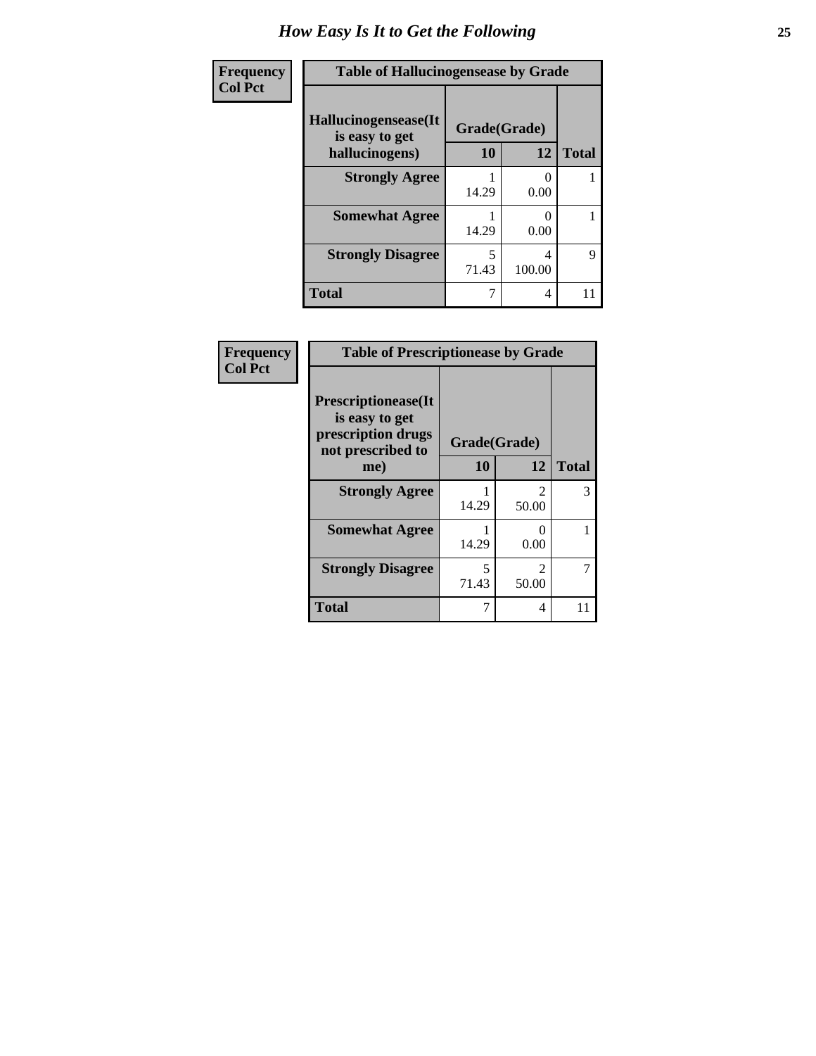# How Easy Is It to Get the Following

**Frequency**
**Col Pct**

| Table of Hallucinogensease by Grade | | | |
|---|---|---|---|
| **Hallucinogensease(It is easy to get hallucinogens)** | **Grade(Grade)** | | **Total** |
| | **10** | **12** | |
| **Strongly Agree** | 1<br>14.29 | 0<br>0.00 | 1 |
| **Somewhat Agree** | 1<br>14.29 | 0<br>0.00 | 1 |
| **Strongly Disagree** | 5<br>71.43 | 4<br>100.00 | 9 |
| **Total** | 7 | 4 | 11 |

**Frequency**
**Col Pct**

| Table of Prescriptionease by Grade | | | |
|---|---|---|---|
| **Prescriptionease(It is easy to get prescription drugs not prescribed to me)** | **Grade(Grade)** | | **Total** |
| | **10** | **12** | |
| **Strongly Agree** | 1<br>14.29 | 2<br>50.00 | 3 |
| **Somewhat Agree** | 1<br>14.29 | 0<br>0.00 | 1 |
| **Strongly Disagree** | 5<br>71.43 | 2<br>50.00 | 7 |
| **Total** | 7 | 4 | 11 |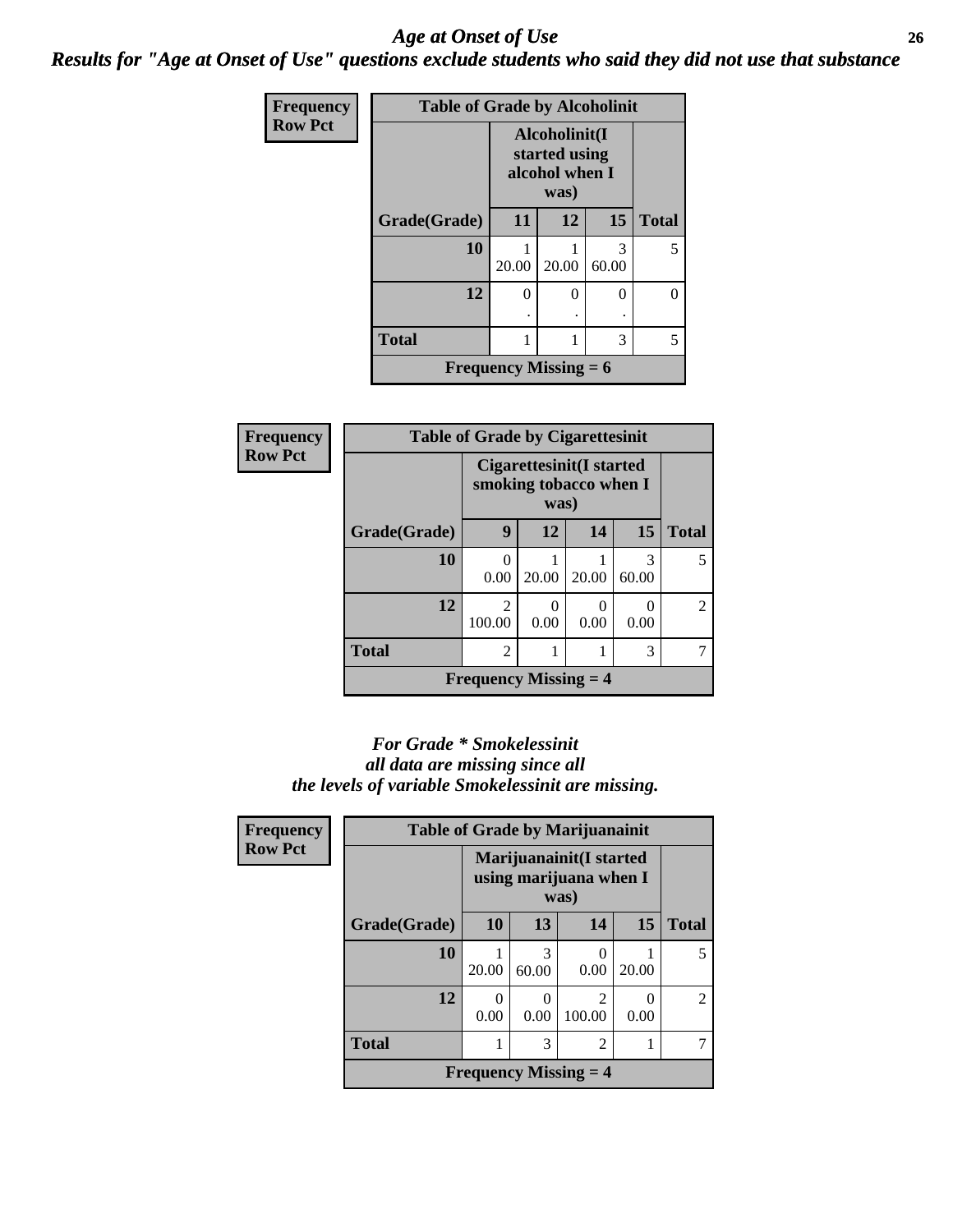# *Age at Onset of Use*

***Results for "Age at Onset of Use" questions exclude students who said they did not use that substance***

| Frequency Row Pct | Table of Grade by Alcoholinit | | | |
|---|---|---|---|---|
| | Alcoholinit(I started using alcohol when I was) | | | |
| Grade(Grade) | 11 | 12 | 15 | Total |
| 10 | 1<br>20.00 | 1<br>20.00 | 3<br>60.00 | 5 |
| 12 | 0<br>. | 0<br>. | 0<br>. | 0 |
| Total | 1 | 1 | 3 | 5 |
| Frequency Missing = 6 | | | | |

| Frequency Row Pct | Table of Grade by Cigarettesinit | | | | |
|---|---|---|---|---|---|
| | Cigarettesinit(I started smoking tobacco when I was) | | | | |
| Grade(Grade) | 9 | 12 | 14 | 15 | Total |
| 10 | 0<br>0.00 | 1<br>20.00 | 1<br>20.00 | 3<br>60.00 | 5 |
| 12 | 2<br>100.00 | 0<br>0.00 | 0<br>0.00 | 0<br>0.00 | 2 |
| Total | 2 | 1 | 1 | 3 | 7 |
| Frequency Missing = 4 | | | | | |

*For Grade * Smokelessinit all data are missing since all the levels of variable Smokelessinit are missing.*

| Frequency Row Pct | Table of Grade by Marijuanainit | | | | |
|---|---|---|---|---|---|
| | Marijuanainit(I started using marijuana when I was) | | | | |
| Grade(Grade) | 10 | 13 | 14 | 15 | Total |
| 10 | 1<br>20.00 | 3<br>60.00 | 0<br>0.00 | 1<br>20.00 | 5 |
| 12 | 0<br>0.00 | 0<br>0.00 | 2<br>100.00 | 0<br>0.00 | 2 |
| Total | 1 | 3 | 2 | 1 | 7 |
| Frequency Missing = 4 | | | | | |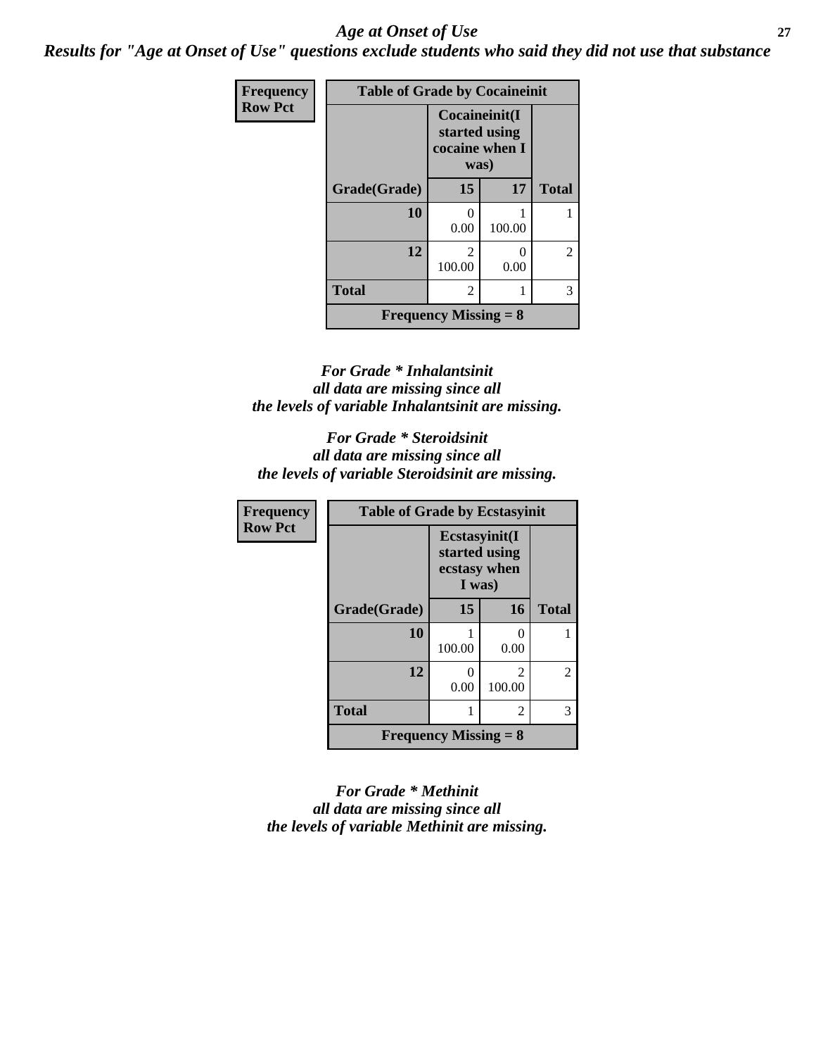## *Age at Onset of Use*

***Results for "Age at Onset of Use" questions exclude students who said they did not use that substance***

**Frequency**
**Row Pct**

| Table of Grade by Cocaineinit | | | |
|---|---|---|---|
| | Cocaineinit(I started using cocaine when I was) | | |
| Grade(Grade) | 15 | 17 | Total |
| 10 | 0<br>0.00 | 1<br>100.00 | 1 |
| 12 | 2<br>100.00 | 0<br>0.00 | 2 |
| Total | 2 | 1 | 3 |
| Frequency Missing = 8 | | | |

*For Grade * Inhalantsinit all data are missing since all the levels of variable Inhalantsinit are missing.*

*For Grade * Steroidsinit all data are missing since all the levels of variable Steroidsinit are missing.*

**Frequency**
**Row Pct**

| Table of Grade by Ecstasyinit | | | |
|---|---|---|---|
| | Ecstasyinit(I started using ecstasy when I was) | | |
| Grade(Grade) | 15 | 16 | Total |
| 10 | 1<br>100.00 | 0<br>0.00 | 1 |
| 12 | 0<br>0.00 | 2<br>100.00 | 2 |
| Total | 1 | 2 | 3 |
| Frequency Missing = 8 | | | |

*For Grade * Methinit all data are missing since all the levels of variable Methinit are missing.*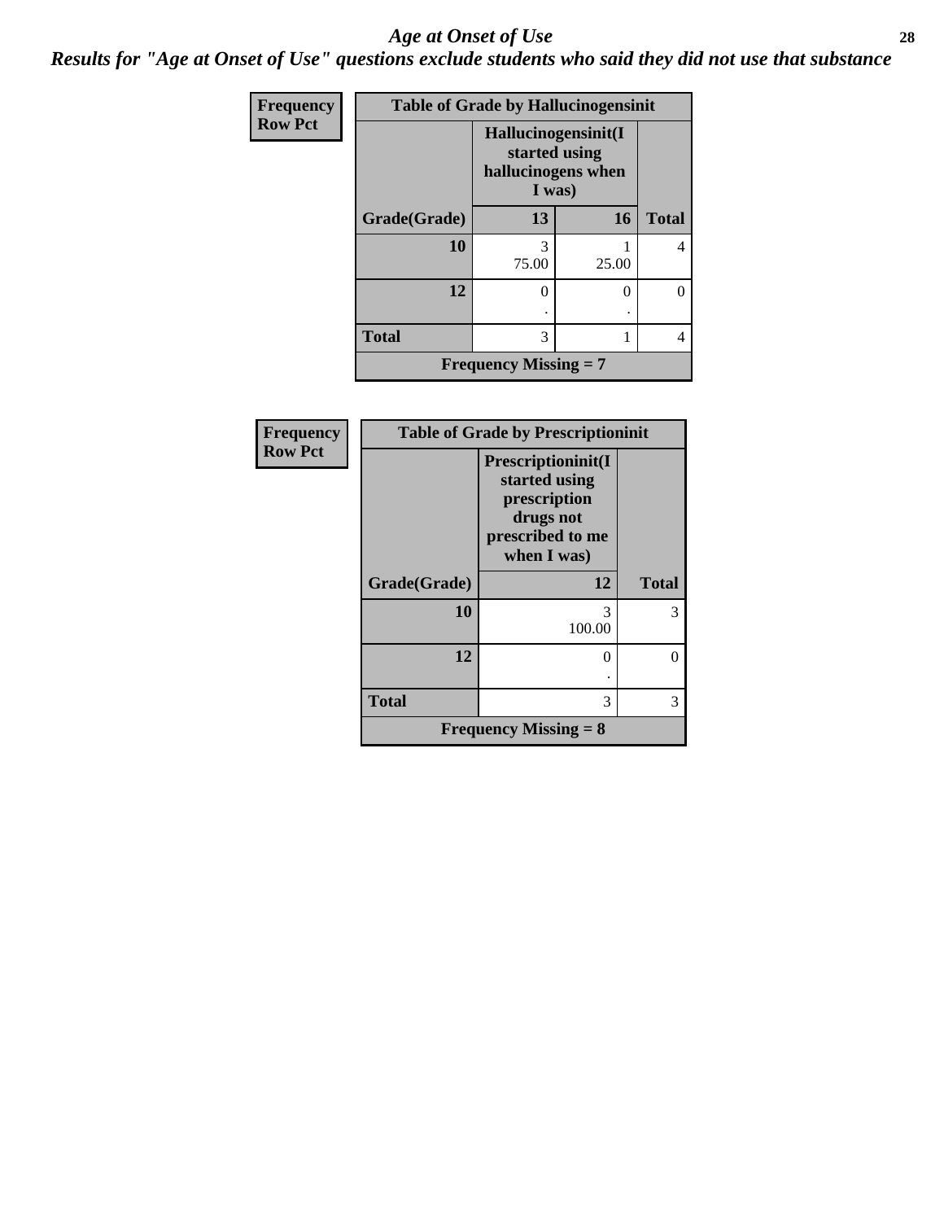# *Age at Onset of Use*

***Results for "Age at Onset of Use" questions exclude students who said they did not use that substance***

**Frequency**
**Row Pct**

| Table of Grade by Hallucinogensinit | | | |
|---|---|---|---|
| | Hallucinogensinit(I started using hallucinogens when I was) | | |
| Grade(Grade) | 13 | 16 | Total |
| 10 | 3<br>75.00 | 1<br>25.00 | 4 |
| 12 | 0<br>. | 0<br>. | 0 |
| Total | 3 | 1 | 4 |
| Frequency Missing = 7 | | | |

**Frequency**
**Row Pct**

| Table of Grade by Prescriptioninit | | |
|---|---|---|
| | Prescriptioninit(I started using prescription drugs not prescribed to me when I was) | |
| Grade(Grade) | 12 | Total |
| 10 | 3<br>100.00 | 3 |
| 12 | 0<br>. | 0 |
| Total | 3 | 3 |
| Frequency Missing = 8 | | |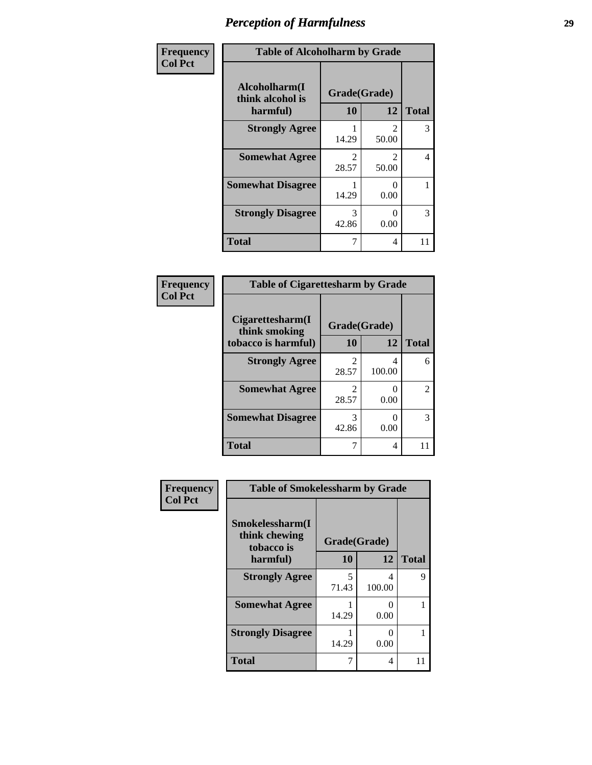# Perception of Harmfulness

| Frequency<br>Col Pct | Table of Alcoholharm by Grade | | |
|---|---|---|---|
| Alcoholharm(I think alcohol is harmful) | Grade(Grade) | | |
| | 10 | 12 | Total |
| Strongly Agree | 1<br>14.29 | 2<br>50.00 | 3 |
| Somewhat Agree | 2<br>28.57 | 2<br>50.00 | 4 |
| Somewhat Disagree | 1<br>14.29 | 0<br>0.00 | 1 |
| Strongly Disagree | 3<br>42.86 | 0<br>0.00 | 3 |
| Total | 7 | 4 | 11 |

| Frequency<br>Col Pct | Table of Cigarettesharm by Grade | | |
|---|---|---|---|
| Cigarettesharm(I think smoking tobacco is harmful) | Grade(Grade) | | |
| | 10 | 12 | Total |
| Strongly Agree | 2<br>28.57 | 4<br>100.00 | 6 |
| Somewhat Agree | 2<br>28.57 | 0<br>0.00 | 2 |
| Somewhat Disagree | 3<br>42.86 | 0<br>0.00 | 3 |
| Total | 7 | 4 | 11 |

| Frequency<br>Col Pct | Table of Smokelessharm by Grade | | |
|---|---|---|---|
| Smokelessharm(I think chewing tobacco is harmful) | Grade(Grade) | | |
| | 10 | 12 | Total |
| Strongly Agree | 5<br>71.43 | 4<br>100.00 | 9 |
| Somewhat Agree | 1<br>14.29 | 0<br>0.00 | 1 |
| Strongly Disagree | 1<br>14.29 | 0<br>0.00 | 1 |
| Total | 7 | 4 | 11 |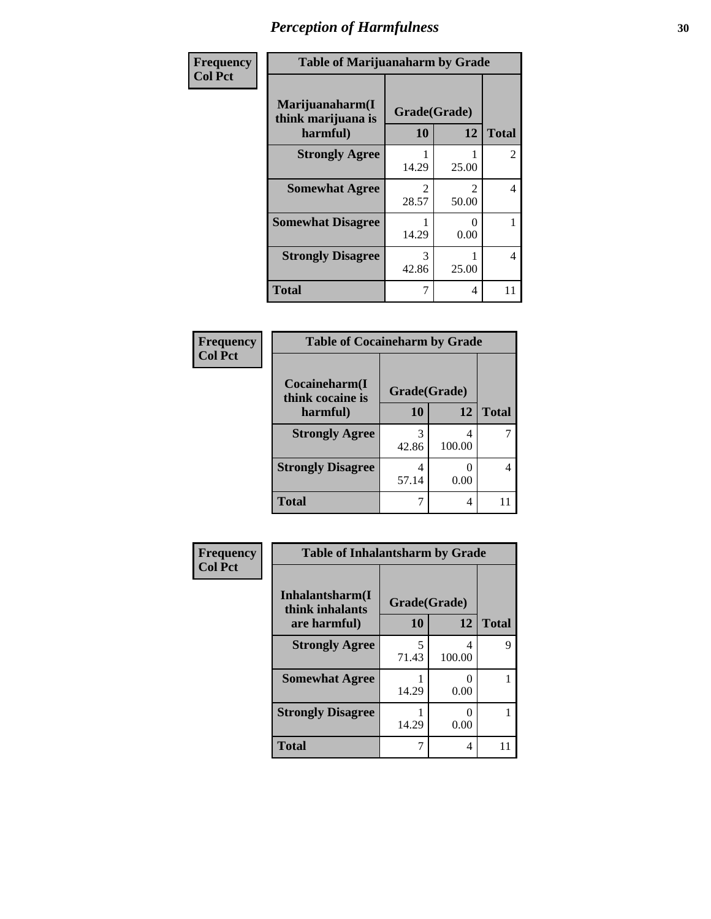# *Perception of Harmfulness*

| Frequency<br>Col Pct | Table of Marijuanaharm by Grade | | |
|---|---|---|---|
| Marijuanaharm(I think marijuana is harmful) | Grade(Grade) | | |
| | 10 | 12 | Total |
| Strongly Agree | 1<br>14.29 | 1<br>25.00 | 2 |
| Somewhat Agree | 2<br>28.57 | 2<br>50.00 | 4 |
| Somewhat Disagree | 1<br>14.29 | 0<br>0.00 | 1 |
| Strongly Disagree | 3<br>42.86 | 1<br>25.00 | 4 |
| Total | 7 | 4 | 11 |

| Frequency<br>Col Pct | Table of Cocaineharm by Grade | | |
|---|---|---|---|
| Cocaineharm(I think cocaine is harmful) | Grade(Grade) | | |
| | 10 | 12 | Total |
| Strongly Agree | 3<br>42.86 | 4<br>100.00 | 7 |
| Strongly Disagree | 4<br>57.14 | 0<br>0.00 | 4 |
| Total | 7 | 4 | 11 |

| Frequency<br>Col Pct | Table of Inhalantsharm by Grade | | |
|---|---|---|---|
| Inhalantsharm(I think inhalants are harmful) | Grade(Grade) | | |
| | 10 | 12 | Total |
| Strongly Agree | 5<br>71.43 | 4<br>100.00 | 9 |
| Somewhat Agree | 1<br>14.29 | 0<br>0.00 | 1 |
| Strongly Disagree | 1<br>14.29 | 0<br>0.00 | 1 |
| Total | 7 | 4 | 11 |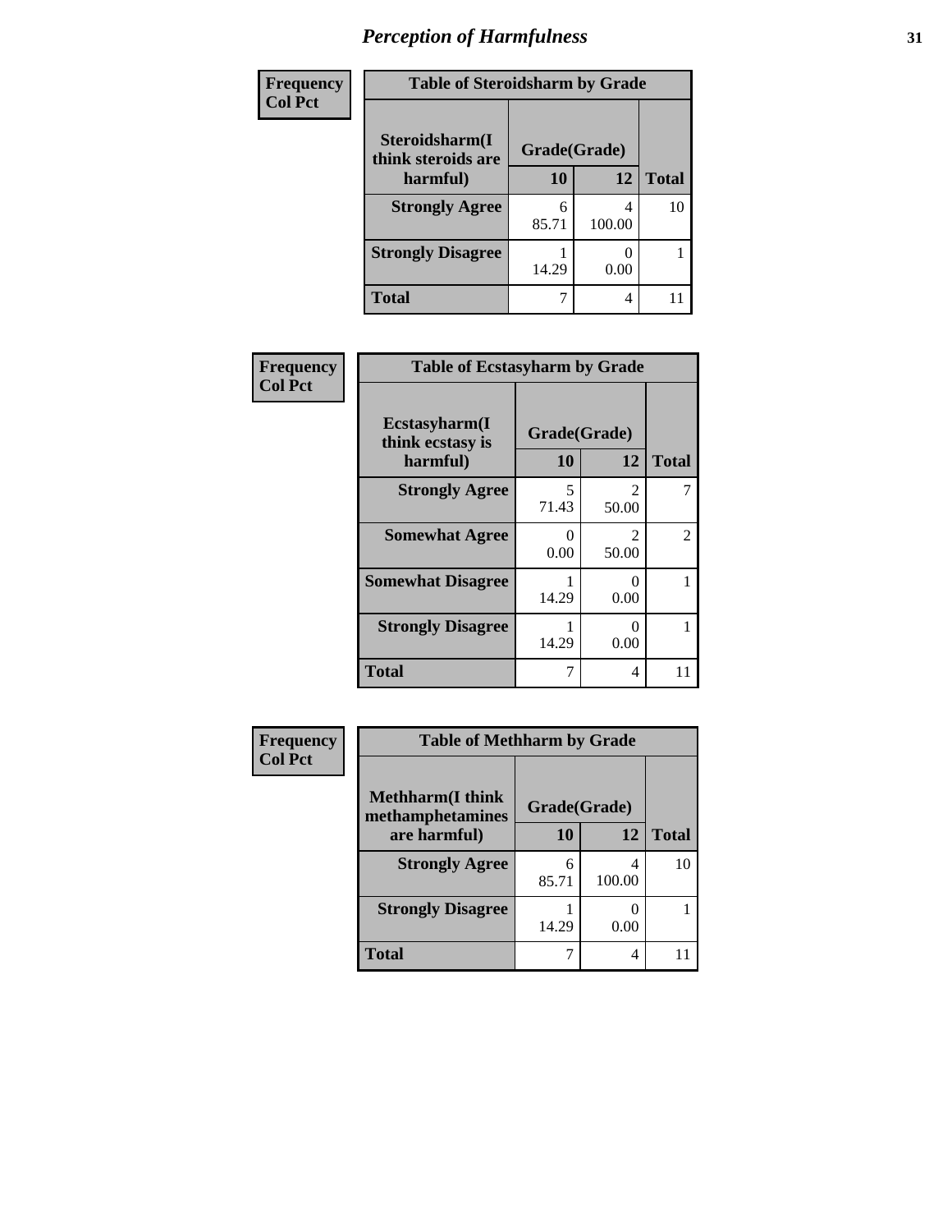## *Perception of Harmfulness*

**Frequency**
**Col Pct**

| Table of Steroidsharm by Grade | | | |
|---|---|---|---|
| **Steroidsharm(I think steroids are harmful)** | **Grade(Grade)** | | **Total** |
| | **10** | **12** | |
| **Strongly Agree** | 6<br>85.71 | 4<br>100.00 | 10 |
| **Strongly Disagree** | 1<br>14.29 | 0<br>0.00 | 1 |
| **Total** | 7 | 4 | 11 |

**Frequency**
**Col Pct**

| Table of Ecstasyharm by Grade | | | |
|---|---|---|---|
| **Ecstasyharm(I think ecstasy is harmful)** | **Grade(Grade)** | | **Total** |
| | **10** | **12** | |
| **Strongly Agree** | 5<br>71.43 | 2<br>50.00 | 7 |
| **Somewhat Agree** | 0<br>0.00 | 2<br>50.00 | 2 |
| **Somewhat Disagree** | 1<br>14.29 | 0<br>0.00 | 1 |
| **Strongly Disagree** | 1<br>14.29 | 0<br>0.00 | 1 |
| **Total** | 7 | 4 | 11 |

**Frequency**
**Col Pct**

| Table of Methharm by Grade | | | |
|---|---|---|---|
| **Methharm(I think methamphetamines are harmful)** | **Grade(Grade)** | | **Total** |
| | **10** | **12** | |
| **Strongly Agree** | 6<br>85.71 | 4<br>100.00 | 10 |
| **Strongly Disagree** | 1<br>14.29 | 0<br>0.00 | 1 |
| **Total** | 7 | 4 | 11 |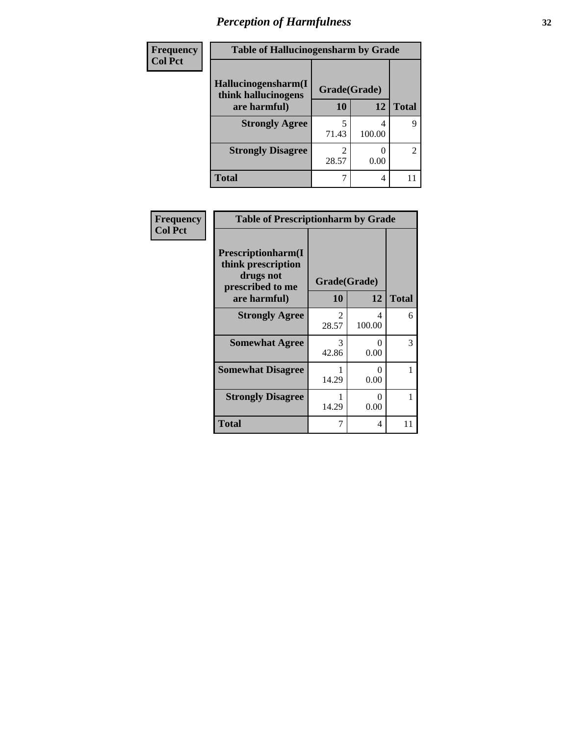# Perception of Harmfulness

| Frequency<br>Col Pct | Table of Hallucinogensharm by Grade | | |
|---|---|---|---|
| Hallucinogensharm(I think hallucinogens are harmful) | Grade(Grade) | | Total |
| | 10 | 12 | |
| Strongly Agree | 5<br>71.43 | 4<br>100.00 | 9 |
| Strongly Disagree | 2<br>28.57 | 0<br>0.00 | 2 |
| Total | 7 | 4 | 11 |

| Frequency<br>Col Pct | Table of Prescriptionharm by Grade | | |
|---|---|---|---|
| Prescriptionharm(I think prescription drugs not prescribed to me are harmful) | Grade(Grade) | | Total |
| | 10 | 12 | |
| Strongly Agree | 2<br>28.57 | 4<br>100.00 | 6 |
| Somewhat Agree | 3<br>42.86 | 0<br>0.00 | 3 |
| Somewhat Disagree | 1<br>14.29 | 0<br>0.00 | 1 |
| Strongly Disagree | 1<br>14.29 | 0<br>0.00 | 1 |
| Total | 7 | 4 | 11 |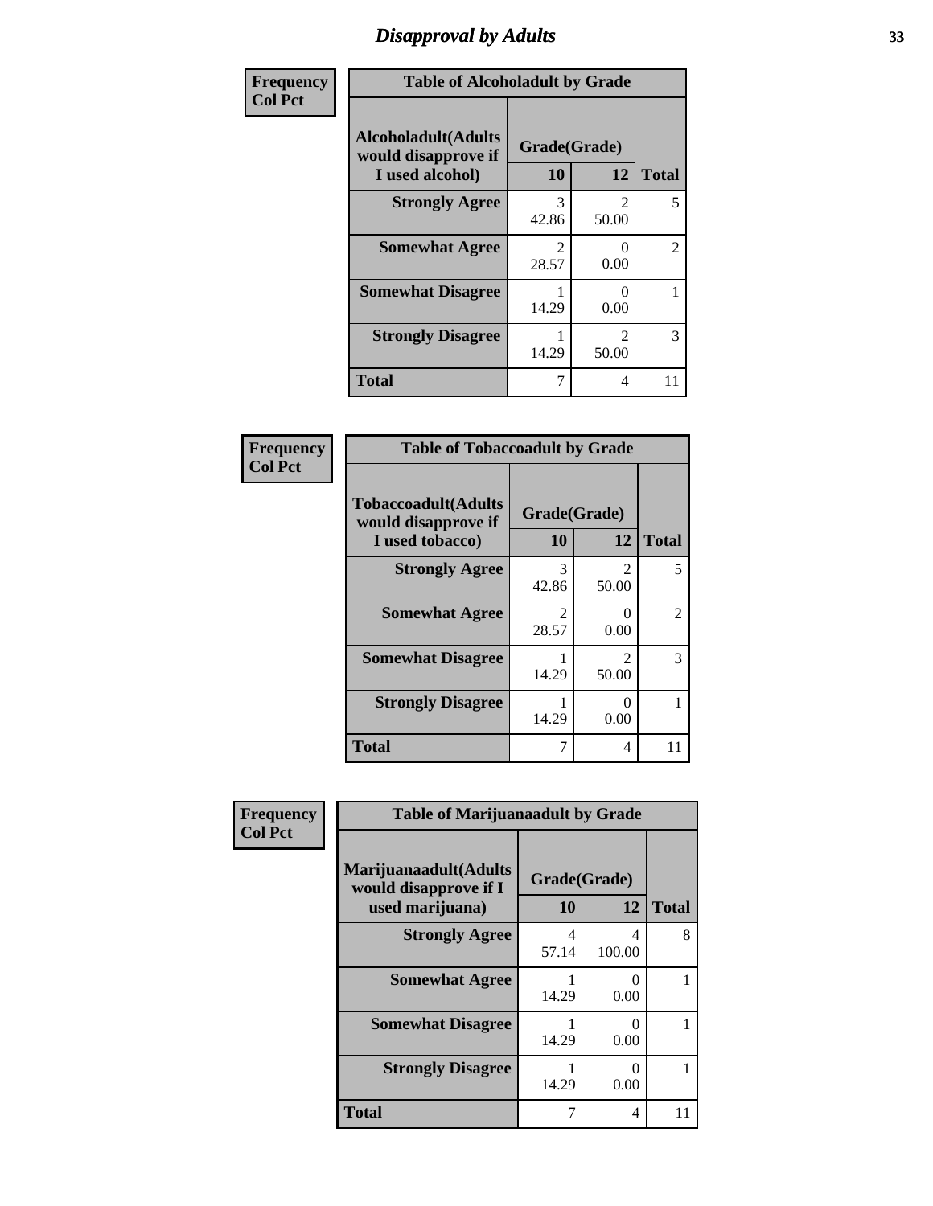# Disapproval by Adults

**Frequency / Col Pct**

**Table of Alcoholadult by Grade**

| Alcoholadult(Adults would disapprove if I used alcohol) | Grade(Grade) 10 | 12 | Total |
|---|---|---|---|
| **Strongly Agree** | 3<br>42.86 | 2<br>50.00 | 5 |
| **Somewhat Agree** | 2<br>28.57 | 0<br>0.00 | 2 |
| **Somewhat Disagree** | 1<br>14.29 | 0<br>0.00 | 1 |
| **Strongly Disagree** | 1<br>14.29 | 2<br>50.00 | 3 |
| **Total** | 7 | 4 | 11 |

**Frequency / Col Pct**

**Table of Tobaccoadult by Grade**

| Tobaccoadult(Adults would disapprove if I used tobacco) | Grade(Grade) 10 | 12 | Total |
|---|---|---|---|
| **Strongly Agree** | 3<br>42.86 | 2<br>50.00 | 5 |
| **Somewhat Agree** | 2<br>28.57 | 0<br>0.00 | 2 |
| **Somewhat Disagree** | 1<br>14.29 | 2<br>50.00 | 3 |
| **Strongly Disagree** | 1<br>14.29 | 0<br>0.00 | 1 |
| **Total** | 7 | 4 | 11 |

**Frequency / Col Pct**

**Table of Marijuanaadult by Grade**

| Marijuanaadult(Adults would disapprove if I used marijuana) | Grade(Grade) 10 | 12 | Total |
|---|---|---|---|
| **Strongly Agree** | 4<br>57.14 | 4<br>100.00 | 8 |
| **Somewhat Agree** | 1<br>14.29 | 0<br>0.00 | 1 |
| **Somewhat Disagree** | 1<br>14.29 | 0<br>0.00 | 1 |
| **Strongly Disagree** | 1<br>14.29 | 0<br>0.00 | 1 |
| **Total** | 7 | 4 | 11 |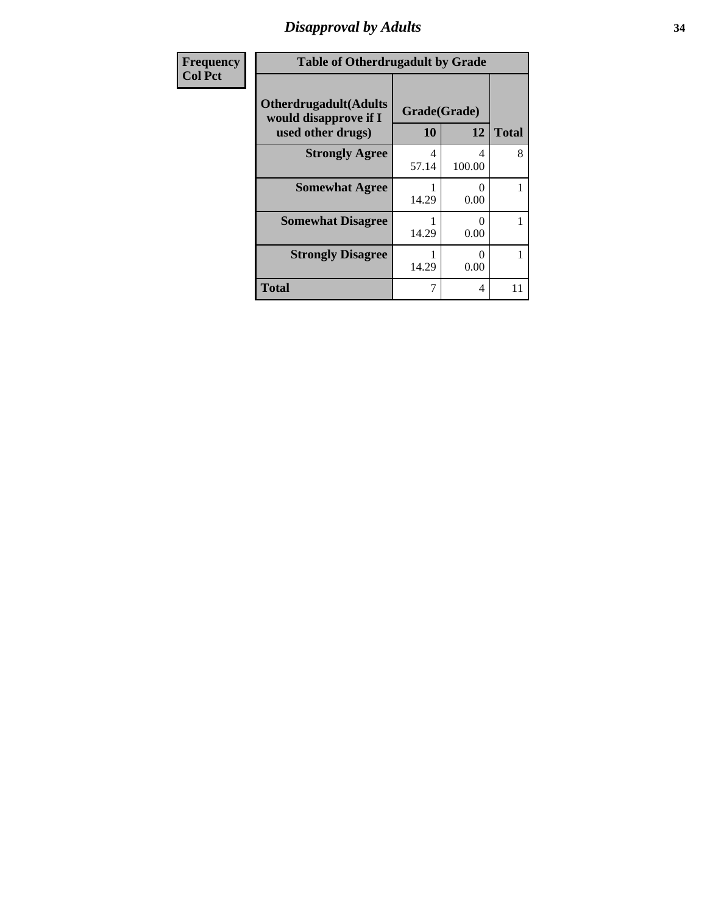## Disapproval by Adults

| Frequency<br>Col Pct |
|---|

**Table of Otherdrugadult by Grade**

| Otherdrugadult(Adults would disapprove if I used other drugs) | Grade(Grade) | | |
|---|---|---|---|
| | 10 | 12 | Total |
| Strongly Agree | 4<br>57.14 | 4<br>100.00 | 8 |
| Somewhat Agree | 1<br>14.29 | 0<br>0.00 | 1 |
| Somewhat Disagree | 1<br>14.29 | 0<br>0.00 | 1 |
| Strongly Disagree | 1<br>14.29 | 0<br>0.00 | 1 |
| Total | 7 | 4 | 11 |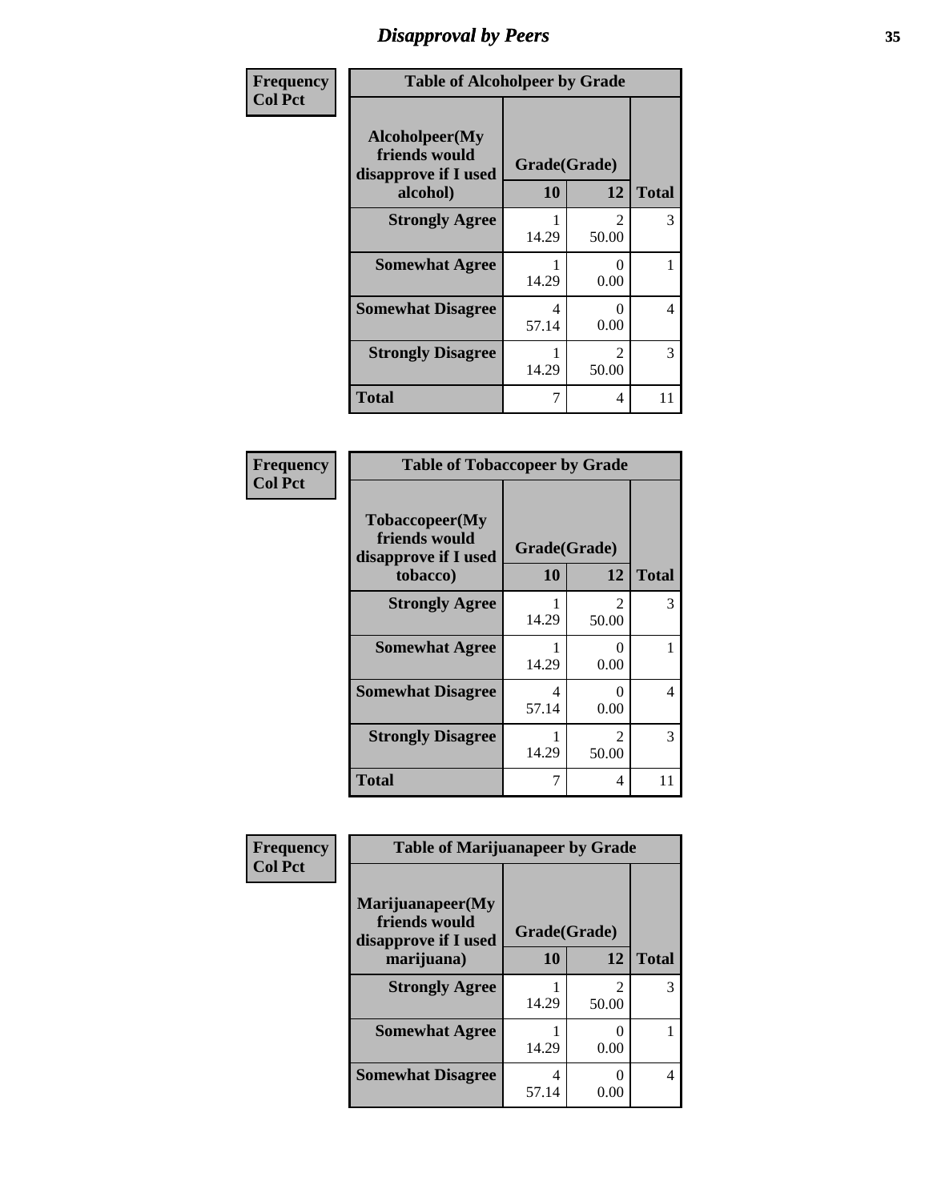# Disapproval by Peers

| Frequency Col Pct | Table of Alcoholpeer by Grade | | |
|---|---|---|---|
| Alcoholpeer(My friends would disapprove if I used alcohol) | Grade(Grade) | | |
| | 10 | 12 | Total |
| Strongly Agree | 1<br>14.29 | 2<br>50.00 | 3 |
| Somewhat Agree | 1<br>14.29 | 0<br>0.00 | 1 |
| Somewhat Disagree | 4<br>57.14 | 0<br>0.00 | 4 |
| Strongly Disagree | 1<br>14.29 | 2<br>50.00 | 3 |
| Total | 7 | 4 | 11 |

| Frequency Col Pct | Table of Tobaccopeer by Grade | | |
|---|---|---|---|
| Tobaccopeer(My friends would disapprove if I used tobacco) | Grade(Grade) | | |
| | 10 | 12 | Total |
| Strongly Agree | 1<br>14.29 | 2<br>50.00 | 3 |
| Somewhat Agree | 1<br>14.29 | 0<br>0.00 | 1 |
| Somewhat Disagree | 4<br>57.14 | 0<br>0.00 | 4 |
| Strongly Disagree | 1<br>14.29 | 2<br>50.00 | 3 |
| Total | 7 | 4 | 11 |

| Frequency Col Pct | Table of Marijuanapeer by Grade | | |
|---|---|---|---|
| Marijuanapeer(My friends would disapprove if I used marijuana) | Grade(Grade) | | |
| | 10 | 12 | Total |
| Strongly Agree | 1<br>14.29 | 2<br>50.00 | 3 |
| Somewhat Agree | 1<br>14.29 | 0<br>0.00 | 1 |
| Somewhat Disagree | 4<br>57.14 | 0<br>0.00 | 4 |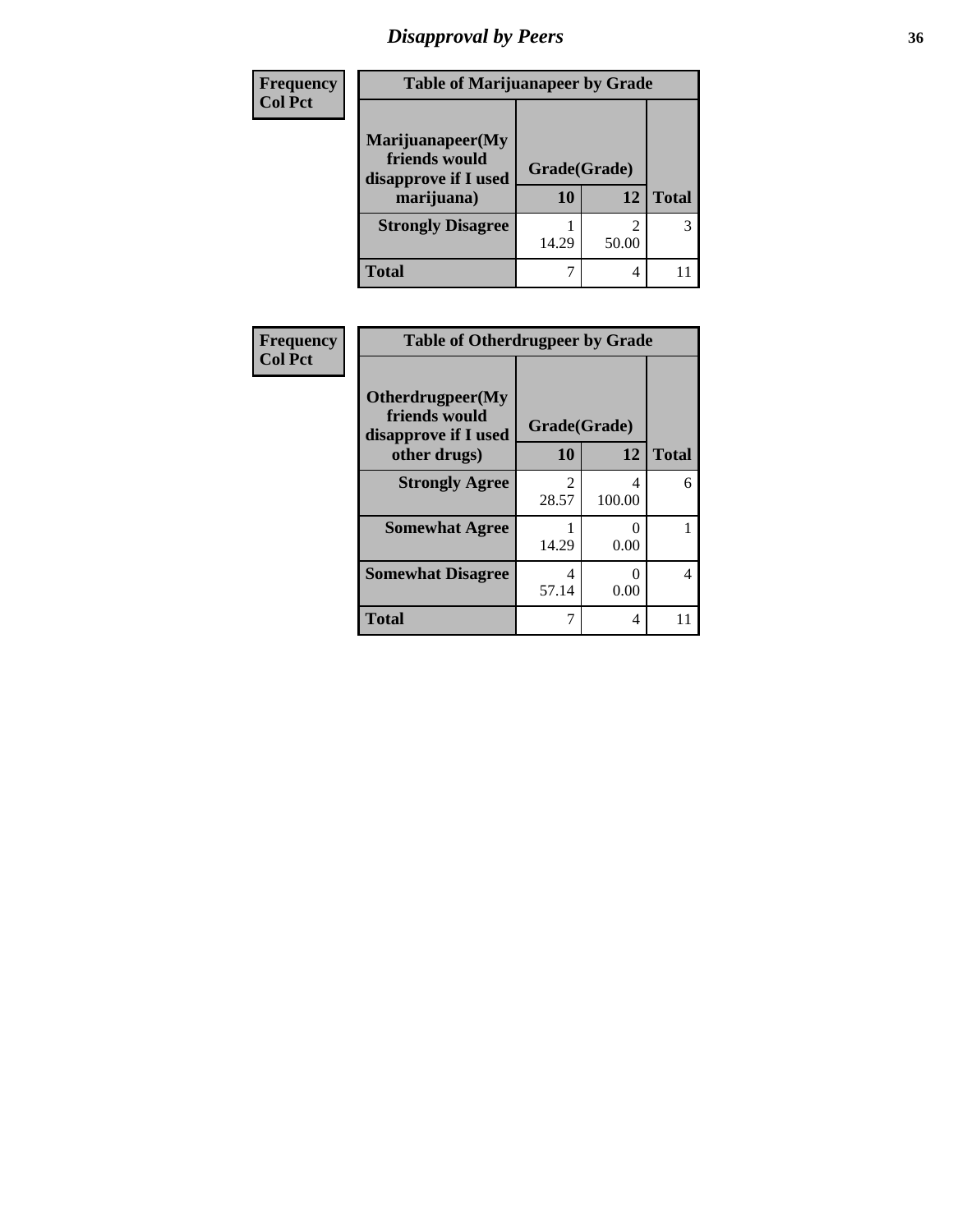## Disapproval by Peers

Frequency
Col Pct

| Table of Marijuanapeer by Grade | | | |
|---|---|---|---|
| Marijuanapeer(My friends would disapprove if I used marijuana) | Grade(Grade) | | |
| | 10 | 12 | Total |
| **Strongly Disagree** | 1<br>14.29 | 2<br>50.00 | 3 |
| **Total** | 7 | 4 | 11 |

Frequency
Col Pct

| Table of Otherdrugpeer by Grade | | | |
|---|---|---|---|
| Otherdrugpeer(My friends would disapprove if I used other drugs) | Grade(Grade) | | |
| | 10 | 12 | Total |
| **Strongly Agree** | 2<br>28.57 | 4<br>100.00 | 6 |
| **Somewhat Agree** | 1<br>14.29 | 0<br>0.00 | 1 |
| **Somewhat Disagree** | 4<br>57.14 | 0<br>0.00 | 4 |
| **Total** | 7 | 4 | 11 |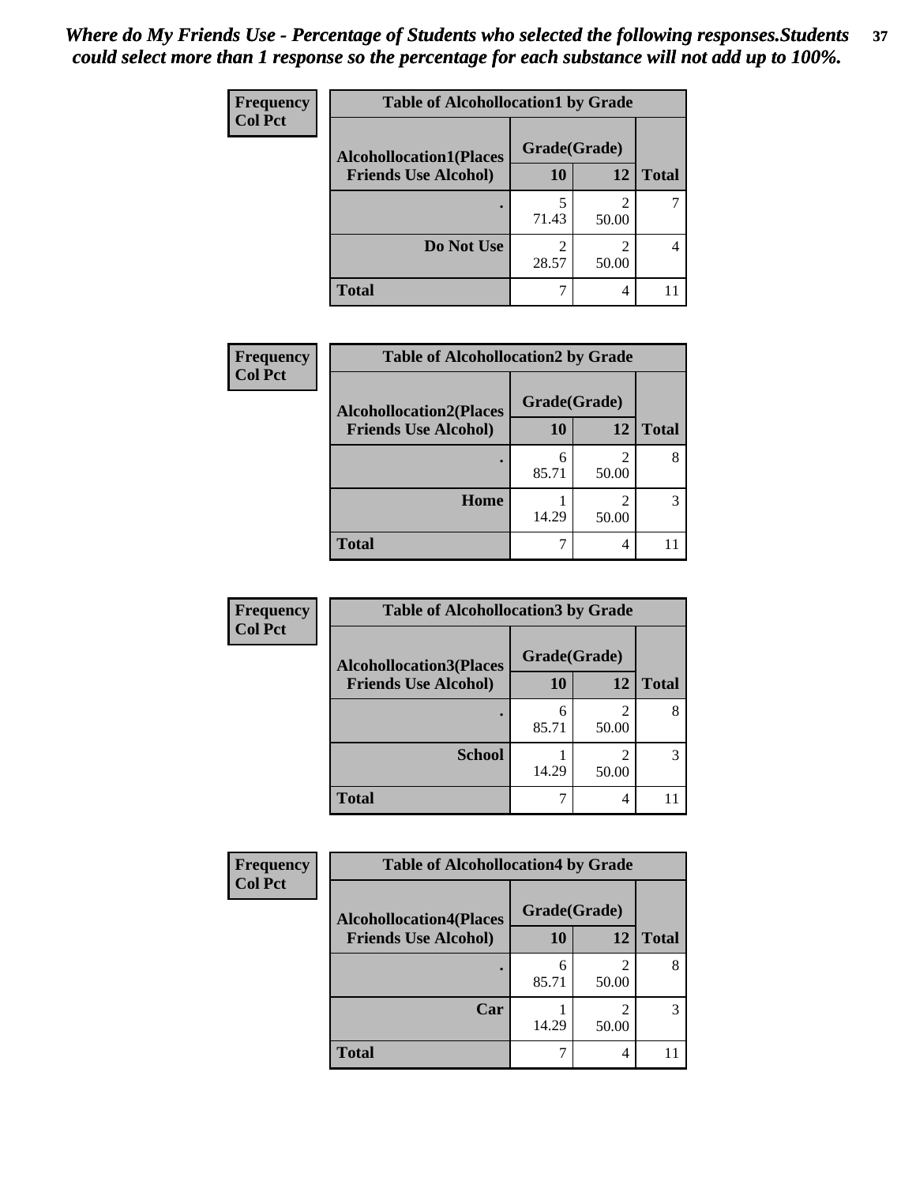*Where do My Friends Use - Percentage of Students who selected the following responses.Students could select more than 1 response so the percentage for each substance will not add up to 100%.*

**Table of Alcohollocation1 by Grade**

| Frequency / Col Pct — Alcohollocation1(Places Friends Use Alcohol) | Grade(Grade) 10 | 12 | Total |
|---|---|---|---|
| . | 5<br>71.43 | 2<br>50.00 | 7 |
| Do Not Use | 2<br>28.57 | 2<br>50.00 | 4 |
| Total | 7 | 4 | 11 |

**Table of Alcohollocation2 by Grade**

| Frequency / Col Pct — Alcohollocation2(Places Friends Use Alcohol) | Grade(Grade) 10 | 12 | Total |
|---|---|---|---|
| . | 6<br>85.71 | 2<br>50.00 | 8 |
| Home | 1<br>14.29 | 2<br>50.00 | 3 |
| Total | 7 | 4 | 11 |

**Table of Alcohollocation3 by Grade**

| Frequency / Col Pct — Alcohollocation3(Places Friends Use Alcohol) | Grade(Grade) 10 | 12 | Total |
|---|---|---|---|
| . | 6<br>85.71 | 2<br>50.00 | 8 |
| School | 1<br>14.29 | 2<br>50.00 | 3 |
| Total | 7 | 4 | 11 |

**Table of Alcohollocation4 by Grade**

| Frequency / Col Pct — Alcohollocation4(Places Friends Use Alcohol) | Grade(Grade) 10 | 12 | Total |
|---|---|---|---|
| . | 6<br>85.71 | 2<br>50.00 | 8 |
| Car | 1<br>14.29 | 2<br>50.00 | 3 |
| Total | 7 | 4 | 11 |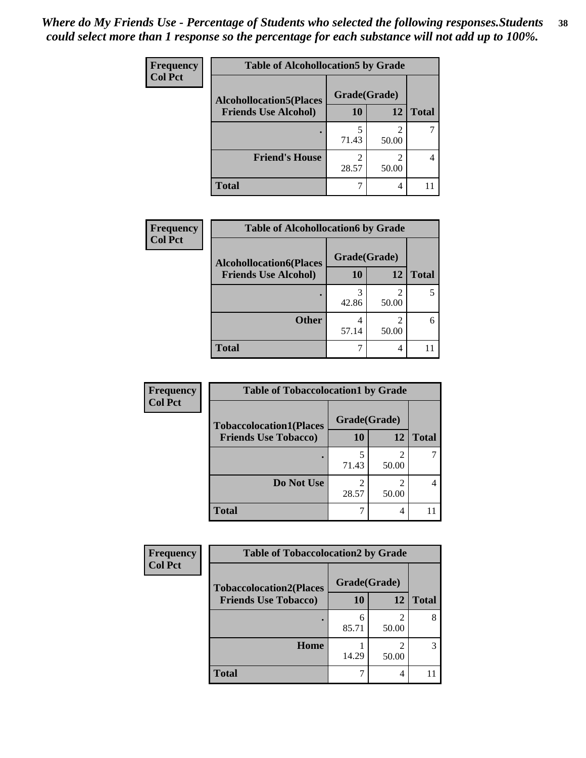*Where do My Friends Use - Percentage of Students who selected the following responses.Students could select more than 1 response so the percentage for each substance will not add up to 100%.*

**Frequency / Col Pct**

| Table of Alcohollocation5 by Grade | | | |
|---|---|---|---|
| **Alcohollocation5(Places Friends Use Alcohol)** | **Grade(Grade)** | | |
| | **10** | **12** | **Total** |
| **.** | 5<br>71.43 | 2<br>50.00 | 7 |
| **Friend's House** | 2<br>28.57 | 2<br>50.00 | 4 |
| **Total** | 7 | 4 | 11 |

**Frequency / Col Pct**

| Table of Alcohollocation6 by Grade | | | |
|---|---|---|---|
| **Alcohollocation6(Places Friends Use Alcohol)** | **Grade(Grade)** | | |
| | **10** | **12** | **Total** |
| **.** | 3<br>42.86 | 2<br>50.00 | 5 |
| **Other** | 4<br>57.14 | 2<br>50.00 | 6 |
| **Total** | 7 | 4 | 11 |

**Frequency / Col Pct**

| Table of Tobaccolocation1 by Grade | | | |
|---|---|---|---|
| **Tobaccolocation1(Places Friends Use Tobacco)** | **Grade(Grade)** | | |
| | **10** | **12** | **Total** |
| **.** | 5<br>71.43 | 2<br>50.00 | 7 |
| **Do Not Use** | 2<br>28.57 | 2<br>50.00 | 4 |
| **Total** | 7 | 4 | 11 |

**Frequency / Col Pct**

| Table of Tobaccolocation2 by Grade | | | |
|---|---|---|---|
| **Tobaccolocation2(Places Friends Use Tobacco)** | **Grade(Grade)** | | |
| | **10** | **12** | **Total** |
| **.** | 6<br>85.71 | 2<br>50.00 | 8 |
| **Home** | 1<br>14.29 | 2<br>50.00 | 3 |
| **Total** | 7 | 4 | 11 |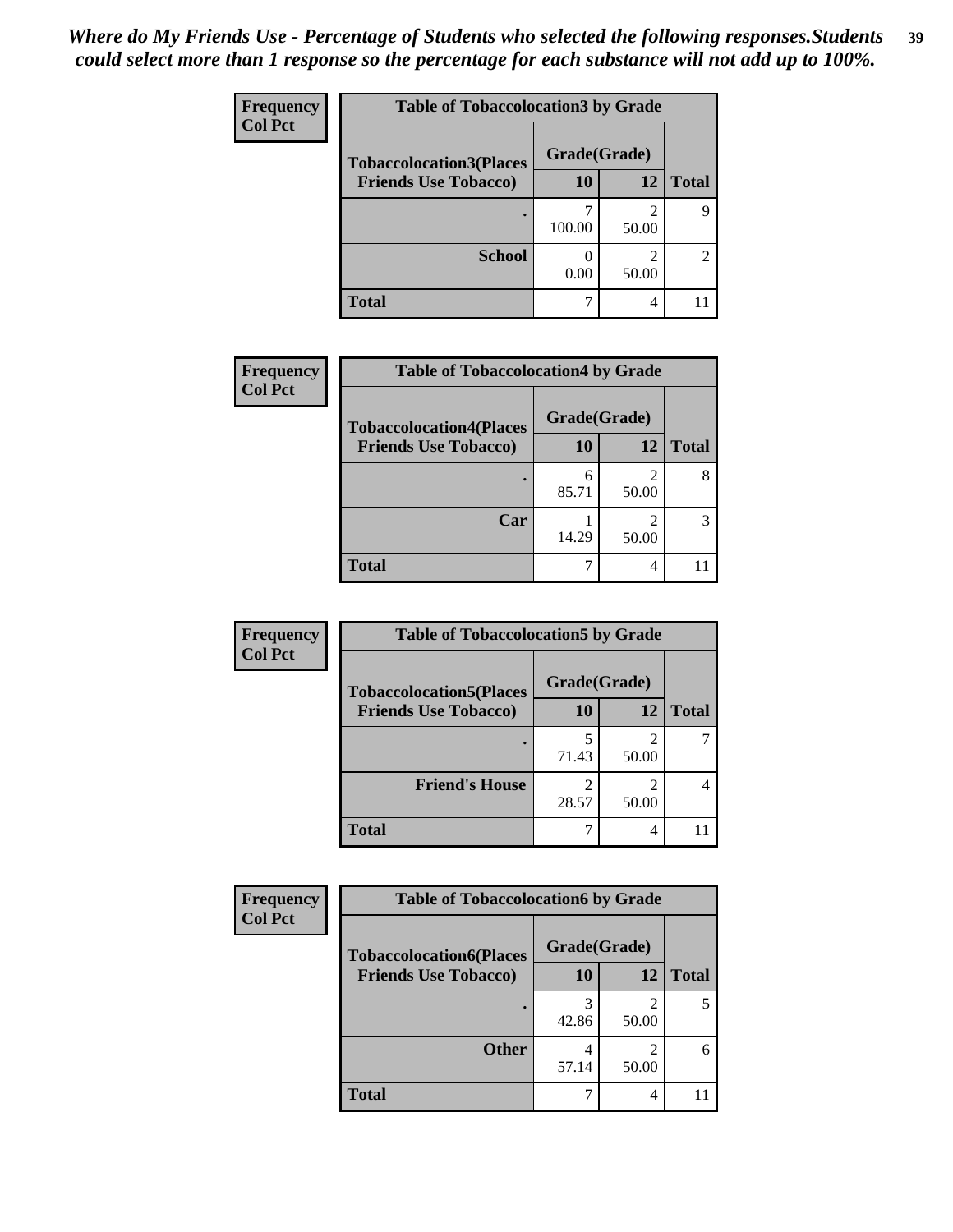*Where do My Friends Use - Percentage of Students who selected the following responses.Students could select more than 1 response so the percentage for each substance will not add up to 100%.*

**Frequency**
**Col Pct**

| Table of Tobaccolocation3 by Grade | | | |
|---|---|---|---|
| Tobaccolocation3(Places Friends Use Tobacco) | Grade(Grade) | | Total |
| | 10 | 12 | |
| . | 7<br>100.00 | 2<br>50.00 | 9 |
| School | 0<br>0.00 | 2<br>50.00 | 2 |
| Total | 7 | 4 | 11 |

**Frequency**
**Col Pct**

| Table of Tobaccolocation4 by Grade | | | |
|---|---|---|---|
| Tobaccolocation4(Places Friends Use Tobacco) | Grade(Grade) | | Total |
| | 10 | 12 | |
| . | 6<br>85.71 | 2<br>50.00 | 8 |
| Car | 1<br>14.29 | 2<br>50.00 | 3 |
| Total | 7 | 4 | 11 |

**Frequency**
**Col Pct**

| Table of Tobaccolocation5 by Grade | | | |
|---|---|---|---|
| Tobaccolocation5(Places Friends Use Tobacco) | Grade(Grade) | | Total |
| | 10 | 12 | |
| . | 5<br>71.43 | 2<br>50.00 | 7 |
| Friend's House | 2<br>28.57 | 2<br>50.00 | 4 |
| Total | 7 | 4 | 11 |

**Frequency**
**Col Pct**

| Table of Tobaccolocation6 by Grade | | | |
|---|---|---|---|
| Tobaccolocation6(Places Friends Use Tobacco) | Grade(Grade) | | Total |
| | 10 | 12 | |
| . | 3<br>42.86 | 2<br>50.00 | 5 |
| Other | 4<br>57.14 | 2<br>50.00 | 6 |
| Total | 7 | 4 | 11 |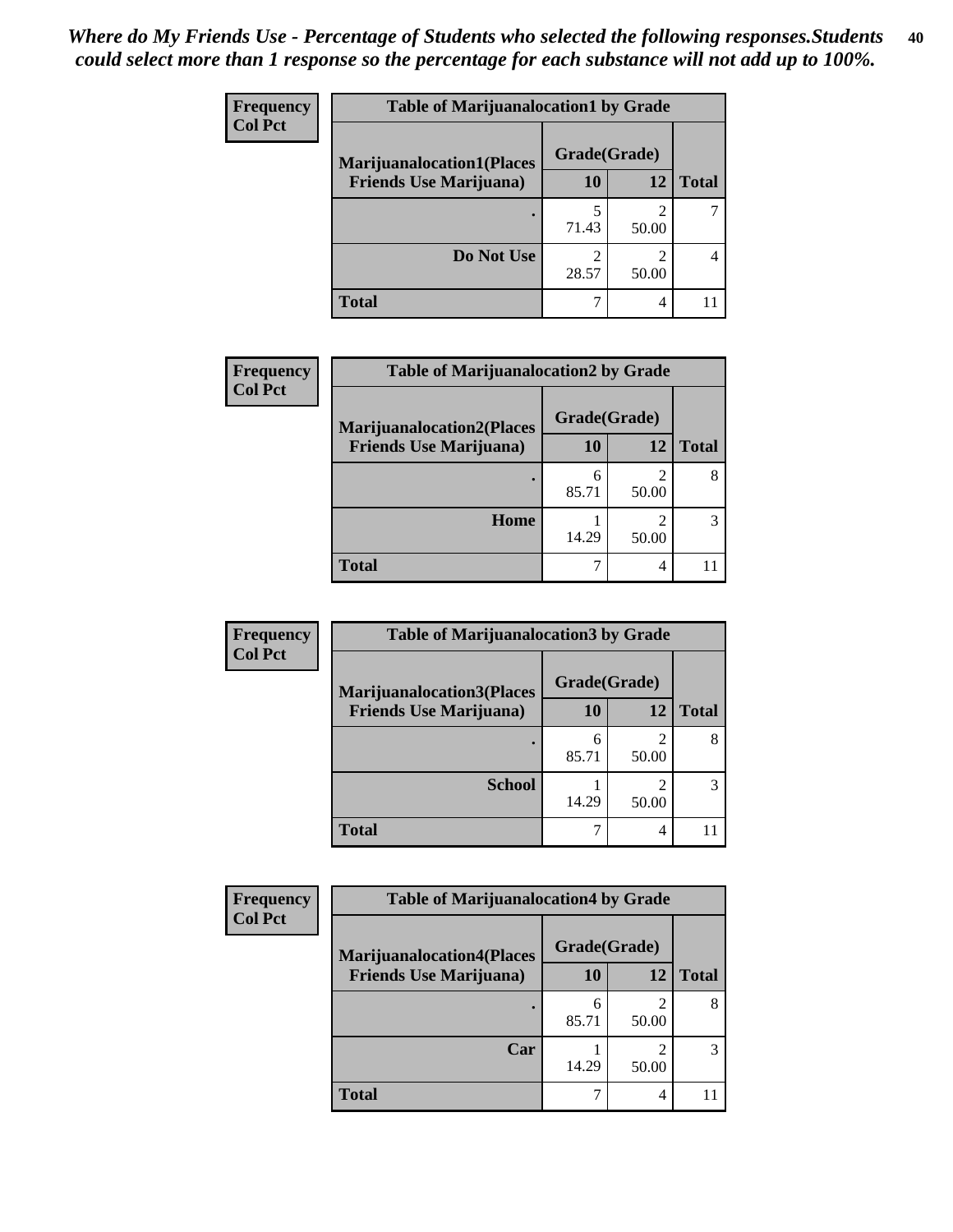*Where do My Friends Use - Percentage of Students who selected the following responses.Students could select more than 1 response so the percentage for each substance will not add up to 100%.*

**Frequency**
**Col Pct**

| Table of Marijuanalocation1 by Grade | | | |
|---|---|---|---|
| **Marijuanalocation1(Places Friends Use Marijuana)** | **Grade(Grade)** | | |
| | **10** | **12** | **Total** |
| **.** | 5<br>71.43 | 2<br>50.00 | 7 |
| **Do Not Use** | 2<br>28.57 | 2<br>50.00 | 4 |
| **Total** | 7 | 4 | 11 |

**Frequency**
**Col Pct**

| Table of Marijuanalocation2 by Grade | | | |
|---|---|---|---|
| **Marijuanalocation2(Places Friends Use Marijuana)** | **Grade(Grade)** | | |
| | **10** | **12** | **Total** |
| **.** | 6<br>85.71 | 2<br>50.00 | 8 |
| **Home** | 1<br>14.29 | 2<br>50.00 | 3 |
| **Total** | 7 | 4 | 11 |

**Frequency**
**Col Pct**

| Table of Marijuanalocation3 by Grade | | | |
|---|---|---|---|
| **Marijuanalocation3(Places Friends Use Marijuana)** | **Grade(Grade)** | | |
| | **10** | **12** | **Total** |
| **.** | 6<br>85.71 | 2<br>50.00 | 8 |
| **School** | 1<br>14.29 | 2<br>50.00 | 3 |
| **Total** | 7 | 4 | 11 |

**Frequency**
**Col Pct**

| Table of Marijuanalocation4 by Grade | | | |
|---|---|---|---|
| **Marijuanalocation4(Places Friends Use Marijuana)** | **Grade(Grade)** | | |
| | **10** | **12** | **Total** |
| **.** | 6<br>85.71 | 2<br>50.00 | 8 |
| **Car** | 1<br>14.29 | 2<br>50.00 | 3 |
| **Total** | 7 | 4 | 11 |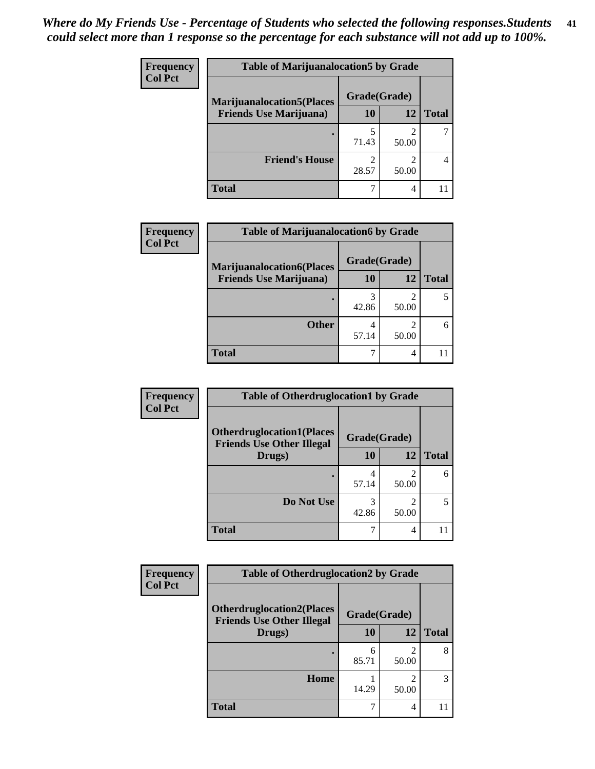*Where do My Friends Use - Percentage of Students who selected the following responses.Students could select more than 1 response so the percentage for each substance will not add up to 100%.*

**Table of Marijuanalocation5 by Grade**

| Frequency / Col Pct — Marijuanalocation5(Places Friends Use Marijuana) | Grade(Grade) 10 | 12 | Total |
|---|---|---|---|
| . | 5<br>71.43 | 2<br>50.00 | 7 |
| Friend's House | 2<br>28.57 | 2<br>50.00 | 4 |
| Total | 7 | 4 | 11 |

**Table of Marijuanalocation6 by Grade**

| Frequency / Col Pct — Marijuanalocation6(Places Friends Use Marijuana) | Grade(Grade) 10 | 12 | Total |
|---|---|---|---|
| . | 3<br>42.86 | 2<br>50.00 | 5 |
| Other | 4<br>57.14 | 2<br>50.00 | 6 |
| Total | 7 | 4 | 11 |

**Table of Otherdruglocation1 by Grade**

| Frequency / Col Pct — Otherdruglocation1(Places Friends Use Other Illegal Drugs) | Grade(Grade) 10 | 12 | Total |
|---|---|---|---|
| . | 4<br>57.14 | 2<br>50.00 | 6 |
| Do Not Use | 3<br>42.86 | 2<br>50.00 | 5 |
| Total | 7 | 4 | 11 |

**Table of Otherdruglocation2 by Grade**

| Frequency / Col Pct — Otherdruglocation2(Places Friends Use Other Illegal Drugs) | Grade(Grade) 10 | 12 | Total |
|---|---|---|---|
| . | 6<br>85.71 | 2<br>50.00 | 8 |
| Home | 1<br>14.29 | 2<br>50.00 | 3 |
| Total | 7 | 4 | 11 |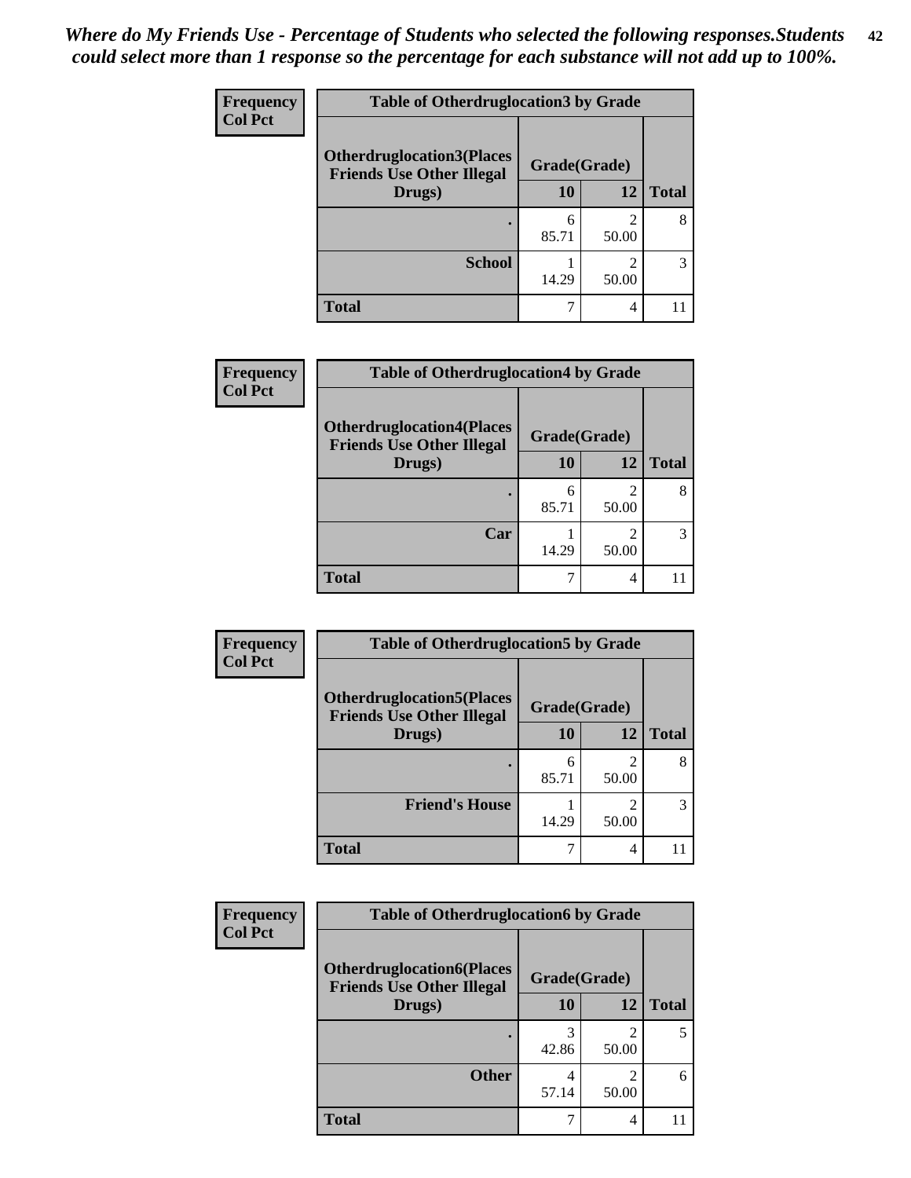*Where do My Friends Use - Percentage of Students who selected the following responses.Students could select more than 1 response so the percentage for each substance will not add up to 100%.*

**Frequency**
**Col Pct**

| Table of Otherdruglocation3 by Grade | | | |
|---|---|---|---|
| Otherdruglocation3(Places Friends Use Other Illegal Drugs) | Grade(Grade) | | Total |
| | 10 | 12 | |
| . | 6<br>85.71 | 2<br>50.00 | 8 |
| School | 1<br>14.29 | 2<br>50.00 | 3 |
| Total | 7 | 4 | 11 |

**Frequency**
**Col Pct**

| Table of Otherdruglocation4 by Grade | | | |
|---|---|---|---|
| Otherdruglocation4(Places Friends Use Other Illegal Drugs) | Grade(Grade) | | Total |
| | 10 | 12 | |
| . | 6<br>85.71 | 2<br>50.00 | 8 |
| Car | 1<br>14.29 | 2<br>50.00 | 3 |
| Total | 7 | 4 | 11 |

**Frequency**
**Col Pct**

| Table of Otherdruglocation5 by Grade | | | |
|---|---|---|---|
| Otherdruglocation5(Places Friends Use Other Illegal Drugs) | Grade(Grade) | | Total |
| | 10 | 12 | |
| . | 6<br>85.71 | 2<br>50.00 | 8 |
| Friend's House | 1<br>14.29 | 2<br>50.00 | 3 |
| Total | 7 | 4 | 11 |

**Frequency**
**Col Pct**

| Table of Otherdruglocation6 by Grade | | | |
|---|---|---|---|
| Otherdruglocation6(Places Friends Use Other Illegal Drugs) | Grade(Grade) | | Total |
| | 10 | 12 | |
| . | 3<br>42.86 | 2<br>50.00 | 5 |
| Other | 4<br>57.14 | 2<br>50.00 | 6 |
| Total | 7 | 4 | 11 |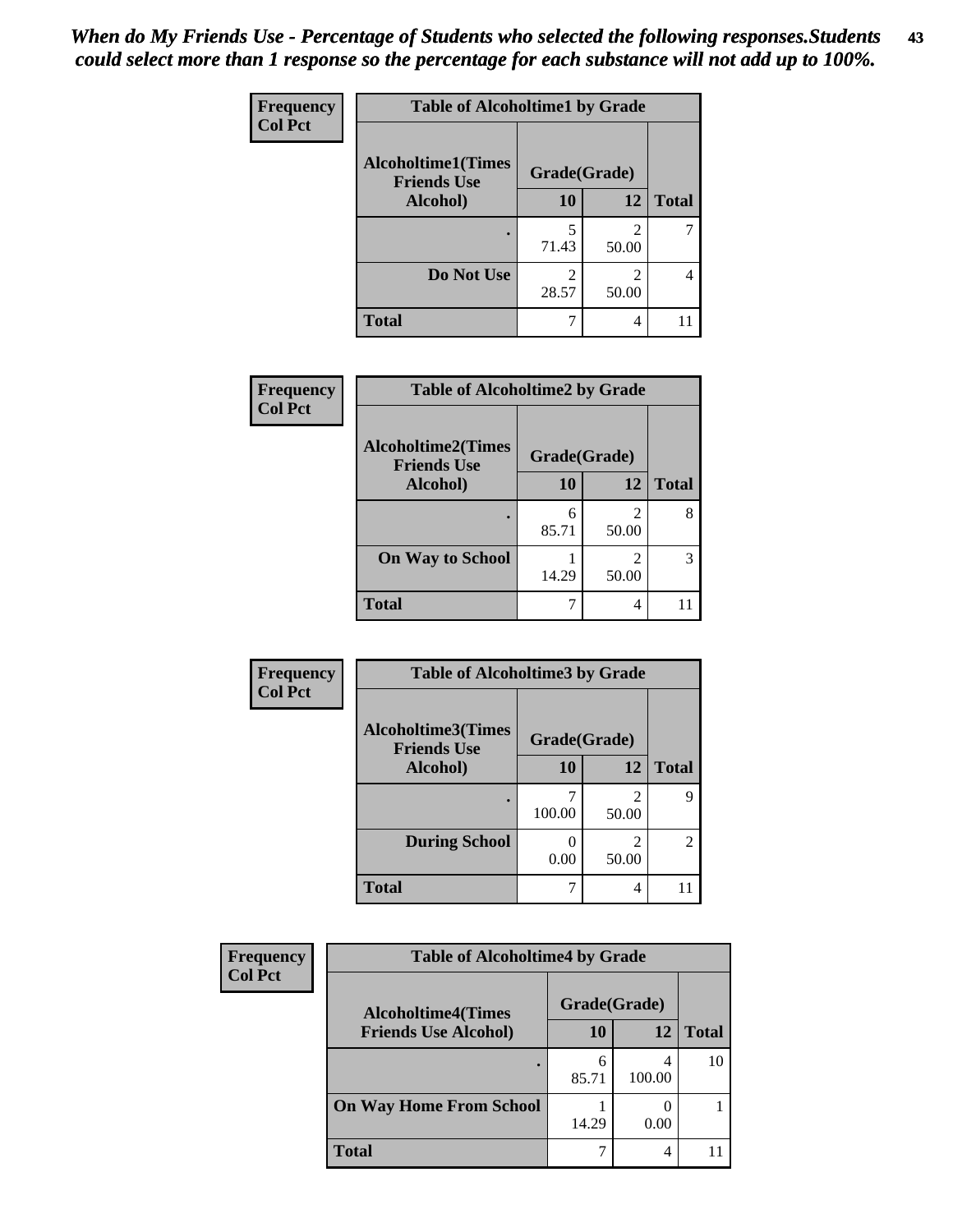*When do My Friends Use - Percentage of Students who selected the following responses.Students could select more than 1 response so the percentage for each substance will not add up to 100%.*

**Frequency**
**Col Pct**

**Table of Alcoholtime1 by Grade**

| Alcoholtime1(Times Friends Use Alcohol) | Grade(Grade) 10 | 12 | Total |
|---|---|---|---|
| . | 5<br>71.43 | 2<br>50.00 | 7 |
| Do Not Use | 2<br>28.57 | 2<br>50.00 | 4 |
| Total | 7 | 4 | 11 |

**Frequency**
**Col Pct**

**Table of Alcoholtime2 by Grade**

| Alcoholtime2(Times Friends Use Alcohol) | Grade(Grade) 10 | 12 | Total |
|---|---|---|---|
| . | 6<br>85.71 | 2<br>50.00 | 8 |
| On Way to School | 1<br>14.29 | 2<br>50.00 | 3 |
| Total | 7 | 4 | 11 |

**Frequency**
**Col Pct**

**Table of Alcoholtime3 by Grade**

| Alcoholtime3(Times Friends Use Alcohol) | Grade(Grade) 10 | 12 | Total |
|---|---|---|---|
| . | 7<br>100.00 | 2<br>50.00 | 9 |
| During School | 0<br>0.00 | 2<br>50.00 | 2 |
| Total | 7 | 4 | 11 |

**Frequency**
**Col Pct**

**Table of Alcoholtime4 by Grade**

| Alcoholtime4(Times Friends Use Alcohol) | Grade(Grade) 10 | 12 | Total |
|---|---|---|---|
| . | 6<br>85.71 | 4<br>100.00 | 10 |
| On Way Home From School | 1<br>14.29 | 0<br>0.00 | 1 |
| Total | 7 | 4 | 11 |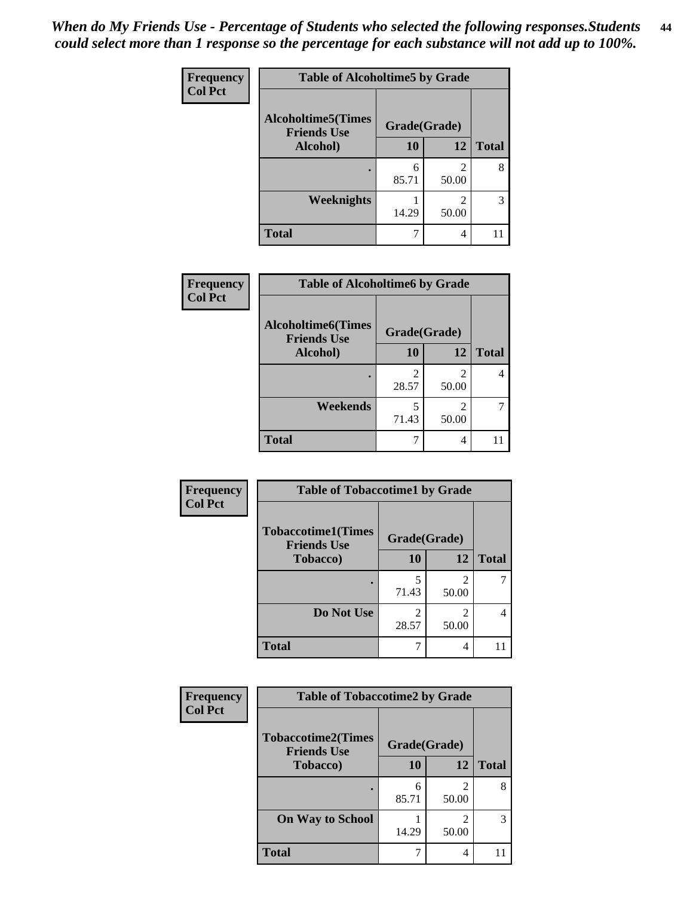*When do My Friends Use - Percentage of Students who selected the following responses.Students could select more than 1 response so the percentage for each substance will not add up to 100%.*

**Frequency / Col Pct**

**Table of Alcoholtime5 by Grade**

| Alcoholtime5(Times Friends Use Alcohol) | Grade(Grade) | | Total |
|---|---|---|---|
| | 10 | 12 | |
| . | 6<br>85.71 | 2<br>50.00 | 8 |
| Weeknights | 1<br>14.29 | 2<br>50.00 | 3 |
| Total | 7 | 4 | 11 |

**Frequency / Col Pct**

**Table of Alcoholtime6 by Grade**

| Alcoholtime6(Times Friends Use Alcohol) | Grade(Grade) | | Total |
|---|---|---|---|
| | 10 | 12 | |
| . | 2<br>28.57 | 2<br>50.00 | 4 |
| Weekends | 5<br>71.43 | 2<br>50.00 | 7 |
| Total | 7 | 4 | 11 |

**Frequency / Col Pct**

**Table of Tobaccotime1 by Grade**

| Tobaccotime1(Times Friends Use Tobacco) | Grade(Grade) | | Total |
|---|---|---|---|
| | 10 | 12 | |
| . | 5<br>71.43 | 2<br>50.00 | 7 |
| Do Not Use | 2<br>28.57 | 2<br>50.00 | 4 |
| Total | 7 | 4 | 11 |

**Frequency / Col Pct**

**Table of Tobaccotime2 by Grade**

| Tobaccotime2(Times Friends Use Tobacco) | Grade(Grade) | | Total |
|---|---|---|---|
| | 10 | 12 | |
| . | 6<br>85.71 | 2<br>50.00 | 8 |
| On Way to School | 1<br>14.29 | 2<br>50.00 | 3 |
| Total | 7 | 4 | 11 |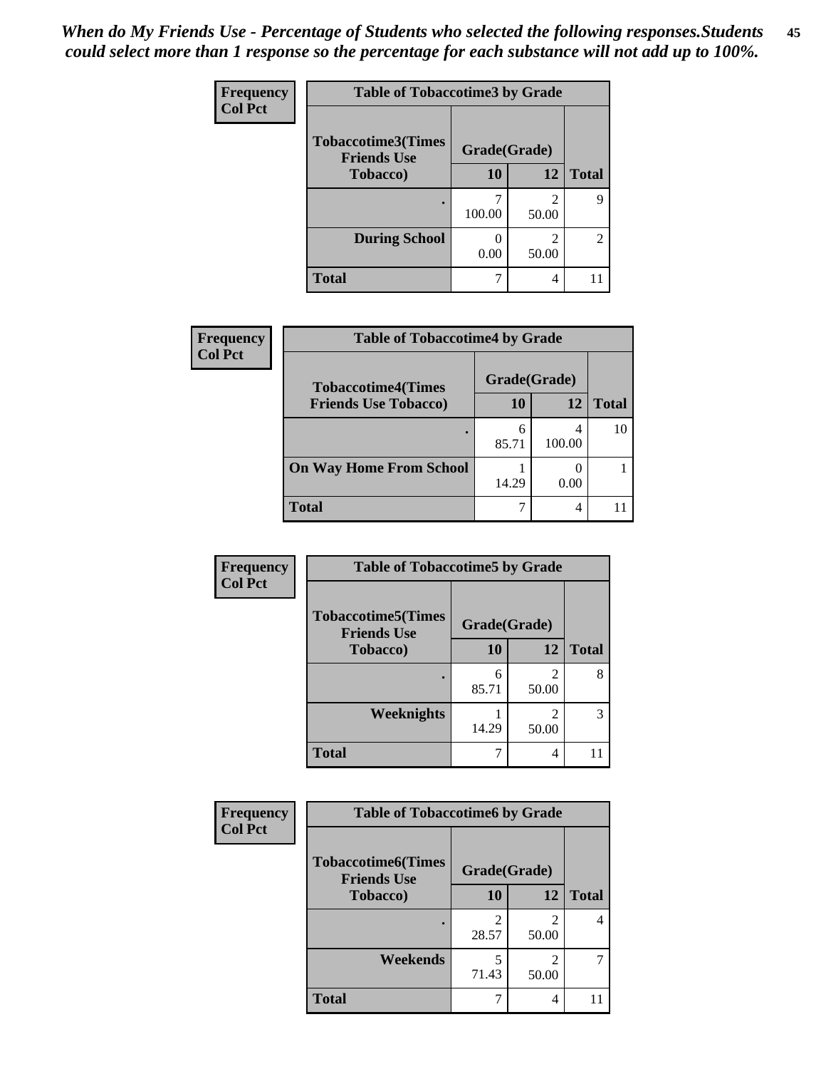*When do My Friends Use - Percentage of Students who selected the following responses.Students could select more than 1 response so the percentage for each substance will not add up to 100%.*

**Frequency**
**Col Pct**

| Table of Tobaccotime3 by Grade | | | |
|---|---|---|---|
| Tobaccotime3(Times Friends Use Tobacco) | Grade(Grade) | | Total |
| | 10 | 12 | |
| . | 7<br>100.00 | 2<br>50.00 | 9 |
| During School | 0<br>0.00 | 2<br>50.00 | 2 |
| Total | 7 | 4 | 11 |

**Frequency**
**Col Pct**

| Table of Tobaccotime4 by Grade | | | |
|---|---|---|---|
| Tobaccotime4(Times Friends Use Tobacco) | Grade(Grade) | | Total |
| | 10 | 12 | |
| . | 6<br>85.71 | 4<br>100.00 | 10 |
| On Way Home From School | 1<br>14.29 | 0<br>0.00 | 1 |
| Total | 7 | 4 | 11 |

**Frequency**
**Col Pct**

| Table of Tobaccotime5 by Grade | | | |
|---|---|---|---|
| Tobaccotime5(Times Friends Use Tobacco) | Grade(Grade) | | Total |
| | 10 | 12 | |
| . | 6<br>85.71 | 2<br>50.00 | 8 |
| Weeknights | 1<br>14.29 | 2<br>50.00 | 3 |
| Total | 7 | 4 | 11 |

**Frequency**
**Col Pct**

| Table of Tobaccotime6 by Grade | | | |
|---|---|---|---|
| Tobaccotime6(Times Friends Use Tobacco) | Grade(Grade) | | Total |
| | 10 | 12 | |
| . | 2<br>28.57 | 2<br>50.00 | 4 |
| Weekends | 5<br>71.43 | 2<br>50.00 | 7 |
| Total | 7 | 4 | 11 |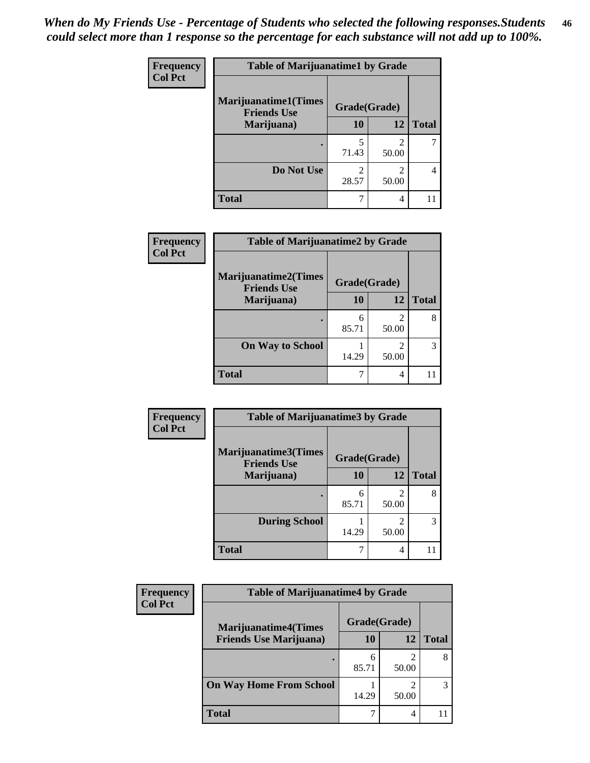*When do My Friends Use - Percentage of Students who selected the following responses.Students could select more than 1 response so the percentage for each substance will not add up to 100%.*

Frequency
Col Pct

| Table of Marijuanatime1 by Grade | | | |
|---|---|---|---|
| Marijuanatime1(Times Friends Use Marijuana) | Grade(Grade) | | |
| | 10 | 12 | Total |
| . | 5<br>71.43 | 2<br>50.00 | 7 |
| Do Not Use | 2<br>28.57 | 2<br>50.00 | 4 |
| Total | 7 | 4 | 11 |

Frequency
Col Pct

| Table of Marijuanatime2 by Grade | | | |
|---|---|---|---|
| Marijuanatime2(Times Friends Use Marijuana) | Grade(Grade) | | |
| | 10 | 12 | Total |
| . | 6<br>85.71 | 2<br>50.00 | 8 |
| On Way to School | 1<br>14.29 | 2<br>50.00 | 3 |
| Total | 7 | 4 | 11 |

Frequency
Col Pct

| Table of Marijuanatime3 by Grade | | | |
|---|---|---|---|
| Marijuanatime3(Times Friends Use Marijuana) | Grade(Grade) | | |
| | 10 | 12 | Total |
| . | 6<br>85.71 | 2<br>50.00 | 8 |
| During School | 1<br>14.29 | 2<br>50.00 | 3 |
| Total | 7 | 4 | 11 |

Frequency
Col Pct

| Table of Marijuanatime4 by Grade | | | |
|---|---|---|---|
| Marijuanatime4(Times Friends Use Marijuana) | Grade(Grade) | | |
| | 10 | 12 | Total |
| . | 6<br>85.71 | 2<br>50.00 | 8 |
| On Way Home From School | 1<br>14.29 | 2<br>50.00 | 3 |
| Total | 7 | 4 | 11 |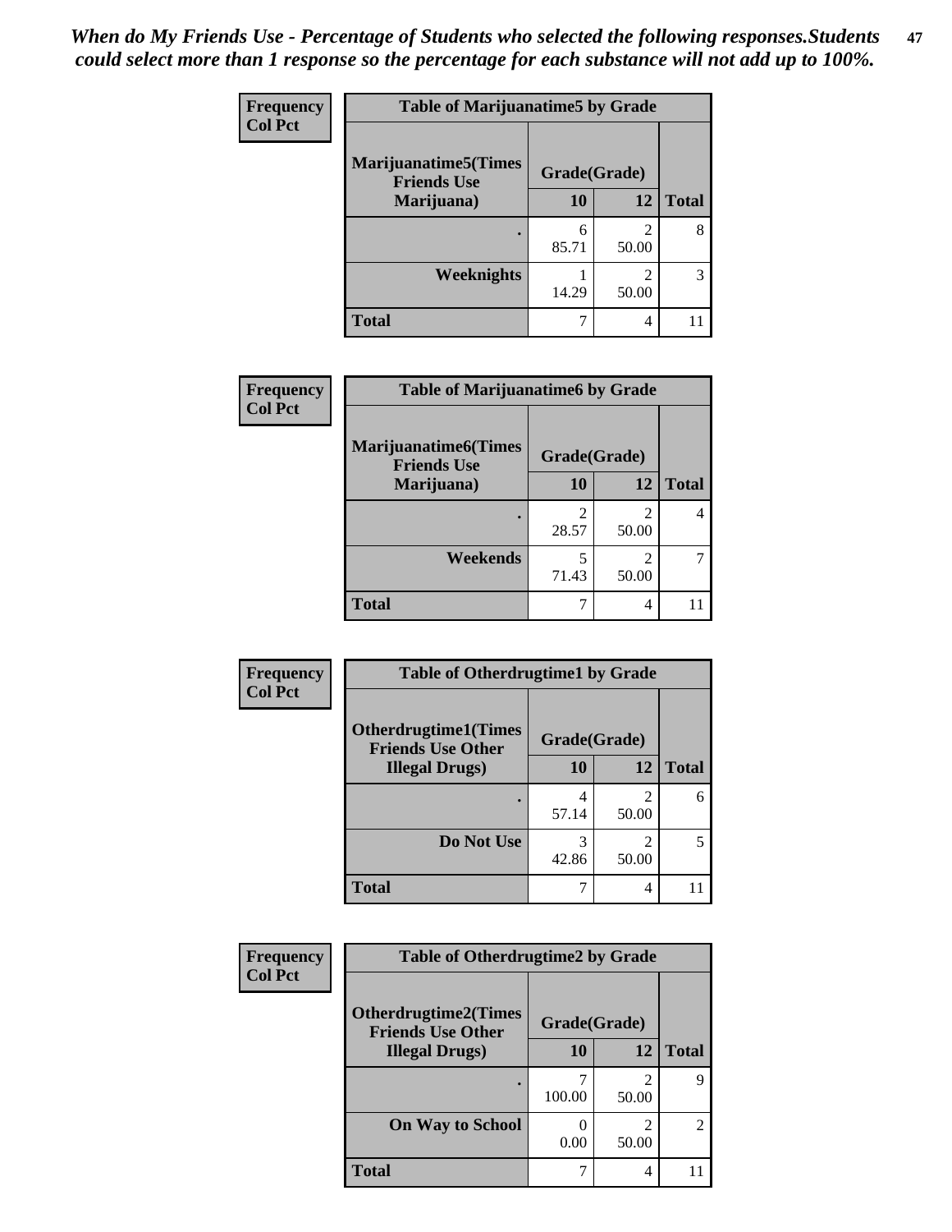*When do My Friends Use - Percentage of Students who selected the following responses.Students could select more than 1 response so the percentage for each substance will not add up to 100%.*

Frequency
Col Pct

| Table of Marijuanatime5 by Grade | | | |
|---|---|---|---|
| Marijuanatime5(Times Friends Use Marijuana) | Grade(Grade) | | |
| | 10 | 12 | Total |
| . | 6<br>85.71 | 2<br>50.00 | 8 |
| Weeknights | 1<br>14.29 | 2<br>50.00 | 3 |
| Total | 7 | 4 | 11 |

Frequency
Col Pct

| Table of Marijuanatime6 by Grade | | | |
|---|---|---|---|
| Marijuanatime6(Times Friends Use Marijuana) | Grade(Grade) | | |
| | 10 | 12 | Total |
| . | 2<br>28.57 | 2<br>50.00 | 4 |
| Weekends | 5<br>71.43 | 2<br>50.00 | 7 |
| Total | 7 | 4 | 11 |

Frequency
Col Pct

| Table of Otherdrugtime1 by Grade | | | |
|---|---|---|---|
| Otherdrugtime1(Times Friends Use Other Illegal Drugs) | Grade(Grade) | | |
| | 10 | 12 | Total |
| . | 4<br>57.14 | 2<br>50.00 | 6 |
| Do Not Use | 3<br>42.86 | 2<br>50.00 | 5 |
| Total | 7 | 4 | 11 |

Frequency
Col Pct

| Table of Otherdrugtime2 by Grade | | | |
|---|---|---|---|
| Otherdrugtime2(Times Friends Use Other Illegal Drugs) | Grade(Grade) | | |
| | 10 | 12 | Total |
| . | 7<br>100.00 | 2<br>50.00 | 9 |
| On Way to School | 0<br>0.00 | 2<br>50.00 | 2 |
| Total | 7 | 4 | 11 |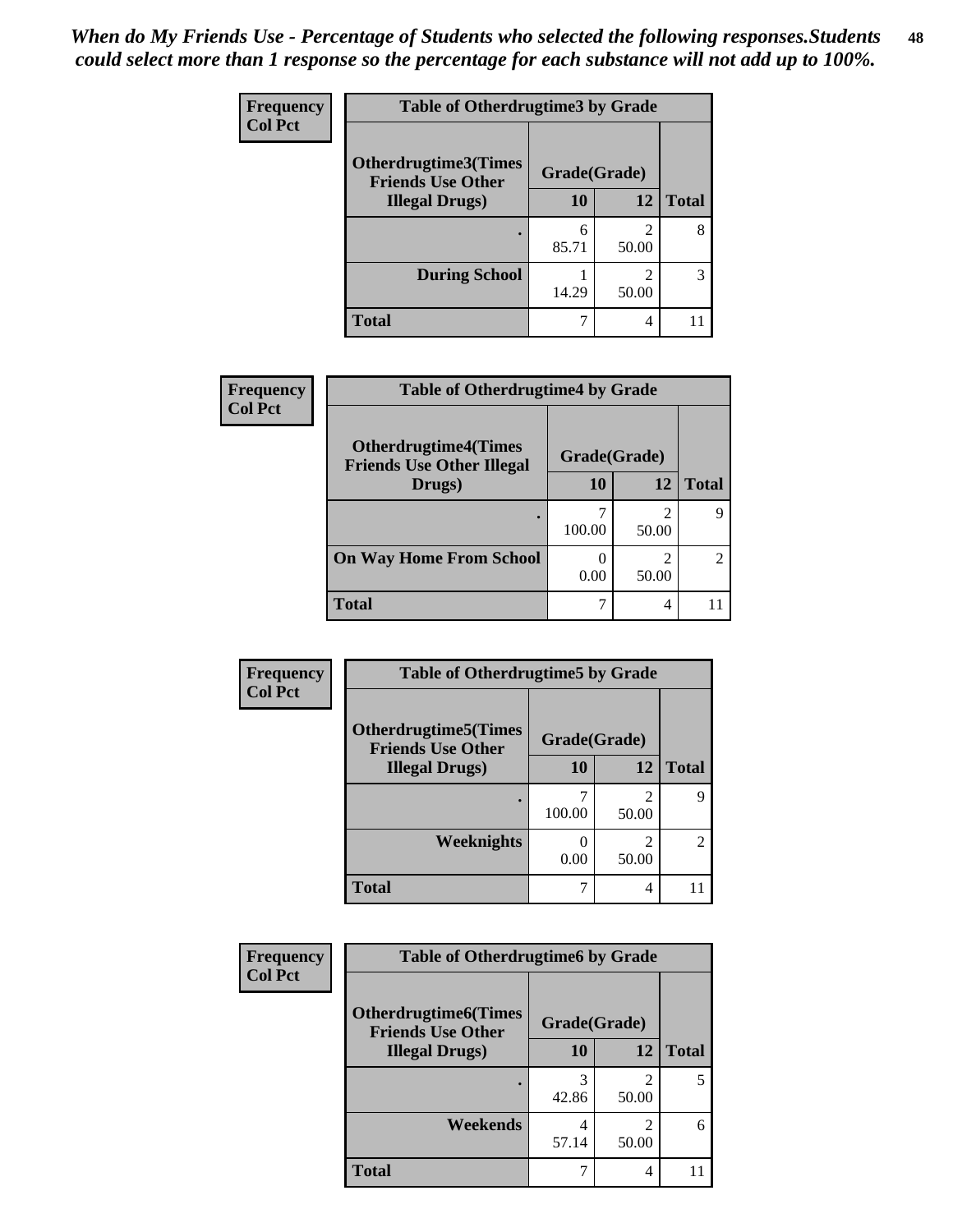*When do My Friends Use - Percentage of Students who selected the following responses.Students could select more than 1 response so the percentage for each substance will not add up to 100%.*

**Frequency**
**Col Pct**

**Table of Otherdrugtime3 by Grade**

| Otherdrugtime3(Times Friends Use Other Illegal Drugs) | Grade(Grade) | | |
|---|---|---|---|
| | 10 | 12 | Total |
| . | 6<br>85.71 | 2<br>50.00 | 8 |
| During School | 1<br>14.29 | 2<br>50.00 | 3 |
| Total | 7 | 4 | 11 |

**Frequency**
**Col Pct**

**Table of Otherdrugtime4 by Grade**

| Otherdrugtime4(Times Friends Use Other Illegal Drugs) | Grade(Grade) | | |
|---|---|---|---|
| | 10 | 12 | Total |
| . | 7<br>100.00 | 2<br>50.00 | 9 |
| On Way Home From School | 0<br>0.00 | 2<br>50.00 | 2 |
| Total | 7 | 4 | 11 |

**Frequency**
**Col Pct**

**Table of Otherdrugtime5 by Grade**

| Otherdrugtime5(Times Friends Use Other Illegal Drugs) | Grade(Grade) | | |
|---|---|---|---|
| | 10 | 12 | Total |
| . | 7<br>100.00 | 2<br>50.00 | 9 |
| Weeknights | 0<br>0.00 | 2<br>50.00 | 2 |
| Total | 7 | 4 | 11 |

**Frequency**
**Col Pct**

**Table of Otherdrugtime6 by Grade**

| Otherdrugtime6(Times Friends Use Other Illegal Drugs) | Grade(Grade) | | |
|---|---|---|---|
| | 10 | 12 | Total |
| . | 3<br>42.86 | 2<br>50.00 | 5 |
| Weekends | 4<br>57.14 | 2<br>50.00 | 6 |
| Total | 7 | 4 | 11 |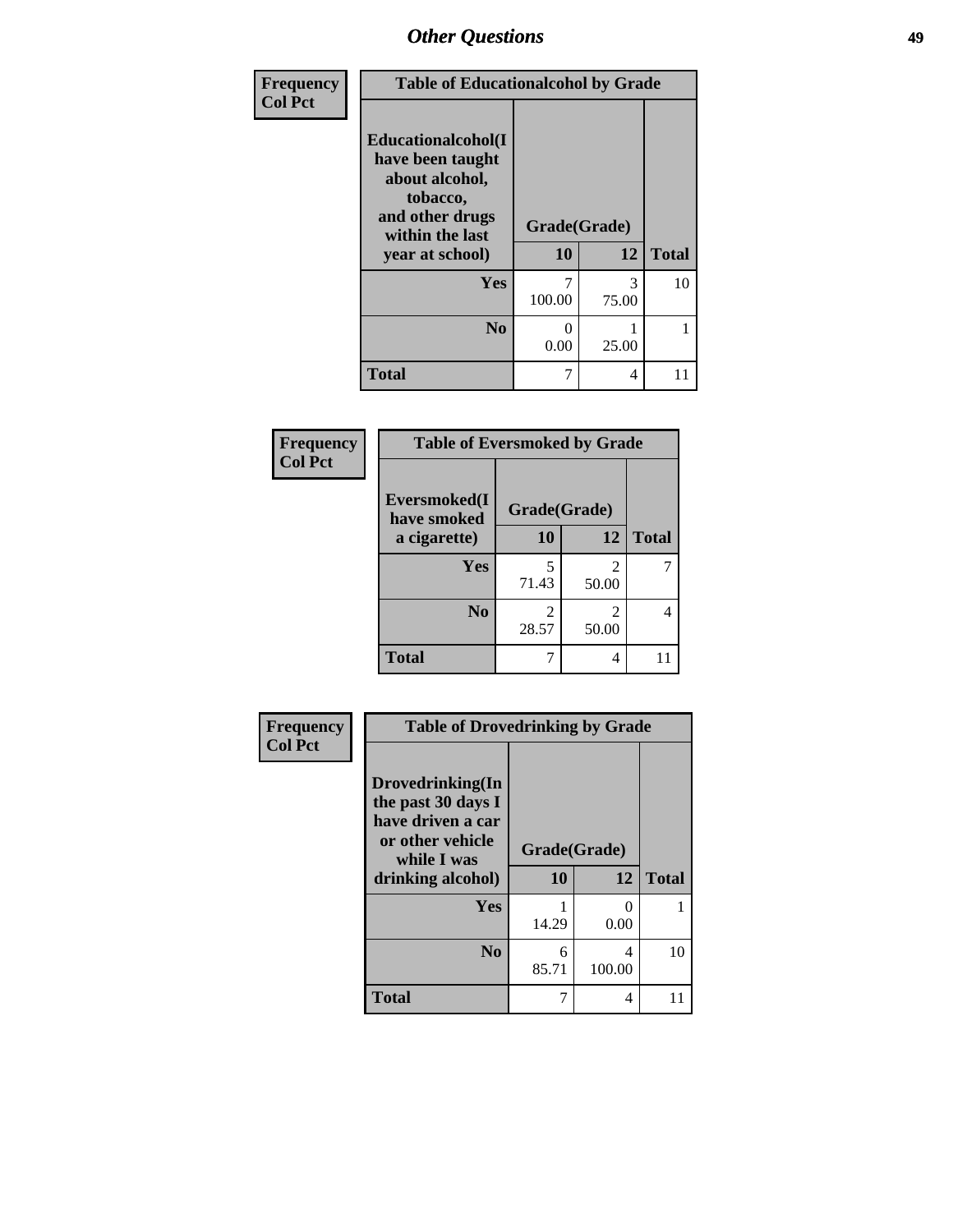| Frequency<br>Col Pct | Table of Educationalcohol by Grade | | |
|---|---|---|---|
| Educationalcohol(I have been taught about alcohol, tobacco, and other drugs within the last year at school) | Grade(Grade) | | |
| | 10 | 12 | Total |
| Yes | 7<br>100.00 | 3<br>75.00 | 10 |
| No | 0<br>0.00 | 1<br>25.00 | 1 |
| Total | 7 | 4 | 11 |

| Frequency<br>Col Pct | Table of Eversmoked by Grade | | |
|---|---|---|---|
| Eversmoked(I have smoked a cigarette) | Grade(Grade) | | |
| | 10 | 12 | Total |
| Yes | 5<br>71.43 | 2<br>50.00 | 7 |
| No | 2<br>28.57 | 2<br>50.00 | 4 |
| Total | 7 | 4 | 11 |

| Frequency<br>Col Pct | Table of Drovedrinking by Grade | | |
|---|---|---|---|
| Drovedrinking(In the past 30 days I have driven a car or other vehicle while I was drinking alcohol) | Grade(Grade) | | |
| | 10 | 12 | Total |
| Yes | 1<br>14.29 | 0<br>0.00 | 1 |
| No | 6<br>85.71 | 4<br>100.00 | 10 |
| Total | 7 | 4 | 11 |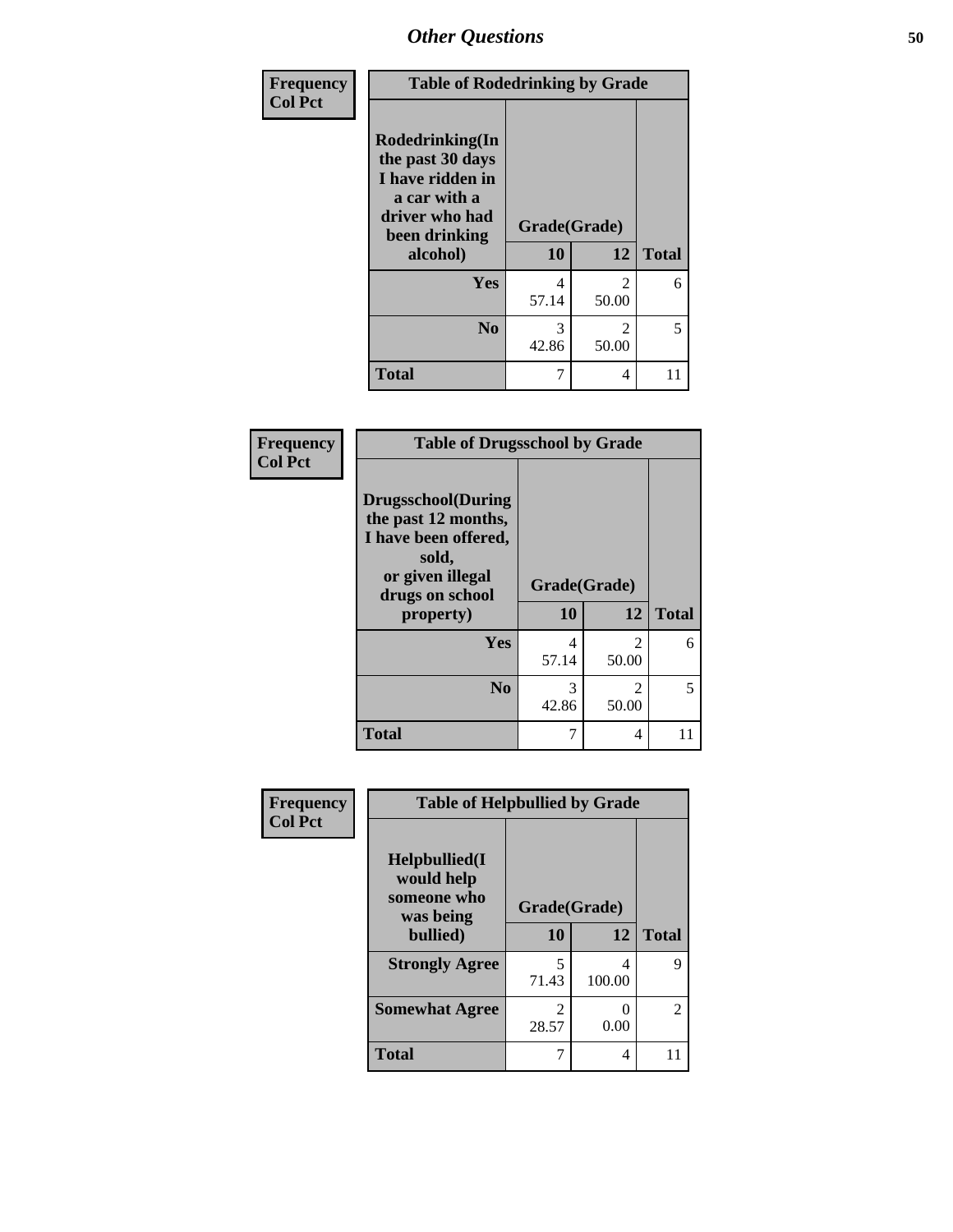| Frequency<br>Col Pct | Table of Rodedrinking by Grade | | |
|---|---|---|---|
| Rodedrinking(In the past 30 days I have ridden in a car with a driver who had been drinking alcohol) | Grade(Grade) | | |
| | 10 | 12 | Total |
| Yes | 4<br>57.14 | 2<br>50.00 | 6 |
| No | 3<br>42.86 | 2<br>50.00 | 5 |
| Total | 7 | 4 | 11 |

| Frequency<br>Col Pct | Table of Drugsschool by Grade | | |
|---|---|---|---|
| Drugsschool(During the past 12 months, I have been offered, sold, or given illegal drugs on school property) | Grade(Grade) | | |
| | 10 | 12 | Total |
| Yes | 4<br>57.14 | 2<br>50.00 | 6 |
| No | 3<br>42.86 | 2<br>50.00 | 5 |
| Total | 7 | 4 | 11 |

| Frequency<br>Col Pct | Table of Helpbullied by Grade | | |
|---|---|---|---|
| Helpbullied(I would help someone who was being bullied) | Grade(Grade) | | |
| | 10 | 12 | Total |
| Strongly Agree | 5<br>71.43 | 4<br>100.00 | 9 |
| Somewhat Agree | 2<br>28.57 | 0<br>0.00 | 2 |
| Total | 7 | 4 | 11 |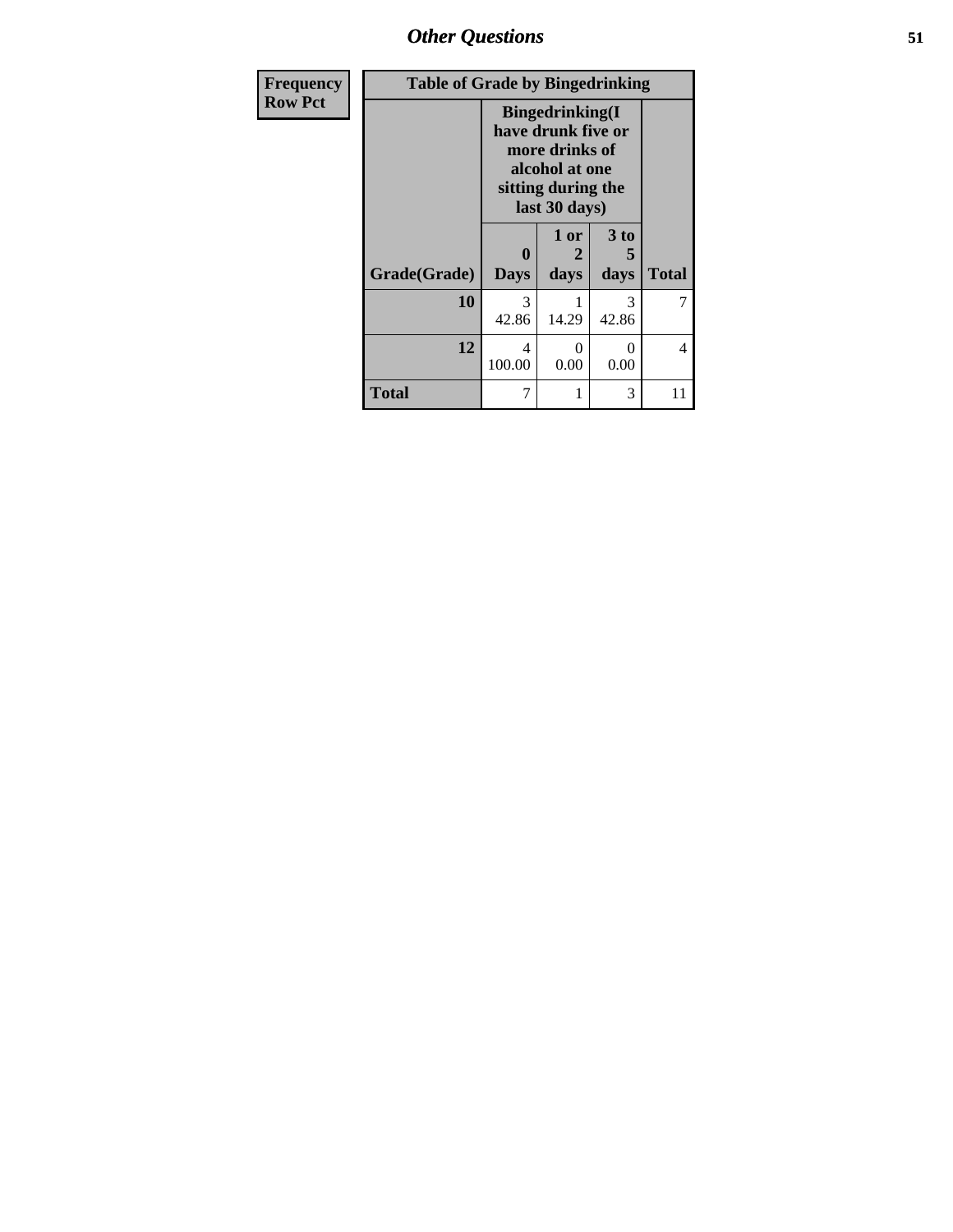## Other Questions

| Frequency Row Pct | Table of Grade by Bingedrinking | | | |
|---|---|---|---|---|
| | Bingedrinking(I have drunk five or more drinks of alcohol at one sitting during the last 30 days) | | | |
| Grade(Grade) | 0 Days | 1 or 2 days | 3 to 5 days | Total |
| 10 | 3<br>42.86 | 1<br>14.29 | 3<br>42.86 | 7 |
| 12 | 4<br>100.00 | 0<br>0.00 | 0<br>0.00 | 4 |
| Total | 7 | 1 | 3 | 11 |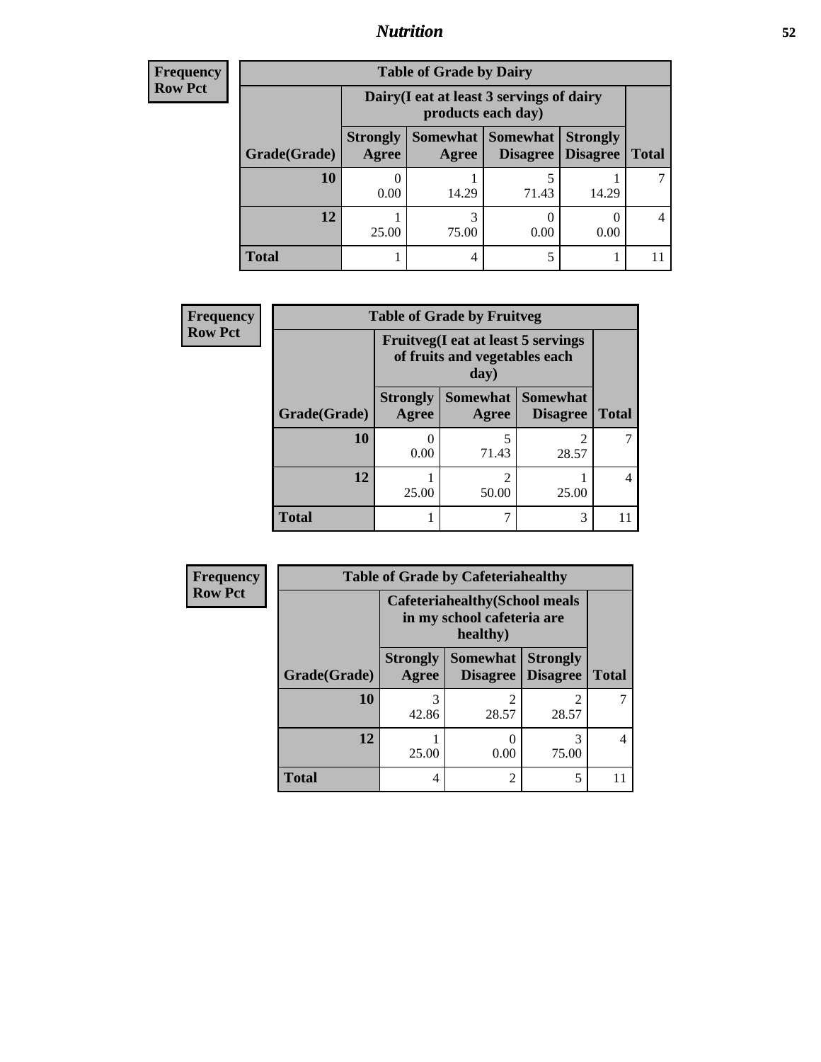| Frequency Row Pct | | | | | |
|---|---|---|---|---|---|
| **Table of Grade by Dairy** | | | | | |
| | **Dairy(I eat at least 3 servings of dairy products each day)** | | | | |
| **Grade(Grade)** | **Strongly Agree** | **Somewhat Agree** | **Somewhat Disagree** | **Strongly Disagree** | **Total** |
| **10** | 0<br>0.00 | 1<br>14.29 | 5<br>71.43 | 1<br>14.29 | 7 |
| **12** | 1<br>25.00 | 3<br>75.00 | 0<br>0.00 | 0<br>0.00 | 4 |
| **Total** | 1 | 4 | 5 | 1 | 11 |

| Frequency Row Pct | | | | |
|---|---|---|---|---|
| **Table of Grade by Fruitveg** | | | | |
| | **Fruitveg(I eat at least 5 servings of fruits and vegetables each day)** | | | |
| **Grade(Grade)** | **Strongly Agree** | **Somewhat Agree** | **Somewhat Disagree** | **Total** |
| **10** | 0<br>0.00 | 5<br>71.43 | 2<br>28.57 | 7 |
| **12** | 1<br>25.00 | 2<br>50.00 | 1<br>25.00 | 4 |
| **Total** | 1 | 7 | 3 | 11 |

| Frequency Row Pct | | | | |
|---|---|---|---|---|
| **Table of Grade by Cafeteriahealthy** | | | | |
| | **Cafeteriahealthy(School meals in my school cafeteria are healthy)** | | | |
| **Grade(Grade)** | **Strongly Agree** | **Somewhat Disagree** | **Strongly Disagree** | **Total** |
| **10** | 3<br>42.86 | 2<br>28.57 | 2<br>28.57 | 7 |
| **12** | 1<br>25.00 | 0<br>0.00 | 3<br>75.00 | 4 |
| **Total** | 4 | 2 | 5 | 11 |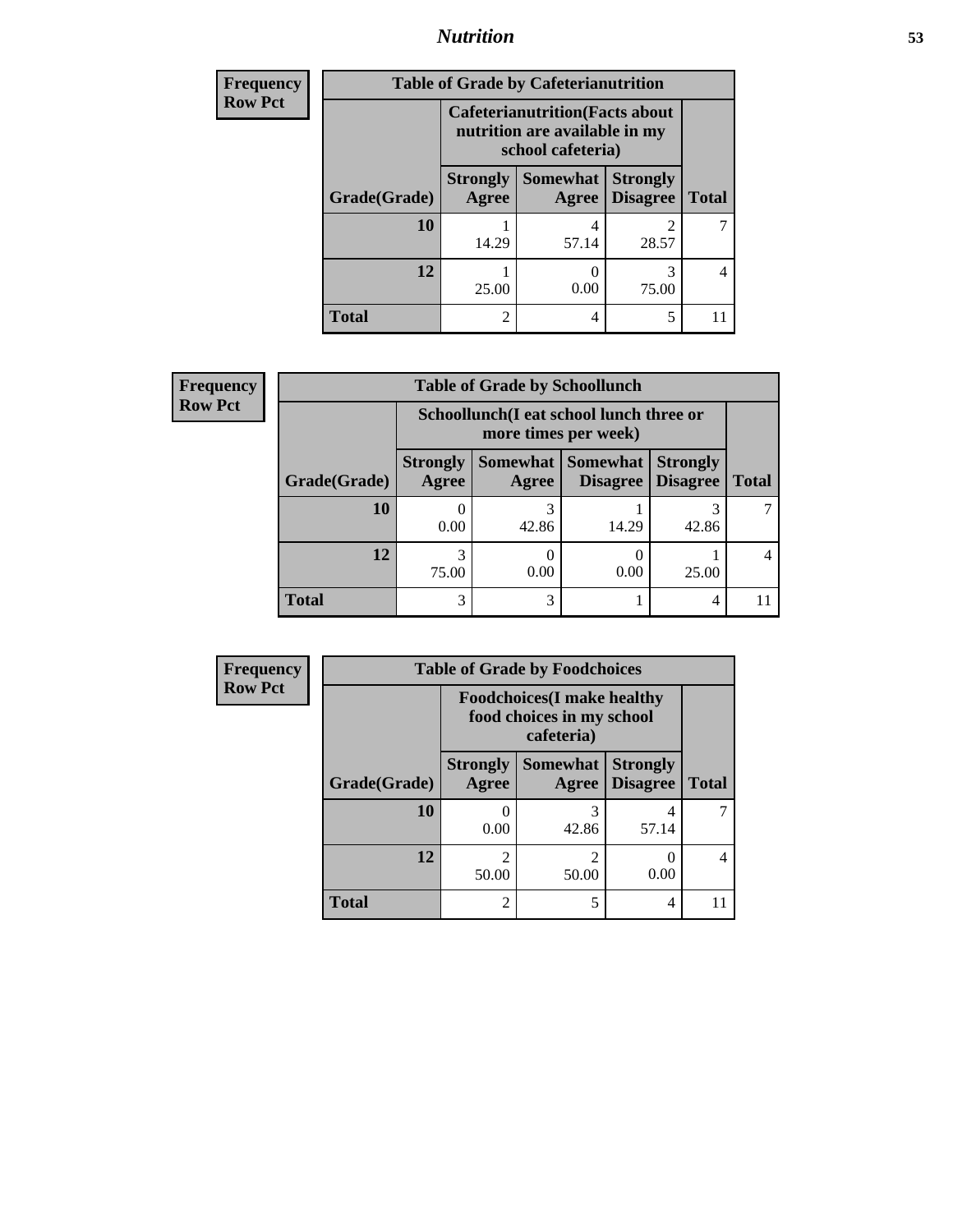| Frequency<br>Row Pct | Table of Grade by Cafeterianutrition | | | |
|---|---|---|---|---|
| | Cafeterianutrition(Facts about nutrition are available in my school cafeteria) | | | |
| Grade(Grade) | Strongly Agree | Somewhat Agree | Strongly Disagree | Total |
| 10 | 1<br>14.29 | 4<br>57.14 | 2<br>28.57 | 7 |
| 12 | 1<br>25.00 | 0<br>0.00 | 3<br>75.00 | 4 |
| Total | 2 | 4 | 5 | 11 |

| Frequency<br>Row Pct | Table of Grade by Schoollunch | | | | |
|---|---|---|---|---|---|
| | Schoollunch(I eat school lunch three or more times per week) | | | | |
| Grade(Grade) | Strongly Agree | Somewhat Agree | Somewhat Disagree | Strongly Disagree | Total |
| 10 | 0<br>0.00 | 3<br>42.86 | 1<br>14.29 | 3<br>42.86 | 7 |
| 12 | 3<br>75.00 | 0<br>0.00 | 0<br>0.00 | 1<br>25.00 | 4 |
| Total | 3 | 3 | 1 | 4 | 11 |

| Frequency<br>Row Pct | Table of Grade by Foodchoices | | | |
|---|---|---|---|---|
| | Foodchoices(I make healthy food choices in my school cafeteria) | | | |
| Grade(Grade) | Strongly Agree | Somewhat Agree | Strongly Disagree | Total |
| 10 | 0<br>0.00 | 3<br>42.86 | 4<br>57.14 | 7 |
| 12 | 2<br>50.00 | 2<br>50.00 | 0<br>0.00 | 4 |
| Total | 2 | 5 | 4 | 11 |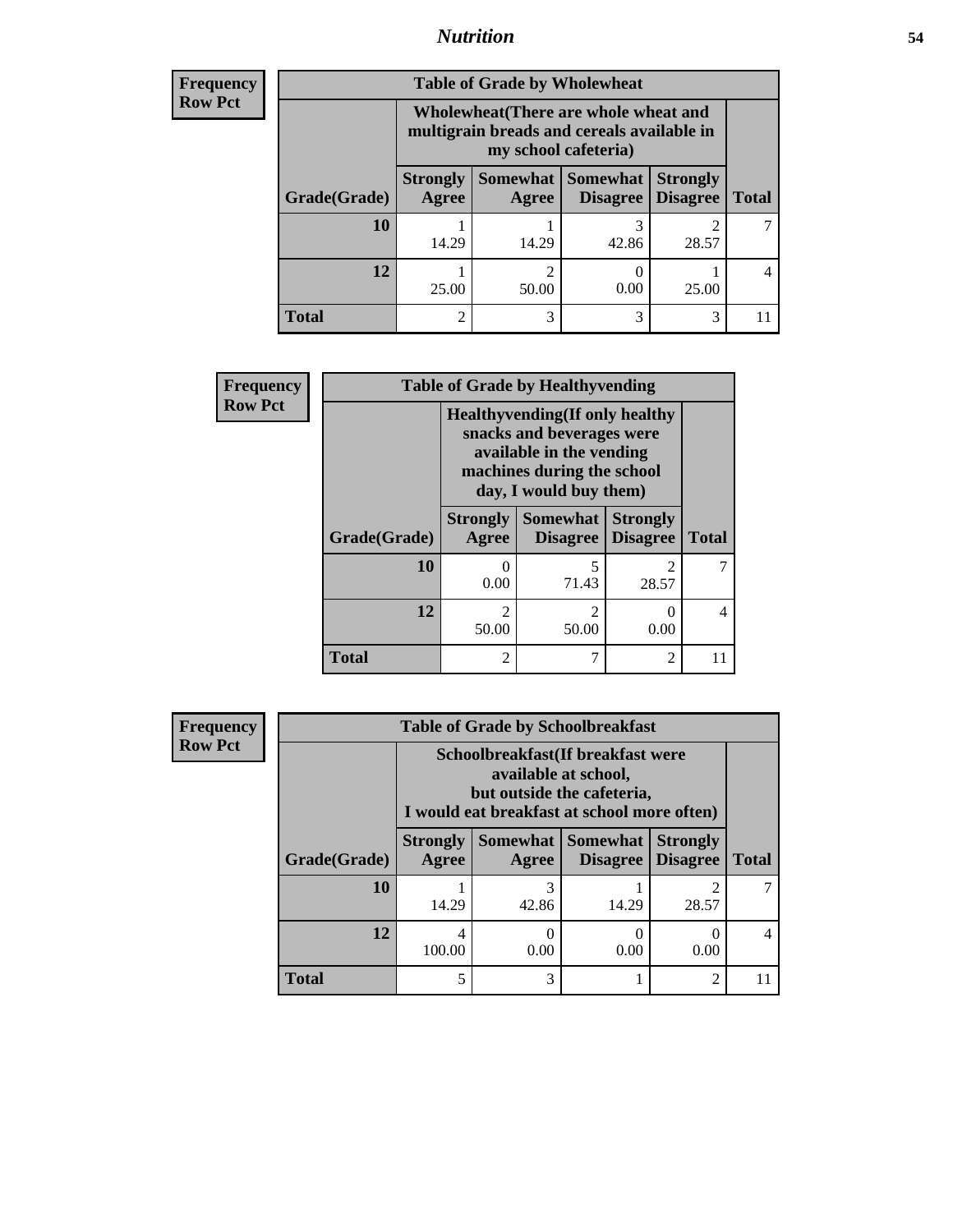| Frequency |
|---|
| Row Pct |

**Table of Grade by Wholewheat**

| Grade(Grade) | Wholewheat(There are whole wheat and multigrain breads and cereals available in my school cafeteria) | | | | Total |
|---|---|---|---|---|---|
| | Strongly Agree | Somewhat Agree | Somewhat Disagree | Strongly Disagree | |
| 10 | 1<br>14.29 | 1<br>14.29 | 3<br>42.86 | 2<br>28.57 | 7 |
| 12 | 1<br>25.00 | 2<br>50.00 | 0<br>0.00 | 1<br>25.00 | 4 |
| Total | 2 | 3 | 3 | 3 | 11 |

| Frequency |
|---|
| Row Pct |

**Table of Grade by Healthyvending**

| Grade(Grade) | Healthyvending(If only healthy snacks and beverages were available in the vending machines during the school day, I would buy them) | | | Total |
|---|---|---|---|---|
| | Strongly Agree | Somewhat Disagree | Strongly Disagree | |
| 10 | 0<br>0.00 | 5<br>71.43 | 2<br>28.57 | 7 |
| 12 | 2<br>50.00 | 2<br>50.00 | 0<br>0.00 | 4 |
| Total | 2 | 7 | 2 | 11 |

| Frequency |
|---|
| Row Pct |

**Table of Grade by Schoolbreakfast**

| Grade(Grade) | Schoolbreakfast(If breakfast were available at school, but outside the cafeteria, I would eat breakfast at school more often) | | | | Total |
|---|---|---|---|---|---|
| | Strongly Agree | Somewhat Agree | Somewhat Disagree | Strongly Disagree | |
| 10 | 1<br>14.29 | 3<br>42.86 | 1<br>14.29 | 2<br>28.57 | 7 |
| 12 | 4<br>100.00 | 0<br>0.00 | 0<br>0.00 | 0<br>0.00 | 4 |
| Total | 5 | 3 | 1 | 2 | 11 |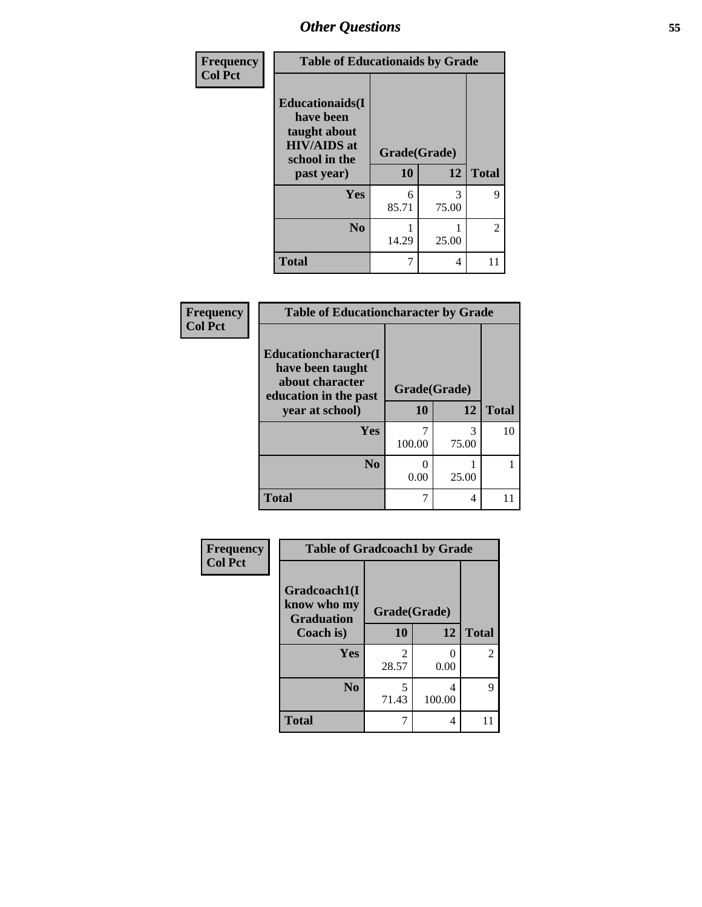| Frequency Col Pct | Table of Educationaids by Grade | | |
|---|---|---|---|
| Educationaids(I have been taught about HIV/AIDS at school in the past year) | Grade(Grade) | | |
| | 10 | 12 | Total |
| Yes | 6<br>85.71 | 3<br>75.00 | 9 |
| No | 1<br>14.29 | 1<br>25.00 | 2 |
| Total | 7 | 4 | 11 |

| Frequency Col Pct | Table of Educationcharacter by Grade | | |
|---|---|---|---|
| Educationcharacter(I have been taught about character education in the past year at school) | Grade(Grade) | | |
| | 10 | 12 | Total |
| Yes | 7<br>100.00 | 3<br>75.00 | 10 |
| No | 0<br>0.00 | 1<br>25.00 | 1 |
| Total | 7 | 4 | 11 |

| Frequency Col Pct | Table of Gradcoach1 by Grade | | |
|---|---|---|---|
| Gradcoach1(I know who my Graduation Coach is) | Grade(Grade) | | |
| | 10 | 12 | Total |
| Yes | 2<br>28.57 | 0<br>0.00 | 2 |
| No | 5<br>71.43 | 4<br>100.00 | 9 |
| Total | 7 | 4 | 11 |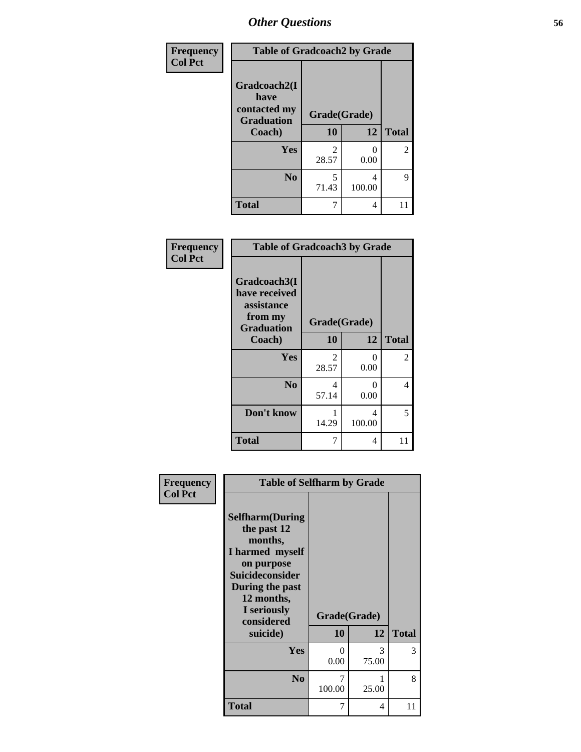| Frequency<br>Col Pct | Table of Gradcoach2 by Grade | | |
|---|---|---|---|
| Gradcoach2(I have contacted my Graduation Coach) | Grade(Grade) | | |
| | 10 | 12 | Total |
| Yes | 2<br>28.57 | 0<br>0.00 | 2 |
| No | 5<br>71.43 | 4<br>100.00 | 9 |
| Total | 7 | 4 | 11 |

| Frequency<br>Col Pct | Table of Gradcoach3 by Grade | | |
|---|---|---|---|
| Gradcoach3(I have received assistance from my Graduation Coach) | Grade(Grade) | | |
| | 10 | 12 | Total |
| Yes | 2<br>28.57 | 0<br>0.00 | 2 |
| No | 4<br>57.14 | 0<br>0.00 | 4 |
| Don't know | 1<br>14.29 | 4<br>100.00 | 5 |
| Total | 7 | 4 | 11 |

| Frequency<br>Col Pct | Table of Selfharm by Grade | | |
|---|---|---|---|
| Selfharm(During the past 12 months, I harmed myself on purpose Suicideconsider During the past 12 months, I seriously considered suicide) | Grade(Grade) | | |
| | 10 | 12 | Total |
| Yes | 0<br>0.00 | 3<br>75.00 | 3 |
| No | 7<br>100.00 | 1<br>25.00 | 8 |
| Total | 7 | 4 | 11 |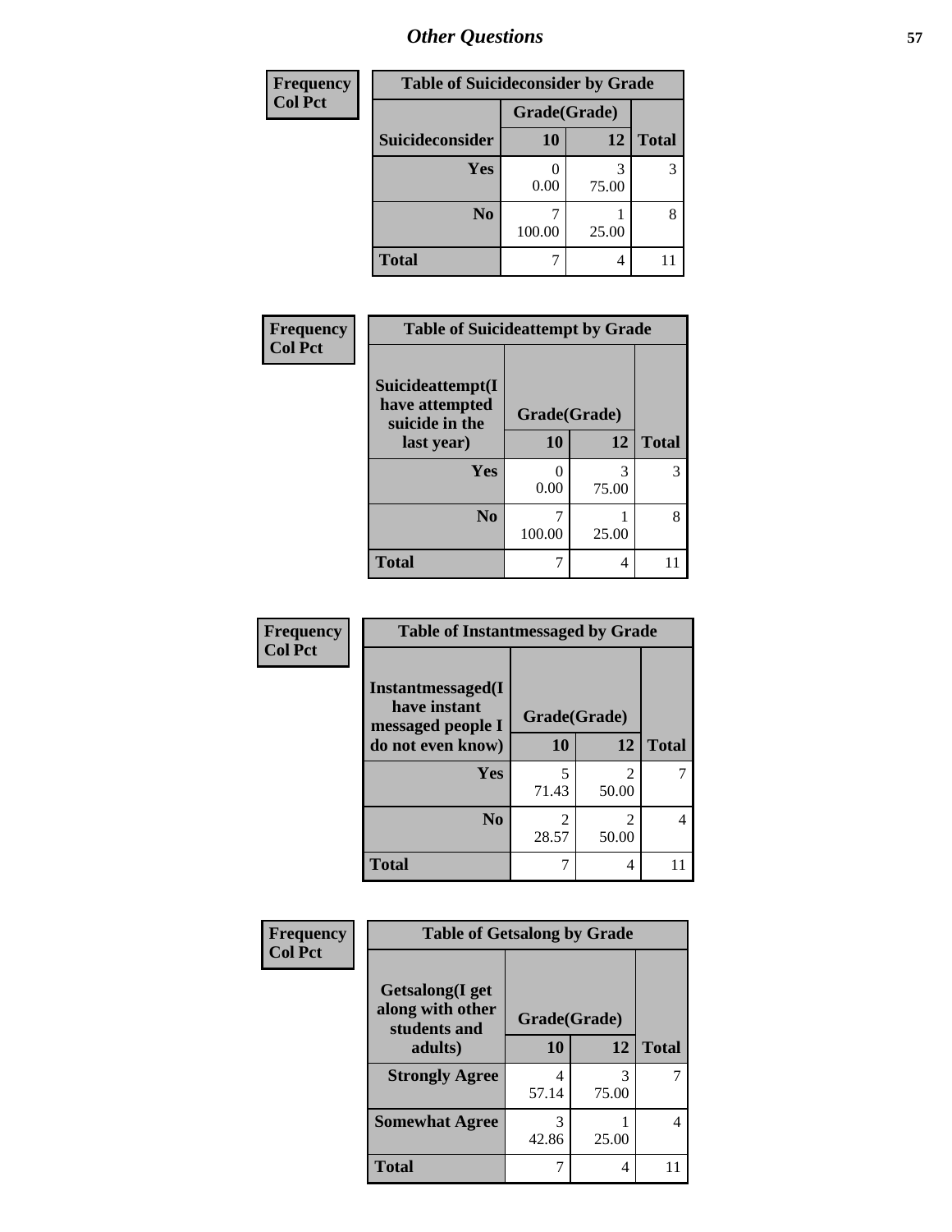## Other Questions

| Frequency<br>Col Pct |
|---|

**Table of Suicideconsider by Grade**

| Suicideconsider | Grade(Grade) 10 | 12 | Total |
|---|---|---|---|
| Yes | 0<br>0.00 | 3<br>75.00 | 3 |
| No | 7<br>100.00 | 1<br>25.00 | 8 |
| Total | 7 | 4 | 11 |

| Frequency<br>Col Pct |
|---|

**Table of Suicideattempt by Grade**

| Suicideattempt(I have attempted suicide in the last year) | Grade(Grade) 10 | 12 | Total |
|---|---|---|---|
| Yes | 0<br>0.00 | 3<br>75.00 | 3 |
| No | 7<br>100.00 | 1<br>25.00 | 8 |
| Total | 7 | 4 | 11 |

| Frequency<br>Col Pct |
|---|

**Table of Instantmessaged by Grade**

| Instantmessaged(I have instant messaged people I do not even know) | Grade(Grade) 10 | 12 | Total |
|---|---|---|---|
| Yes | 5<br>71.43 | 2<br>50.00 | 7 |
| No | 2<br>28.57 | 2<br>50.00 | 4 |
| Total | 7 | 4 | 11 |

| Frequency<br>Col Pct |
|---|

**Table of Getsalong by Grade**

| Getsalong(I get along with other students and adults) | Grade(Grade) 10 | 12 | Total |
|---|---|---|---|
| Strongly Agree | 4<br>57.14 | 3<br>75.00 | 7 |
| Somewhat Agree | 3<br>42.86 | 1<br>25.00 | 4 |
| Total | 7 | 4 | 11 |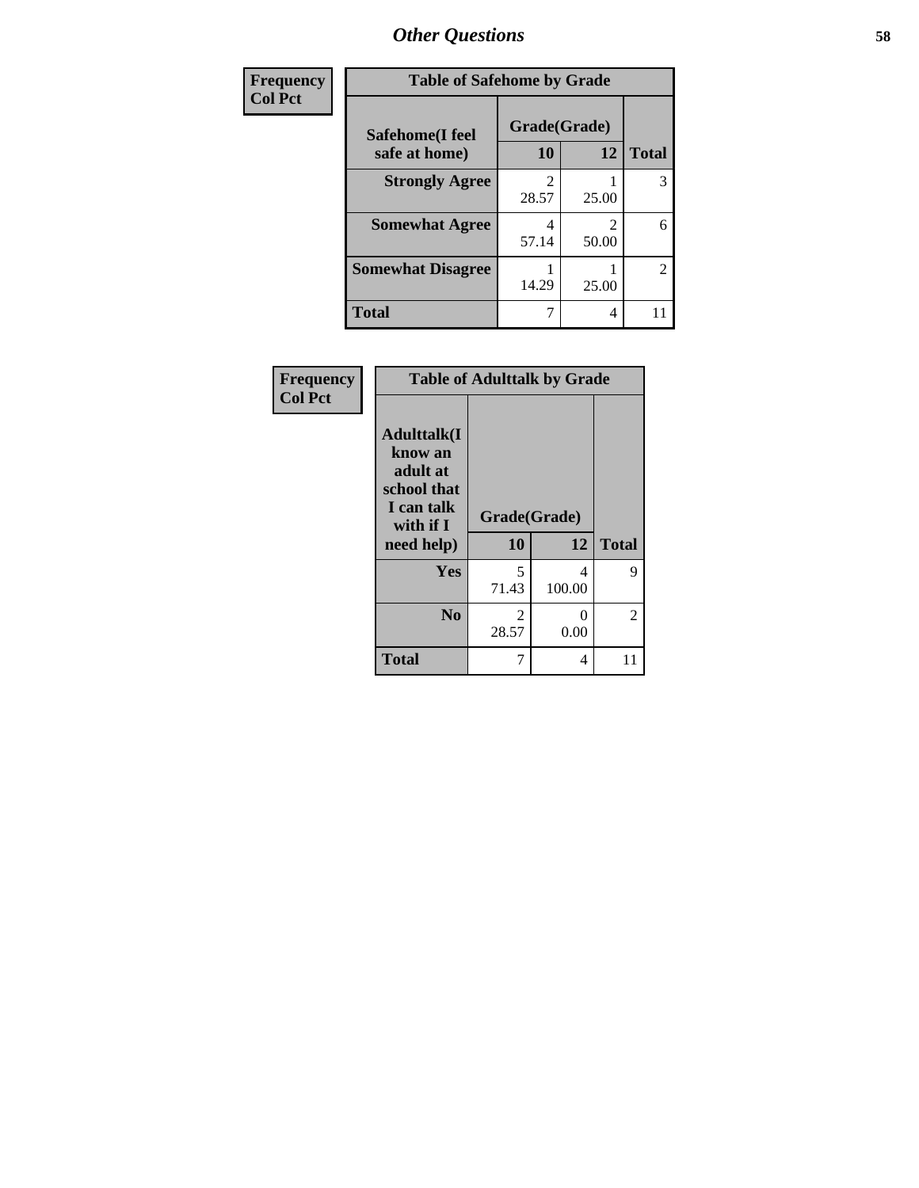## Other Questions

| Frequency<br>Col Pct |
|---|

**Table of Safehome by Grade**

| Safehome(I feel safe at home) | Grade(Grade) 10 | 12 | Total |
|---|---|---|---|
| **Strongly Agree** | 2<br>28.57 | 1<br>25.00 | 3 |
| **Somewhat Agree** | 4<br>57.14 | 2<br>50.00 | 6 |
| **Somewhat Disagree** | 1<br>14.29 | 1<br>25.00 | 2 |
| **Total** | 7 | 4 | 11 |

| Frequency<br>Col Pct |
|---|

**Table of Adulttalk by Grade**

| Adulttalk(I know an adult at school that I can talk with if I need help) | Grade(Grade) 10 | 12 | Total |
|---|---|---|---|
| **Yes** | 5<br>71.43 | 4<br>100.00 | 9 |
| **No** | 2<br>28.57 | 0<br>0.00 | 2 |
| **Total** | 7 | 4 | 11 |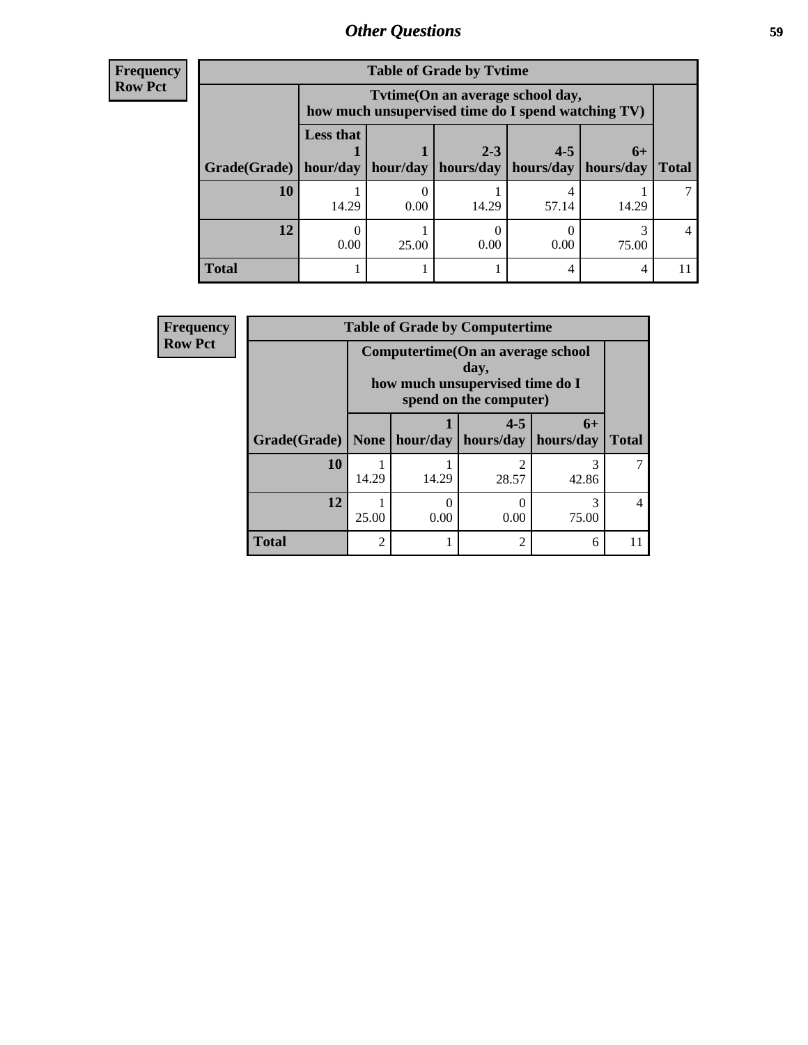## Other Questions

**Frequency**
**Row Pct**

**Table of Grade by Tvtime**

| Grade(Grade) | Tvtime(On an average school day, how much unsupervised time do I spend watching TV) | | | | | Total |
|---|---|---|---|---|---|---|
| | Less that 1 hour/day | 1 hour/day | 2-3 hours/day | 4-5 hours/day | 6+ hours/day | |
| **10** | 1<br>14.29 | 0<br>0.00 | 1<br>14.29 | 4<br>57.14 | 1<br>14.29 | 7 |
| **12** | 0<br>0.00 | 1<br>25.00 | 0<br>0.00 | 0<br>0.00 | 3<br>75.00 | 4 |
| **Total** | 1 | 1 | 1 | 4 | 4 | 11 |

**Frequency**
**Row Pct**

**Table of Grade by Computertime**

| Grade(Grade) | Computertime(On an average school day, how much unsupervised time do I spend on the computer) | | | | Total |
|---|---|---|---|---|---|
| | None | 1 hour/day | 4-5 hours/day | 6+ hours/day | |
| **10** | 1<br>14.29 | 1<br>14.29 | 2<br>28.57 | 3<br>42.86 | 7 |
| **12** | 1<br>25.00 | 0<br>0.00 | 0<br>0.00 | 3<br>75.00 | 4 |
| **Total** | 2 | 1 | 2 | 6 | 11 |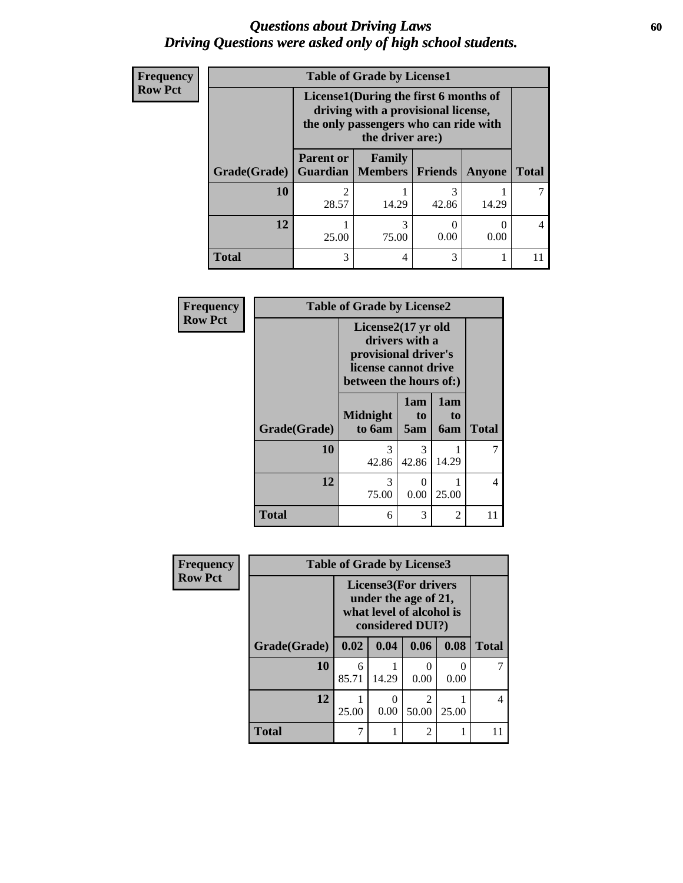# *Questions about Driving Laws*
# *Driving Questions were asked only of high school students.*

**Frequency**
**Row Pct**

| Table of Grade by License1 | | | | | |
|---|---|---|---|---|---|
| | License1(During the first 6 months of driving with a provisional license, the only passengers who can ride with the driver are:) | | | | |
| **Grade(Grade)** | **Parent or Guardian** | **Family Members** | **Friends** | **Anyone** | **Total** |
| **10** | 2<br>28.57 | 1<br>14.29 | 3<br>42.86 | 1<br>14.29 | 7 |
| **12** | 1<br>25.00 | 3<br>75.00 | 0<br>0.00 | 0<br>0.00 | 4 |
| **Total** | 3 | 4 | 3 | 1 | 11 |

**Frequency**
**Row Pct**

| Table of Grade by License2 | | | | |
|---|---|---|---|---|
| | License2(17 yr old drivers with a provisional driver's license cannot drive between the hours of:) | | | |
| **Grade(Grade)** | **Midnight to 6am** | **1am to 5am** | **1am to 6am** | **Total** |
| **10** | 3<br>42.86 | 3<br>42.86 | 1<br>14.29 | 7 |
| **12** | 3<br>75.00 | 0<br>0.00 | 1<br>25.00 | 4 |
| **Total** | 6 | 3 | 2 | 11 |

**Frequency**
**Row Pct**

| Table of Grade by License3 | | | | | |
|---|---|---|---|---|---|
| | License3(For drivers under the age of 21, what level of alcohol is considered DUI?) | | | | |
| **Grade(Grade)** | **0.02** | **0.04** | **0.06** | **0.08** | **Total** |
| **10** | 6<br>85.71 | 1<br>14.29 | 0<br>0.00 | 0<br>0.00 | 7 |
| **12** | 1<br>25.00 | 0<br>0.00 | 2<br>50.00 | 1<br>25.00 | 4 |
| **Total** | 7 | 1 | 2 | 1 | 11 |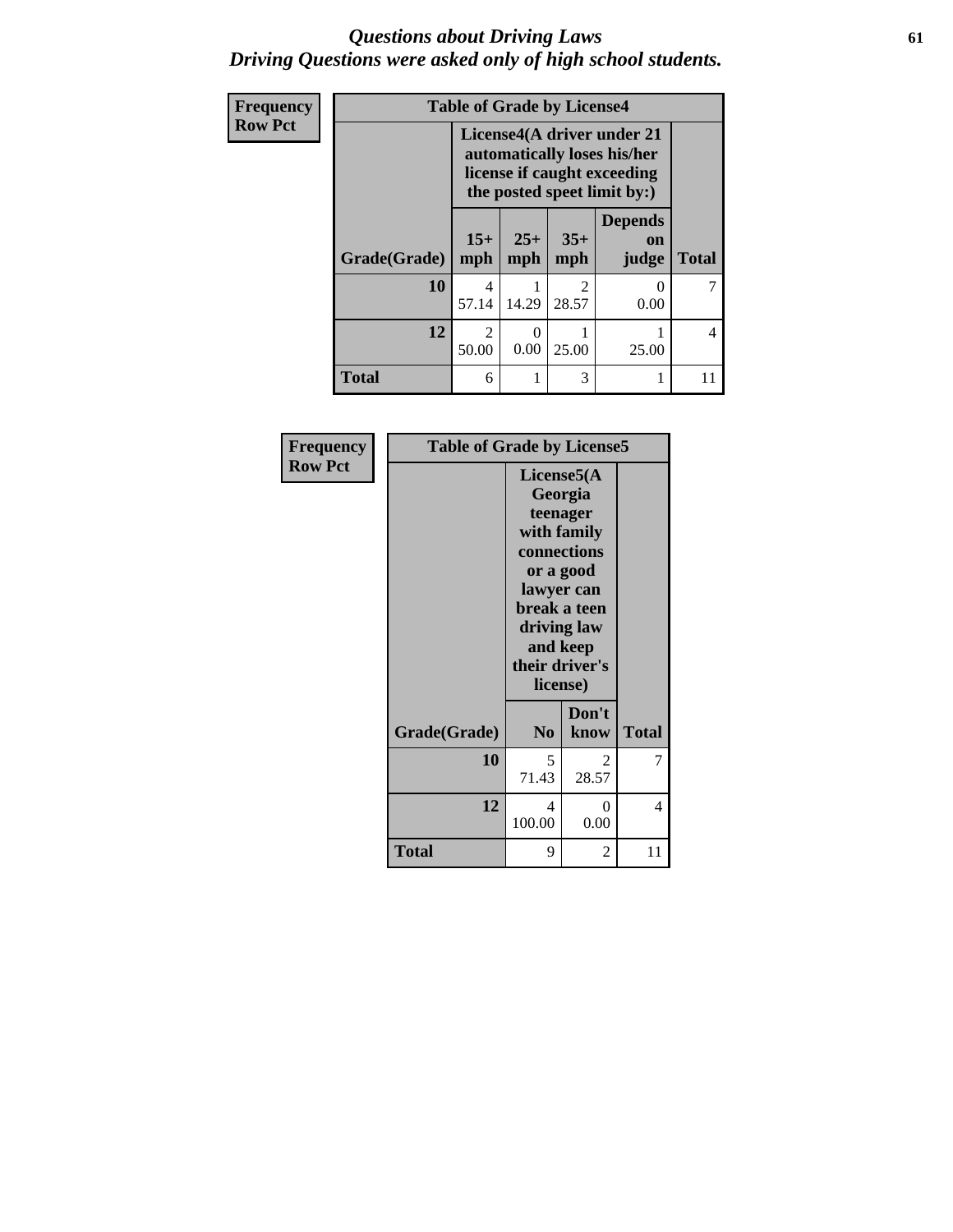# *Questions about Driving Laws*
## *Driving Questions were asked only of high school students.*

**Frequency**
**Row Pct**

| Table of Grade by License4 | | | | | |
|---|---|---|---|---|---|
| | License4(A driver under 21 automatically loses his/her license if caught exceeding the posted speet limit by:) | | | | |
| Grade(Grade) | 15+ mph | 25+ mph | 35+ mph | Depends on judge | Total |
| 10 | 4<br>57.14 | 1<br>14.29 | 2<br>28.57 | 0<br>0.00 | 7 |
| 12 | 2<br>50.00 | 0<br>0.00 | 1<br>25.00 | 1<br>25.00 | 4 |
| Total | 6 | 1 | 3 | 1 | 11 |

**Frequency**
**Row Pct**

| Table of Grade by License5 | | | |
|---|---|---|---|
| | License5(A Georgia teenager with family connections or a good lawyer can break a teen driving law and keep their driver's license) | | |
| Grade(Grade) | No | Don't know | Total |
| 10 | 5<br>71.43 | 2<br>28.57 | 7 |
| 12 | 4<br>100.00 | 0<br>0.00 | 4 |
| Total | 9 | 2 | 11 |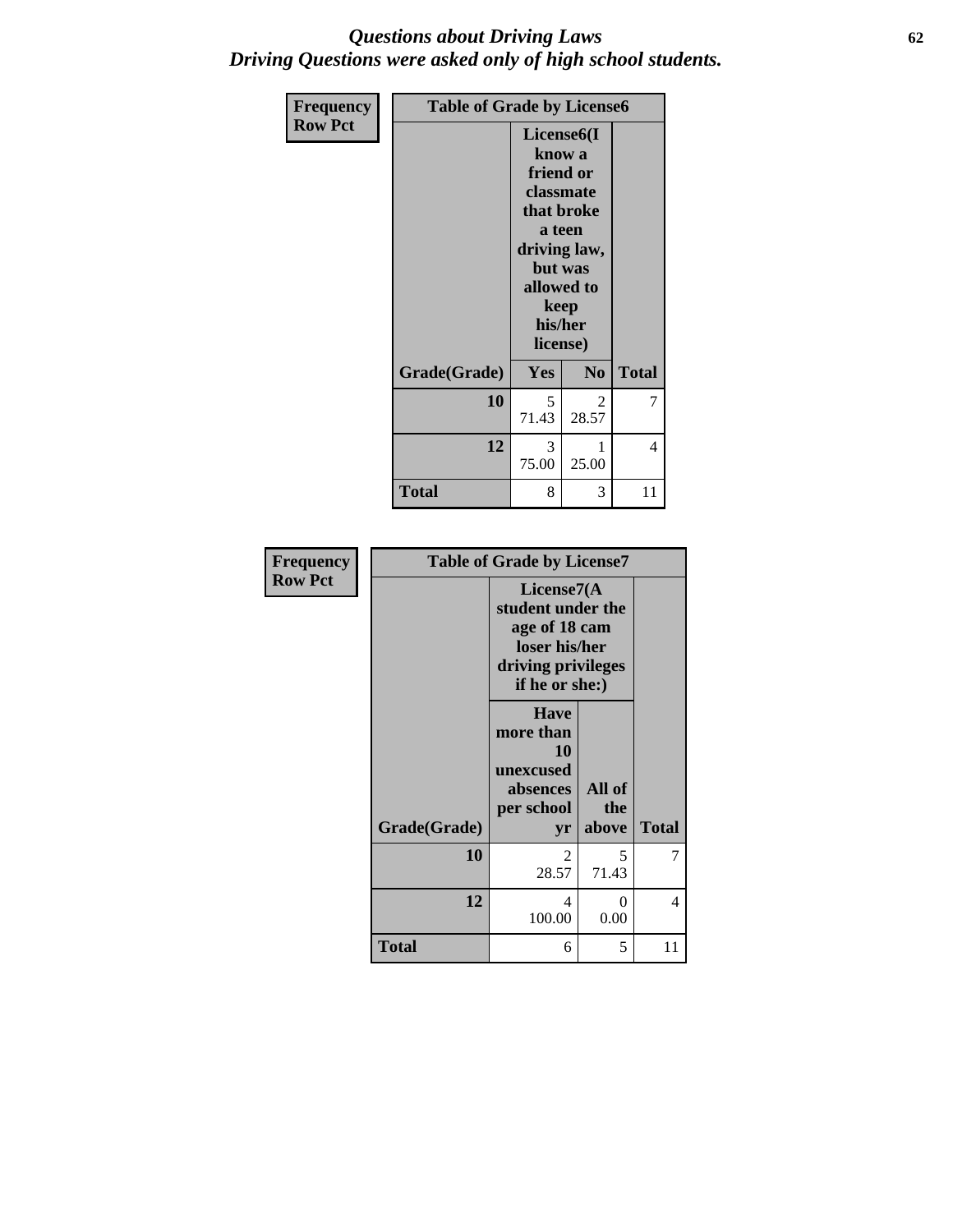# *Questions about Driving Laws*
## *Driving Questions were asked only of high school students.*

| Frequency Row Pct | Table of Grade by License6 | | |
|---|---|---|---|
| | License6(I know a friend or classmate that broke a teen driving law, but was allowed to keep his/her license) | | |
| Grade(Grade) | Yes | No | Total |
| 10 | 5<br>71.43 | 2<br>28.57 | 7 |
| 12 | 3<br>75.00 | 1<br>25.00 | 4 |
| Total | 8 | 3 | 11 |

| Frequency Row Pct | Table of Grade by License7 | | |
|---|---|---|---|
| | License7(A student under the age of 18 cam loser his/her driving privileges if he or she:) | | |
| Grade(Grade) | Have more than 10 unexcused absences per school yr | All of the above | Total |
| 10 | 2<br>28.57 | 5<br>71.43 | 7 |
| 12 | 4<br>100.00 | 0<br>0.00 | 4 |
| Total | 6 | 5 | 11 |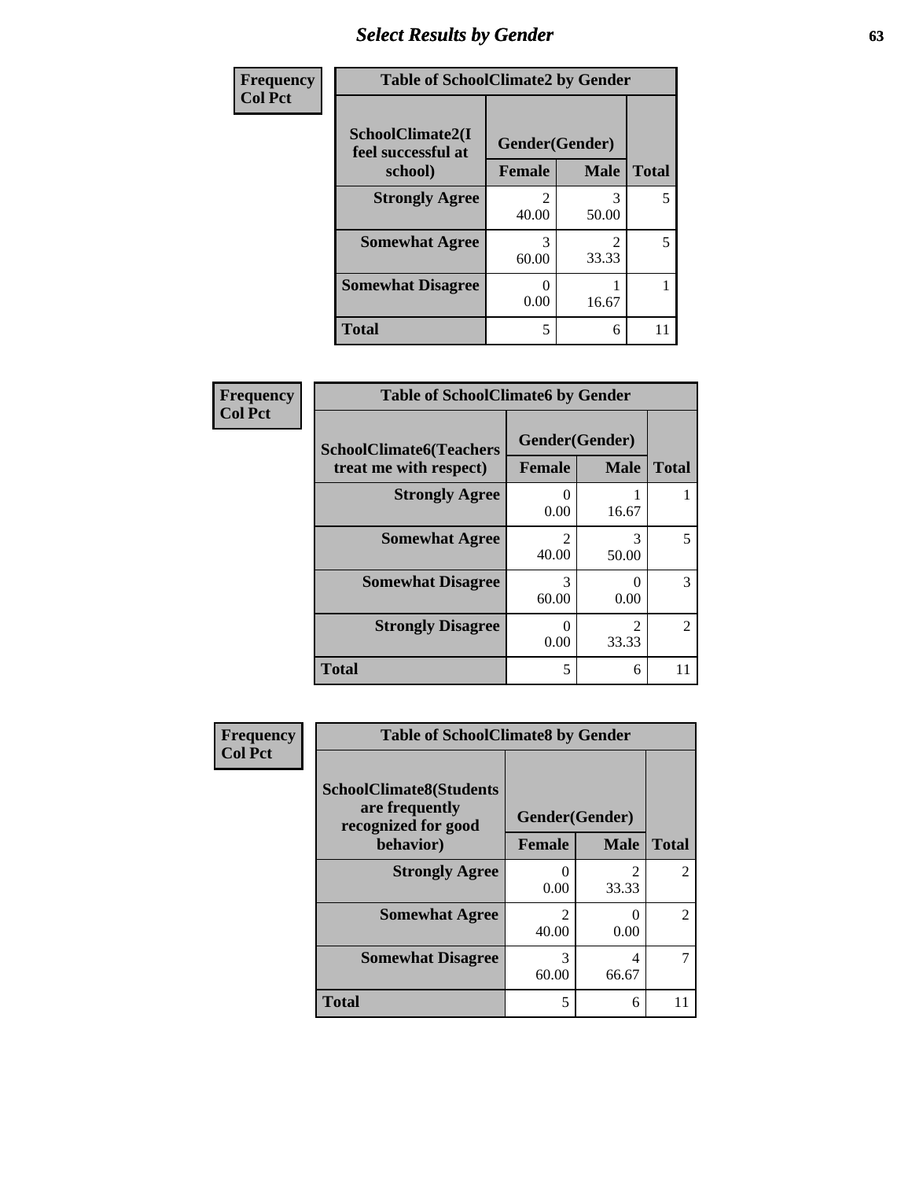## Select Results by Gender

Frequency
Col Pct

**Table of SchoolClimate2 by Gender**

| SchoolClimate2(I feel successful at school) | Gender(Gender) | | Total |
|---|---|---|---|
| | Female | Male | |
| **Strongly Agree** | 2<br>40.00 | 3<br>50.00 | 5 |
| **Somewhat Agree** | 3<br>60.00 | 2<br>33.33 | 5 |
| **Somewhat Disagree** | 0<br>0.00 | 1<br>16.67 | 1 |
| **Total** | 5 | 6 | 11 |

Frequency
Col Pct

**Table of SchoolClimate6 by Gender**

| SchoolClimate6(Teachers treat me with respect) | Gender(Gender) | | Total |
|---|---|---|---|
| | Female | Male | |
| **Strongly Agree** | 0<br>0.00 | 1<br>16.67 | 1 |
| **Somewhat Agree** | 2<br>40.00 | 3<br>50.00 | 5 |
| **Somewhat Disagree** | 3<br>60.00 | 0<br>0.00 | 3 |
| **Strongly Disagree** | 0<br>0.00 | 2<br>33.33 | 2 |
| **Total** | 5 | 6 | 11 |

Frequency
Col Pct

**Table of SchoolClimate8 by Gender**

| SchoolClimate8(Students are frequently recognized for good behavior) | Gender(Gender) | | Total |
|---|---|---|---|
| | Female | Male | |
| **Strongly Agree** | 0<br>0.00 | 2<br>33.33 | 2 |
| **Somewhat Agree** | 2<br>40.00 | 0<br>0.00 | 2 |
| **Somewhat Disagree** | 3<br>60.00 | 4<br>66.67 | 7 |
| **Total** | 5 | 6 | 11 |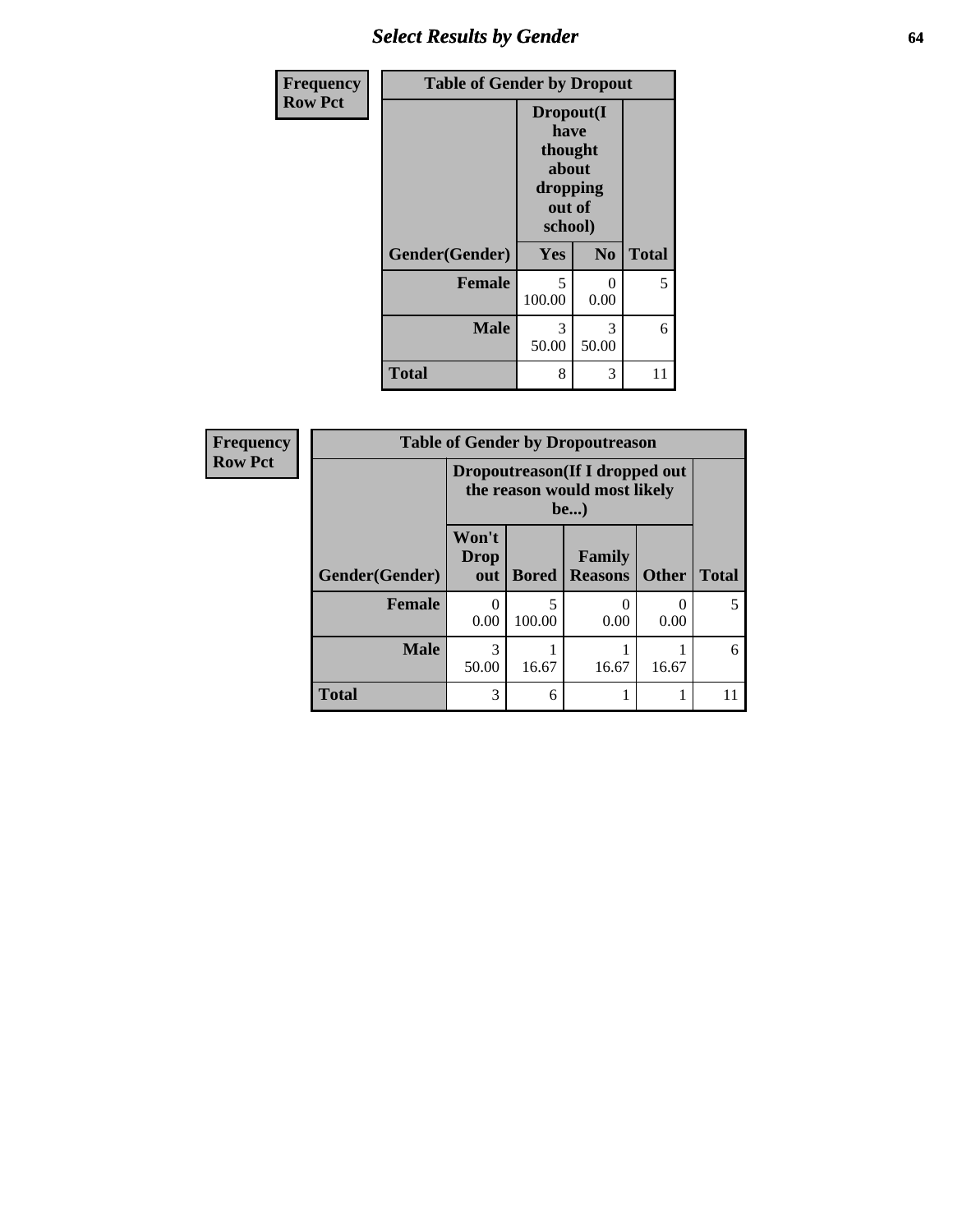## Select Results by Gender

| Frequency<br>Row Pct | | | |
|---|---|---|---|
| **Table of Gender by Dropout** | | | |
| | **Dropout(I have thought about dropping out of school)** | | |
| **Gender(Gender)** | **Yes** | **No** | **Total** |
| **Female** | 5<br>100.00 | 0<br>0.00 | 5 |
| **Male** | 3<br>50.00 | 3<br>50.00 | 6 |
| **Total** | 8 | 3 | 11 |

| Frequency<br>Row Pct | | | | | |
|---|---|---|---|---|---|
| **Table of Gender by Dropoutreason** | | | | | |
| | **Dropoutreason(If I dropped out the reason would most likely be...)** | | | | |
| **Gender(Gender)** | **Won't Drop out** | **Bored** | **Family Reasons** | **Other** | **Total** |
| **Female** | 0<br>0.00 | 5<br>100.00 | 0<br>0.00 | 0<br>0.00 | 5 |
| **Male** | 3<br>50.00 | 1<br>16.67 | 1<br>16.67 | 1<br>16.67 | 6 |
| **Total** | 3 | 6 | 1 | 1 | 11 |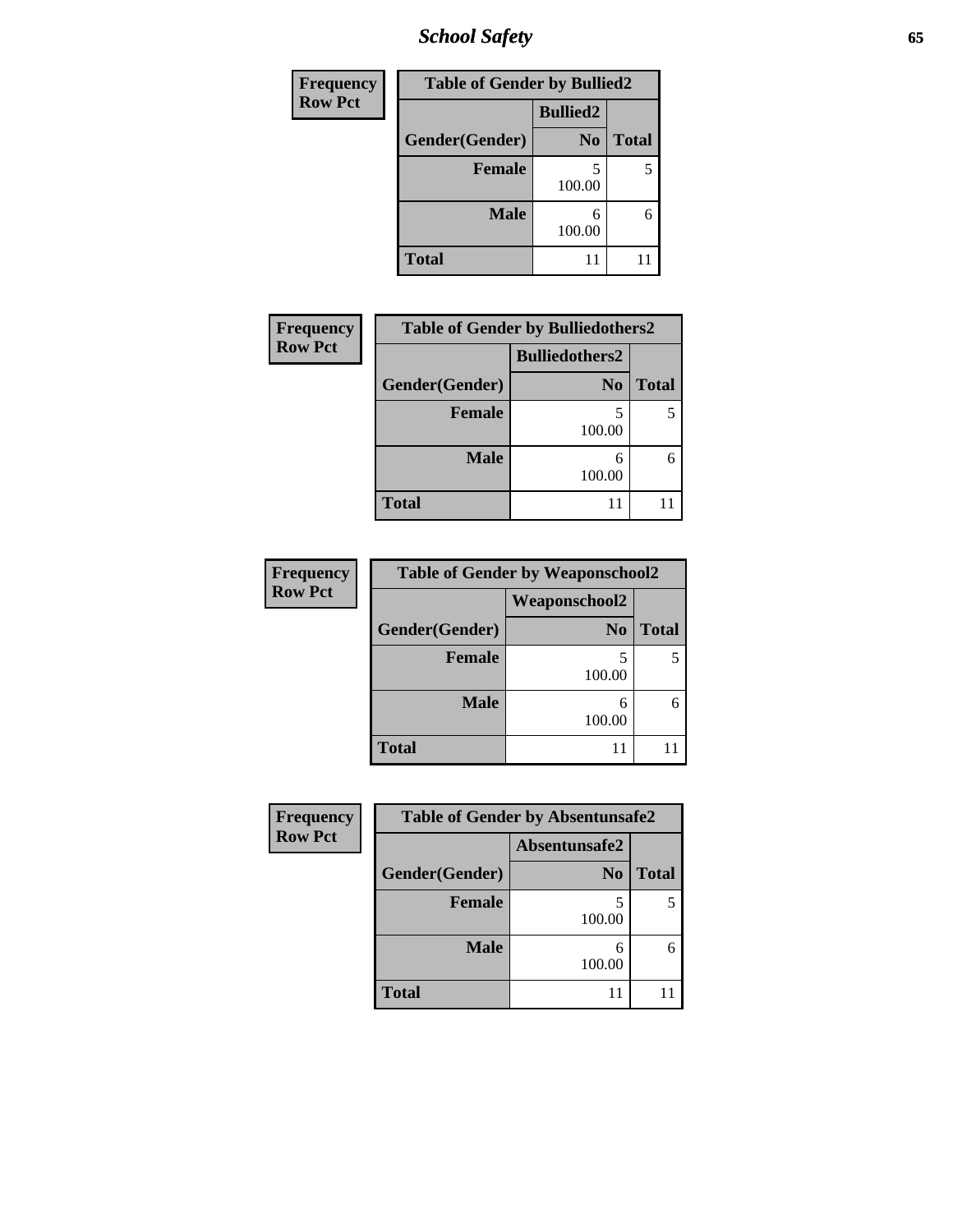| Frequency Row Pct | Table of Gender by Bullied2 | |
|---|---|---|
| | Bullied2 | |
| Gender(Gender) | No | Total |
| Female | 5<br>100.00 | 5 |
| Male | 6<br>100.00 | 6 |
| Total | 11 | 11 |

| Frequency Row Pct | Table of Gender by Bulliedothers2 | |
|---|---|---|
| | Bulliedothers2 | |
| Gender(Gender) | No | Total |
| Female | 5<br>100.00 | 5 |
| Male | 6<br>100.00 | 6 |
| Total | 11 | 11 |

| Frequency Row Pct | Table of Gender by Weaponschool2 | |
|---|---|---|
| | Weaponschool2 | |
| Gender(Gender) | No | Total |
| Female | 5<br>100.00 | 5 |
| Male | 6<br>100.00 | 6 |
| Total | 11 | 11 |

| Frequency Row Pct | Table of Gender by Absentunsafe2 | |
|---|---|---|
| | Absentunsafe2 | |
| Gender(Gender) | No | Total |
| Female | 5<br>100.00 | 5 |
| Male | 6<br>100.00 | 6 |
| Total | 11 | 11 |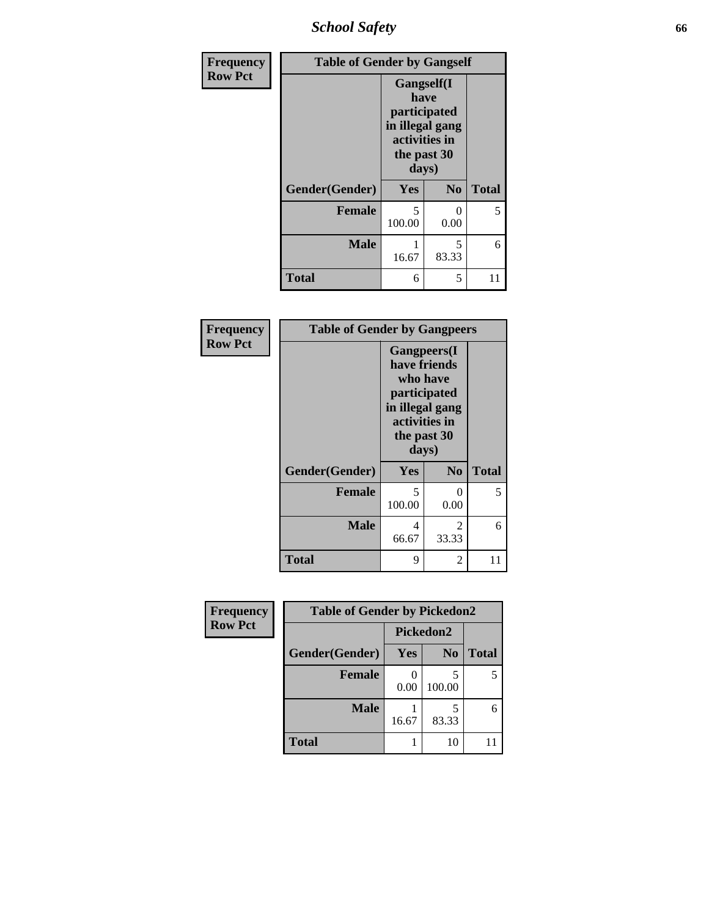| Frequency Row Pct | Table of Gender by Gangself | | |
|---|---|---|---|
| | Gangself(I have participated in illegal gang activities in the past 30 days) | | |
| Gender(Gender) | Yes | No | Total |
| Female | 5<br>100.00 | 0<br>0.00 | 5 |
| Male | 1<br>16.67 | 5<br>83.33 | 6 |
| Total | 6 | 5 | 11 |

| Frequency Row Pct | Table of Gender by Gangpeers | | |
|---|---|---|---|
| | Gangpeers(I have friends who have participated in illegal gang activities in the past 30 days) | | |
| Gender(Gender) | Yes | No | Total |
| Female | 5<br>100.00 | 0<br>0.00 | 5 |
| Male | 4<br>66.67 | 2<br>33.33 | 6 |
| Total | 9 | 2 | 11 |

| Frequency Row Pct | Table of Gender by Pickedon2 | | |
|---|---|---|---|
| | Pickedon2 | | |
| Gender(Gender) | Yes | No | Total |
| Female | 0<br>0.00 | 5<br>100.00 | 5 |
| Male | 1<br>16.67 | 5<br>83.33 | 6 |
| Total | 1 | 10 | 11 |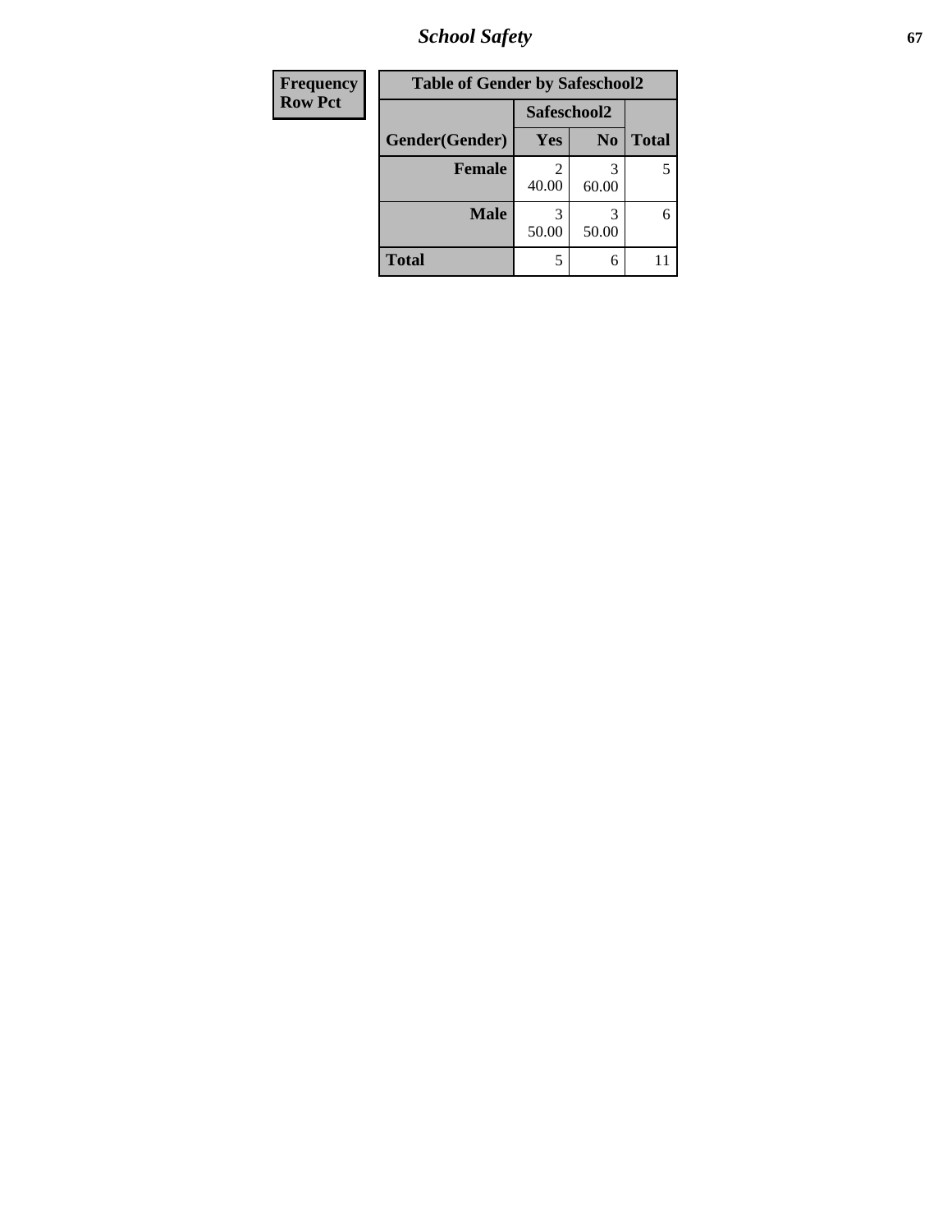| Frequency<br>Row Pct | | | |
|---|---|---|---|

**Table of Gender by Safeschool2**

| | Safeschool2 | | |
|---|---|---|---|
| Gender(Gender) | Yes | No | Total |
| **Female** | 2<br>40.00 | 3<br>60.00 | 5 |
| **Male** | 3<br>50.00 | 3<br>50.00 | 6 |
| **Total** | 5 | 6 | 11 |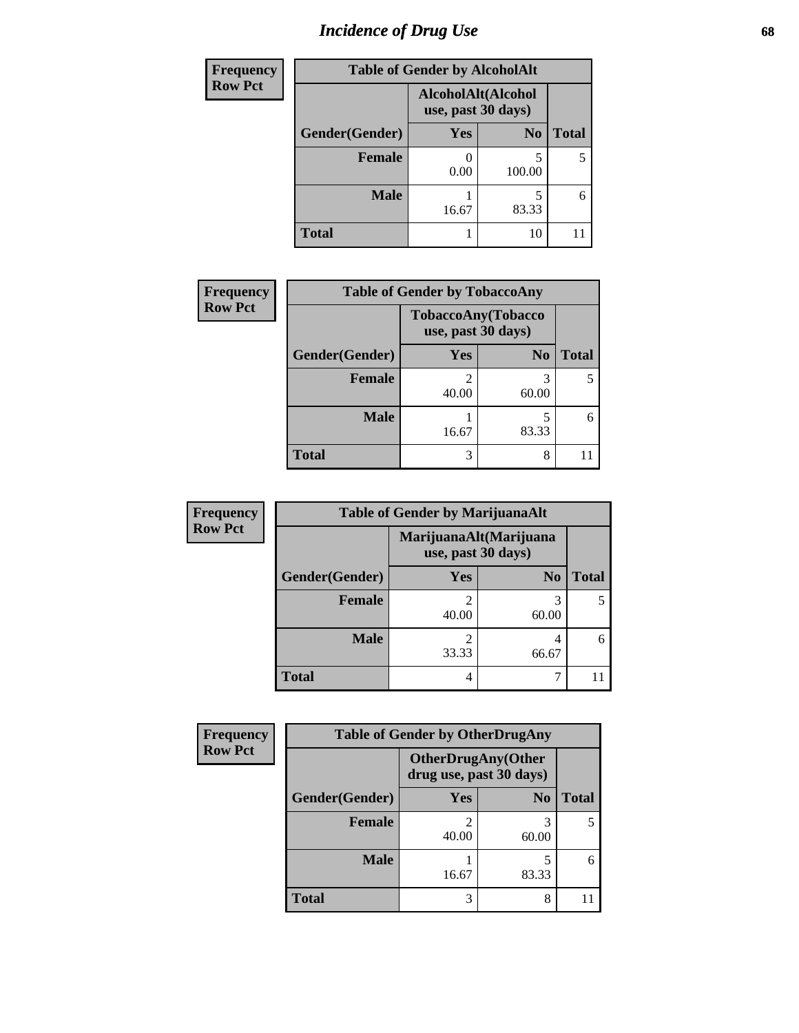# *Incidence of Drug Use*

| Frequency<br>Row Pct | Table of Gender by AlcoholAlt | | |
|---|---|---|---|
| | AlcoholAlt(Alcohol use, past 30 days) | | |
| Gender(Gender) | Yes | No | Total |
| Female | 0<br>0.00 | 5<br>100.00 | 5 |
| Male | 1<br>16.67 | 5<br>83.33 | 6 |
| Total | 1 | 10 | 11 |

| Frequency<br>Row Pct | Table of Gender by TobaccoAny | | |
|---|---|---|---|
| | TobaccoAny(Tobacco use, past 30 days) | | |
| Gender(Gender) | Yes | No | Total |
| Female | 2<br>40.00 | 3<br>60.00 | 5 |
| Male | 1<br>16.67 | 5<br>83.33 | 6 |
| Total | 3 | 8 | 11 |

| Frequency<br>Row Pct | Table of Gender by MarijuanaAlt | | |
|---|---|---|---|
| | MarijuanaAlt(Marijuana use, past 30 days) | | |
| Gender(Gender) | Yes | No | Total |
| Female | 2<br>40.00 | 3<br>60.00 | 5 |
| Male | 2<br>33.33 | 4<br>66.67 | 6 |
| Total | 4 | 7 | 11 |

| Frequency<br>Row Pct | Table of Gender by OtherDrugAny | | |
|---|---|---|---|
| | OtherDrugAny(Other drug use, past 30 days) | | |
| Gender(Gender) | Yes | No | Total |
| Female | 2<br>40.00 | 3<br>60.00 | 5 |
| Male | 1<br>16.67 | 5<br>83.33 | 6 |
| Total | 3 | 8 | 11 |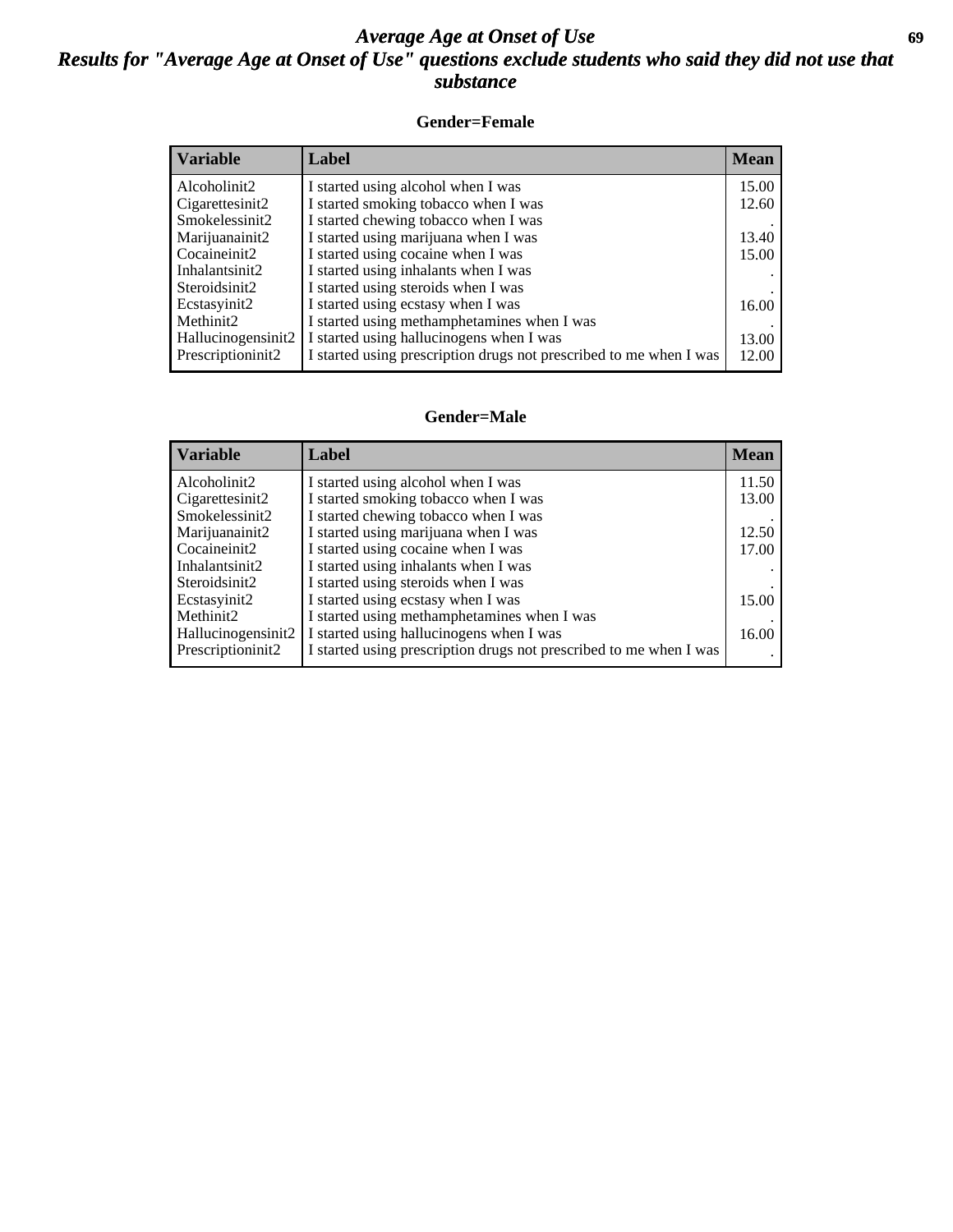# *Average Age at Onset of Use*

## *Results for "Average Age at Onset of Use" questions exclude students who said they did not use that substance*

### Gender=Female

| Variable | Label | Mean |
|---|---|---|
| Alcoholinit2 | I started using alcohol when I was | 15.00 |
| Cigarettesinit2 | I started smoking tobacco when I was | 12.60 |
| Smokelessinit2 | I started chewing tobacco when I was | . |
| Marijuanainit2 | I started using marijuana when I was | 13.40 |
| Cocaineinit2 | I started using cocaine when I was | 15.00 |
| Inhalantsinit2 | I started using inhalants when I was | . |
| Steroidsinit2 | I started using steroids when I was | . |
| Ecstasyinit2 | I started using ecstasy when I was | 16.00 |
| Methinit2 | I started using methamphetamines when I was | . |
| Hallucinogensinit2 | I started using hallucinogens when I was | 13.00 |
| Prescriptioninit2 | I started using prescription drugs not prescribed to me when I was | 12.00 |

### Gender=Male

| Variable | Label | Mean |
|---|---|---|
| Alcoholinit2 | I started using alcohol when I was | 11.50 |
| Cigarettesinit2 | I started smoking tobacco when I was | 13.00 |
| Smokelessinit2 | I started chewing tobacco when I was | . |
| Marijuanainit2 | I started using marijuana when I was | 12.50 |
| Cocaineinit2 | I started using cocaine when I was | 17.00 |
| Inhalantsinit2 | I started using inhalants when I was | . |
| Steroidsinit2 | I started using steroids when I was | . |
| Ecstasyinit2 | I started using ecstasy when I was | 15.00 |
| Methinit2 | I started using methamphetamines when I was | . |
| Hallucinogensinit2 | I started using hallucinogens when I was | 16.00 |
| Prescriptioninit2 | I started using prescription drugs not prescribed to me when I was | . |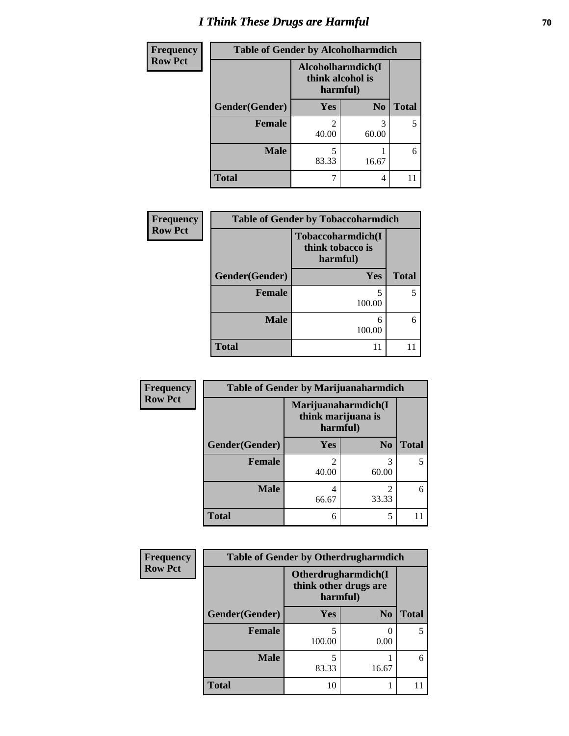# I Think These Drugs are Harmful

| Frequency Row Pct | Table of Gender by Alcoholharmdich | | |
|---|---|---|---|
| | Alcoholharmdich(I think alcohol is harmful) | | |
| Gender(Gender) | Yes | No | Total |
| Female | 2<br>40.00 | 3<br>60.00 | 5 |
| Male | 5<br>83.33 | 1<br>16.67 | 6 |
| Total | 7 | 4 | 11 |

| Frequency Row Pct | Table of Gender by Tobaccoharmdich | |
|---|---|---|
| | Tobaccoharmdich(I think tobacco is harmful) | |
| Gender(Gender) | Yes | Total |
| Female | 5<br>100.00 | 5 |
| Male | 6<br>100.00 | 6 |
| Total | 11 | 11 |

| Frequency Row Pct | Table of Gender by Marijuanaharmdich | | |
|---|---|---|---|
| | Marijuanaharmdich(I think marijuana is harmful) | | |
| Gender(Gender) | Yes | No | Total |
| Female | 2<br>40.00 | 3<br>60.00 | 5 |
| Male | 4<br>66.67 | 2<br>33.33 | 6 |
| Total | 6 | 5 | 11 |

| Frequency Row Pct | Table of Gender by Otherdrugharmdich | | |
|---|---|---|---|
| | Otherdrugharmdich(I think other drugs are harmful) | | |
| Gender(Gender) | Yes | No | Total |
| Female | 5<br>100.00 | 0<br>0.00 | 5 |
| Male | 5<br>83.33 | 1<br>16.67 | 6 |
| Total | 10 | 1 | 11 |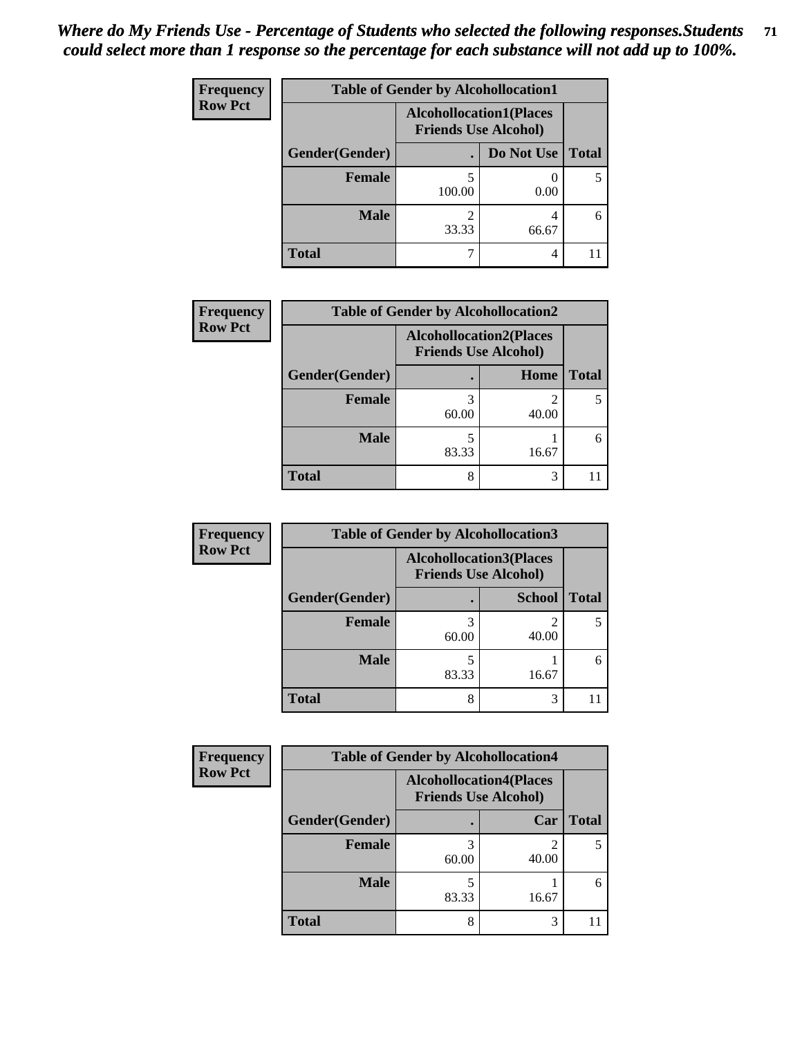*Where do My Friends Use - Percentage of Students who selected the following responses.Students could select more than 1 response so the percentage for each substance will not add up to 100%.*

**Frequency**
**Row Pct**

| Table of Gender by Alcohollocation1 | | | |
|---|---|---|---|
| | Alcohollocation1(Places Friends Use Alcohol) | | |
| Gender(Gender) | . | Do Not Use | Total |
| **Female** | 5<br>100.00 | 0<br>0.00 | 5 |
| **Male** | 2<br>33.33 | 4<br>66.67 | 6 |
| **Total** | 7 | 4 | 11 |

**Frequency**
**Row Pct**

| Table of Gender by Alcohollocation2 | | | |
|---|---|---|---|
| | Alcohollocation2(Places Friends Use Alcohol) | | |
| Gender(Gender) | . | Home | Total |
| **Female** | 3<br>60.00 | 2<br>40.00 | 5 |
| **Male** | 5<br>83.33 | 1<br>16.67 | 6 |
| **Total** | 8 | 3 | 11 |

**Frequency**
**Row Pct**

| Table of Gender by Alcohollocation3 | | | |
|---|---|---|---|
| | Alcohollocation3(Places Friends Use Alcohol) | | |
| Gender(Gender) | . | School | Total |
| **Female** | 3<br>60.00 | 2<br>40.00 | 5 |
| **Male** | 5<br>83.33 | 1<br>16.67 | 6 |
| **Total** | 8 | 3 | 11 |

**Frequency**
**Row Pct**

| Table of Gender by Alcohollocation4 | | | |
|---|---|---|---|
| | Alcohollocation4(Places Friends Use Alcohol) | | |
| Gender(Gender) | . | Car | Total |
| **Female** | 3<br>60.00 | 2<br>40.00 | 5 |
| **Male** | 5<br>83.33 | 1<br>16.67 | 6 |
| **Total** | 8 | 3 | 11 |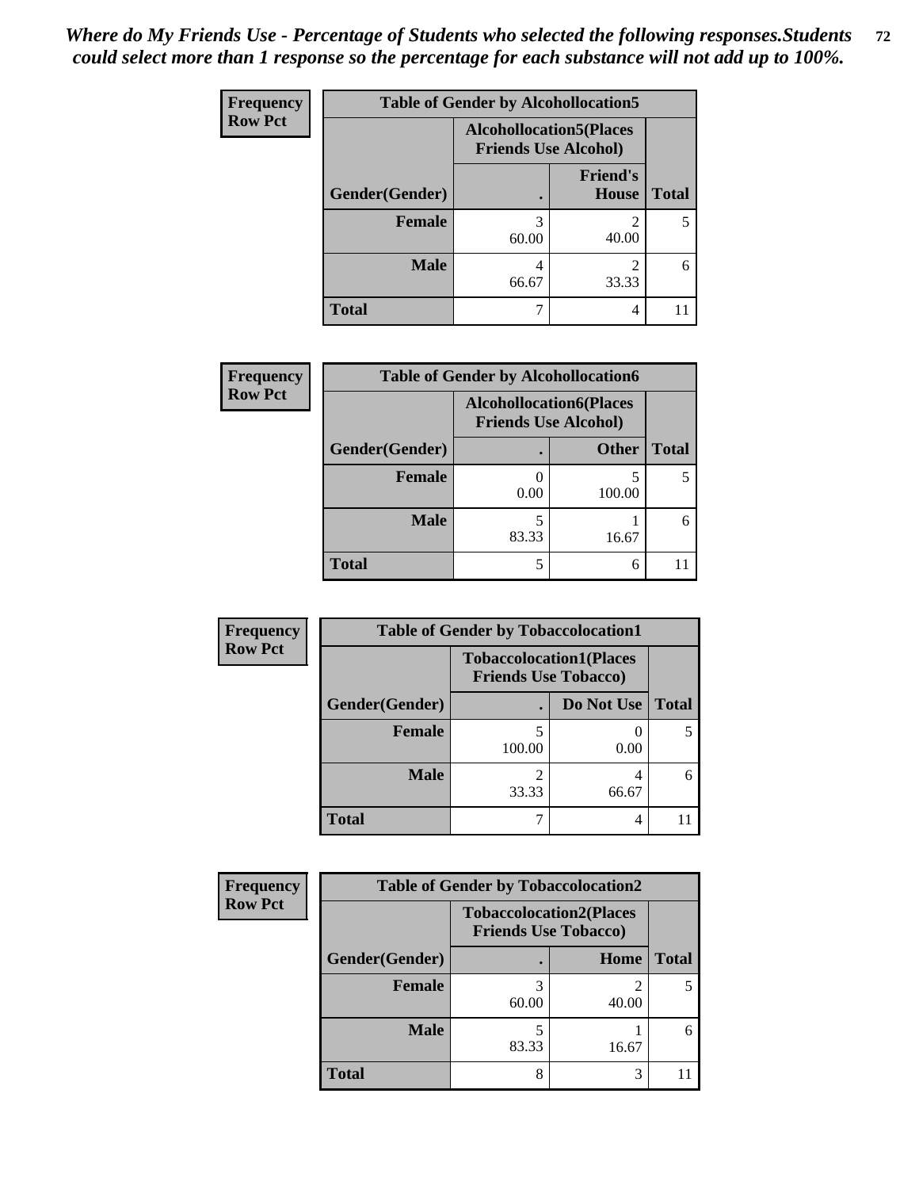*Where do My Friends Use - Percentage of Students who selected the following responses.Students could select more than 1 response so the percentage for each substance will not add up to 100%.*

**Frequency**
**Row Pct**

| Table of Gender by Alcohollocation5 | | | |
|---|---|---|---|
| | Alcohollocation5(Places Friends Use Alcohol) | | |
| Gender(Gender) | . | Friend's House | Total |
| **Female** | 3<br>60.00 | 2<br>40.00 | 5 |
| **Male** | 4<br>66.67 | 2<br>33.33 | 6 |
| **Total** | 7 | 4 | 11 |

**Frequency**
**Row Pct**

| Table of Gender by Alcohollocation6 | | | |
|---|---|---|---|
| | Alcohollocation6(Places Friends Use Alcohol) | | |
| Gender(Gender) | . | Other | Total |
| **Female** | 0<br>0.00 | 5<br>100.00 | 5 |
| **Male** | 5<br>83.33 | 1<br>16.67 | 6 |
| **Total** | 5 | 6 | 11 |

**Frequency**
**Row Pct**

| Table of Gender by Tobaccolocation1 | | | |
|---|---|---|---|
| | Tobaccolocation1(Places Friends Use Tobacco) | | |
| Gender(Gender) | . | Do Not Use | Total |
| **Female** | 5<br>100.00 | 0<br>0.00 | 5 |
| **Male** | 2<br>33.33 | 4<br>66.67 | 6 |
| **Total** | 7 | 4 | 11 |

**Frequency**
**Row Pct**

| Table of Gender by Tobaccolocation2 | | | |
|---|---|---|---|
| | Tobaccolocation2(Places Friends Use Tobacco) | | |
| Gender(Gender) | . | Home | Total |
| **Female** | 3<br>60.00 | 2<br>40.00 | 5 |
| **Male** | 5<br>83.33 | 1<br>16.67 | 6 |
| **Total** | 8 | 3 | 11 |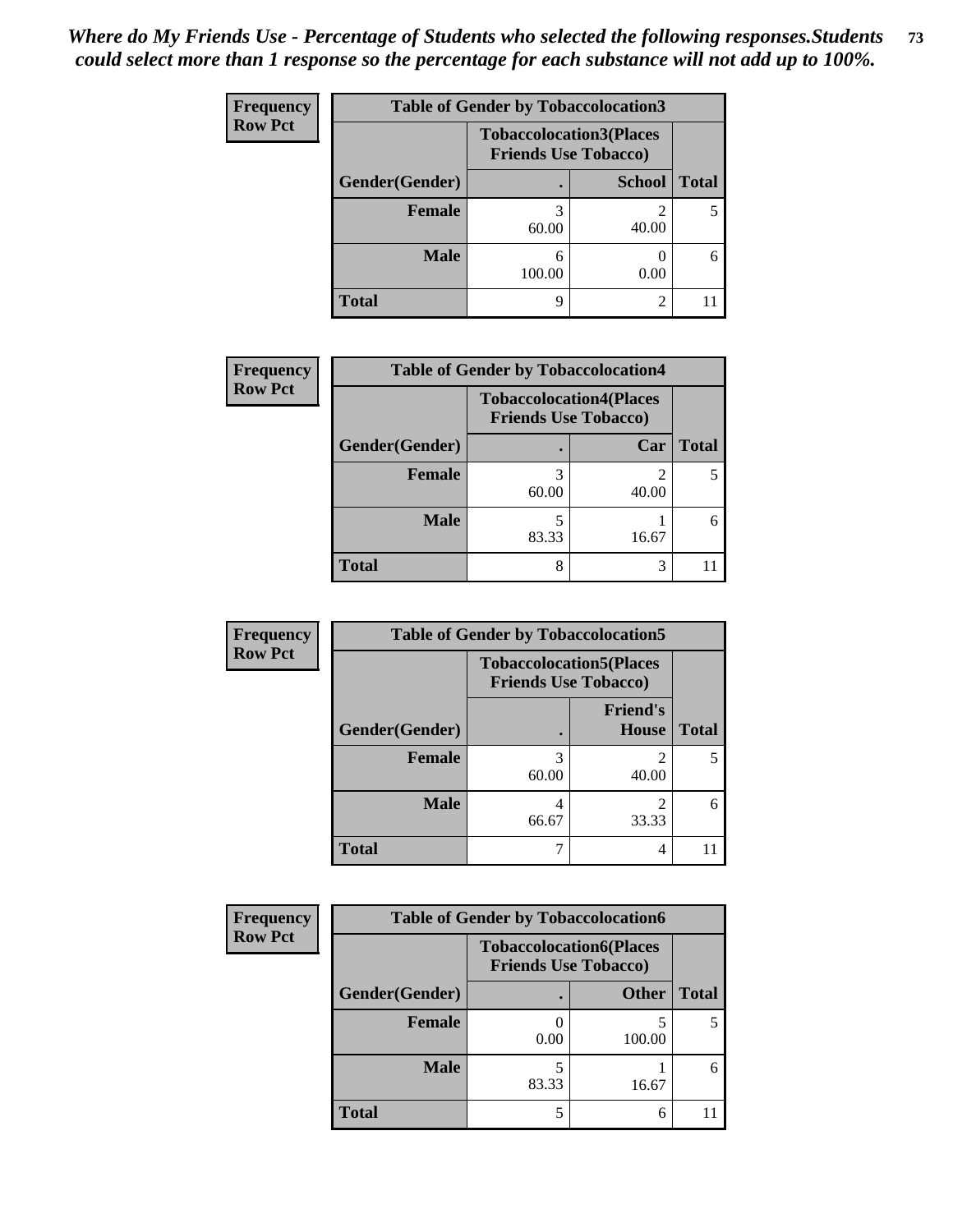*Where do My Friends Use - Percentage of Students who selected the following responses.Students could select more than 1 response so the percentage for each substance will not add up to 100%.*

**Frequency**
**Row Pct**

| Table of Gender by Tobaccolocation3 | | | |
|---|---|---|---|
| | Tobaccolocation3(Places Friends Use Tobacco) | | |
| Gender(Gender) | . | School | Total |
| Female | 3<br>60.00 | 2<br>40.00 | 5 |
| Male | 6<br>100.00 | 0<br>0.00 | 6 |
| Total | 9 | 2 | 11 |

**Frequency**
**Row Pct**

| Table of Gender by Tobaccolocation4 | | | |
|---|---|---|---|
| | Tobaccolocation4(Places Friends Use Tobacco) | | |
| Gender(Gender) | . | Car | Total |
| Female | 3<br>60.00 | 2<br>40.00 | 5 |
| Male | 5<br>83.33 | 1<br>16.67 | 6 |
| Total | 8 | 3 | 11 |

**Frequency**
**Row Pct**

| Table of Gender by Tobaccolocation5 | | | |
|---|---|---|---|
| | Tobaccolocation5(Places Friends Use Tobacco) | | |
| Gender(Gender) | . | Friend's House | Total |
| Female | 3<br>60.00 | 2<br>40.00 | 5 |
| Male | 4<br>66.67 | 2<br>33.33 | 6 |
| Total | 7 | 4 | 11 |

**Frequency**
**Row Pct**

| Table of Gender by Tobaccolocation6 | | | |
|---|---|---|---|
| | Tobaccolocation6(Places Friends Use Tobacco) | | |
| Gender(Gender) | . | Other | Total |
| Female | 0<br>0.00 | 5<br>100.00 | 5 |
| Male | 5<br>83.33 | 1<br>16.67 | 6 |
| Total | 5 | 6 | 11 |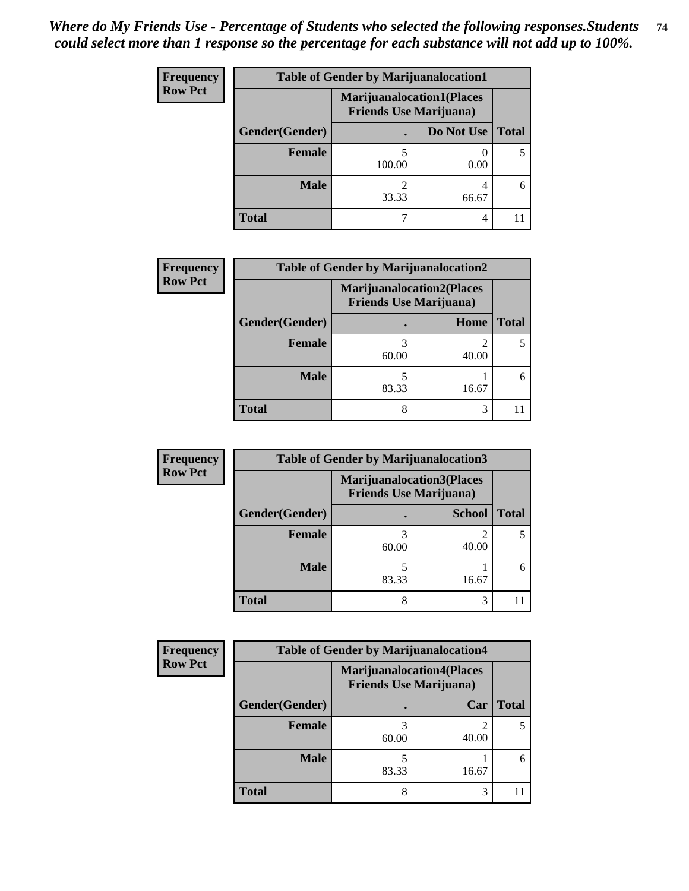*Where do My Friends Use - Percentage of Students who selected the following responses.Students could select more than 1 response so the percentage for each substance will not add up to 100%.*

**Frequency**
**Row Pct**

**Table of Gender by Marijuanalocation1**

| Gender(Gender) | Marijuanalocation1(Places Friends Use Marijuana) . | Do Not Use | Total |
|---|---|---|---|
| **Female** | 5<br>100.00 | 0<br>0.00 | 5 |
| **Male** | 2<br>33.33 | 4<br>66.67 | 6 |
| **Total** | 7 | 4 | 11 |

**Frequency**
**Row Pct**

**Table of Gender by Marijuanalocation2**

| Gender(Gender) | Marijuanalocation2(Places Friends Use Marijuana) . | Home | Total |
|---|---|---|---|
| **Female** | 3<br>60.00 | 2<br>40.00 | 5 |
| **Male** | 5<br>83.33 | 1<br>16.67 | 6 |
| **Total** | 8 | 3 | 11 |

**Frequency**
**Row Pct**

**Table of Gender by Marijuanalocation3**

| Gender(Gender) | Marijuanalocation3(Places Friends Use Marijuana) . | School | Total |
|---|---|---|---|
| **Female** | 3<br>60.00 | 2<br>40.00 | 5 |
| **Male** | 5<br>83.33 | 1<br>16.67 | 6 |
| **Total** | 8 | 3 | 11 |

**Frequency**
**Row Pct**

**Table of Gender by Marijuanalocation4**

| Gender(Gender) | Marijuanalocation4(Places Friends Use Marijuana) . | Car | Total |
|---|---|---|---|
| **Female** | 3<br>60.00 | 2<br>40.00 | 5 |
| **Male** | 5<br>83.33 | 1<br>16.67 | 6 |
| **Total** | 8 | 3 | 11 |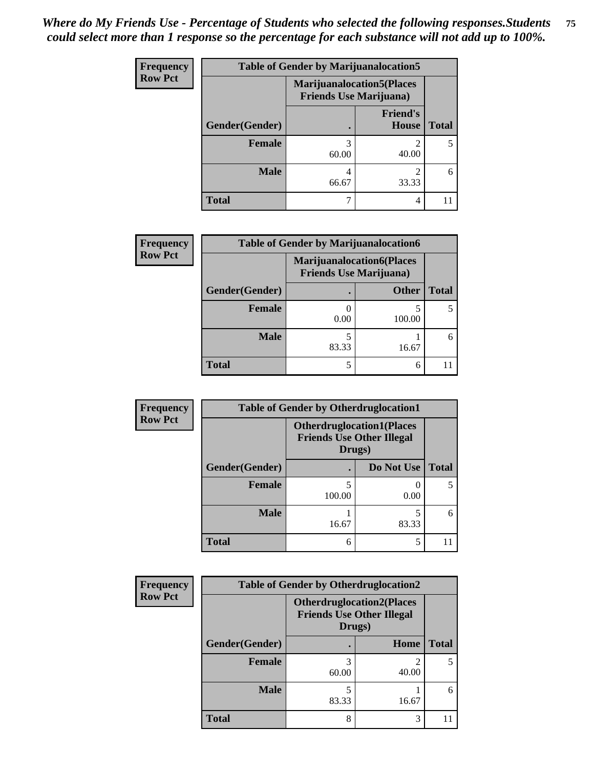*Where do My Friends Use - Percentage of Students who selected the following responses.Students could select more than 1 response so the percentage for each substance will not add up to 100%.*

**Frequency**
**Row Pct**

| Table of Gender by Marijuanalocation5 | | | |
|---|---|---|---|
| | Marijuanalocation5(Places Friends Use Marijuana) | | |
| Gender(Gender) | . | Friend's House | Total |
| **Female** | 3<br>60.00 | 2<br>40.00 | 5 |
| **Male** | 4<br>66.67 | 2<br>33.33 | 6 |
| **Total** | 7 | 4 | 11 |

**Frequency**
**Row Pct**

| Table of Gender by Marijuanalocation6 | | | |
|---|---|---|---|
| | Marijuanalocation6(Places Friends Use Marijuana) | | |
| Gender(Gender) | . | Other | Total |
| **Female** | 0<br>0.00 | 5<br>100.00 | 5 |
| **Male** | 5<br>83.33 | 1<br>16.67 | 6 |
| **Total** | 5 | 6 | 11 |

**Frequency**
**Row Pct**

| Table of Gender by Otherdruglocation1 | | | |
|---|---|---|---|
| | Otherdruglocation1(Places Friends Use Other Illegal Drugs) | | |
| Gender(Gender) | . | Do Not Use | Total |
| **Female** | 5<br>100.00 | 0<br>0.00 | 5 |
| **Male** | 1<br>16.67 | 5<br>83.33 | 6 |
| **Total** | 6 | 5 | 11 |

**Frequency**
**Row Pct**

| Table of Gender by Otherdruglocation2 | | | |
|---|---|---|---|
| | Otherdruglocation2(Places Friends Use Other Illegal Drugs) | | |
| Gender(Gender) | . | Home | Total |
| **Female** | 3<br>60.00 | 2<br>40.00 | 5 |
| **Male** | 5<br>83.33 | 1<br>16.67 | 6 |
| **Total** | 8 | 3 | 11 |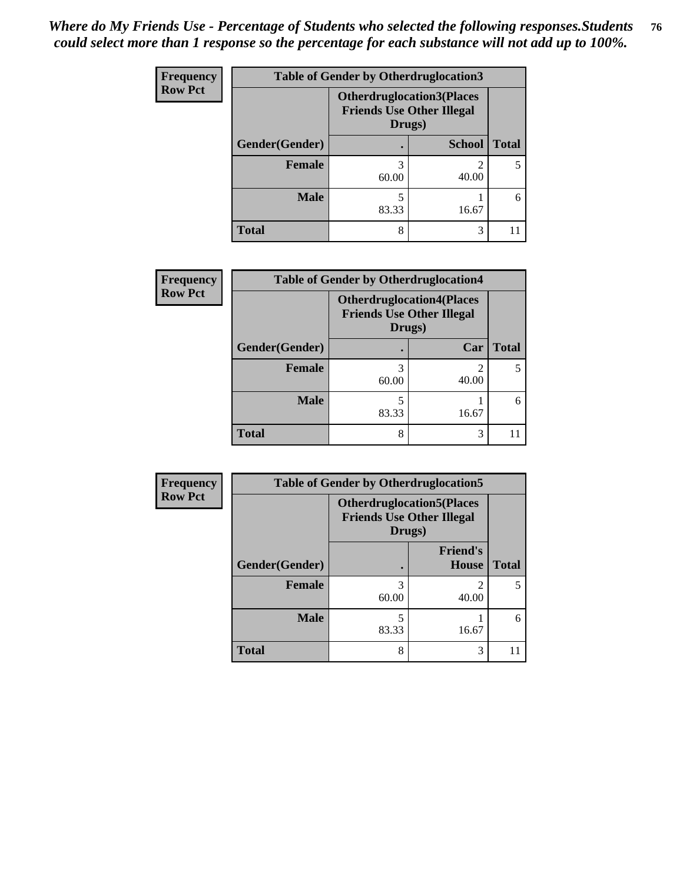*Where do My Friends Use - Percentage of Students who selected the following responses.Students could select more than 1 response so the percentage for each substance will not add up to 100%.*

**Frequency Row Pct**

| Table of Gender by Otherdruglocation3 | | | |
|---|---|---|---|
| | Otherdruglocation3(Places Friends Use Other Illegal Drugs) | | |
| Gender(Gender) | . | School | Total |
| **Female** | 3<br>60.00 | 2<br>40.00 | 5 |
| **Male** | 5<br>83.33 | 1<br>16.67 | 6 |
| **Total** | 8 | 3 | 11 |

**Frequency Row Pct**

| Table of Gender by Otherdruglocation4 | | | |
|---|---|---|---|
| | Otherdruglocation4(Places Friends Use Other Illegal Drugs) | | |
| Gender(Gender) | . | Car | Total |
| **Female** | 3<br>60.00 | 2<br>40.00 | 5 |
| **Male** | 5<br>83.33 | 1<br>16.67 | 6 |
| **Total** | 8 | 3 | 11 |

**Frequency Row Pct**

| Table of Gender by Otherdruglocation5 | | | |
|---|---|---|---|
| | Otherdruglocation5(Places Friends Use Other Illegal Drugs) | | |
| Gender(Gender) | . | Friend's House | Total |
| **Female** | 3<br>60.00 | 2<br>40.00 | 5 |
| **Male** | 5<br>83.33 | 1<br>16.67 | 6 |
| **Total** | 8 | 3 | 11 |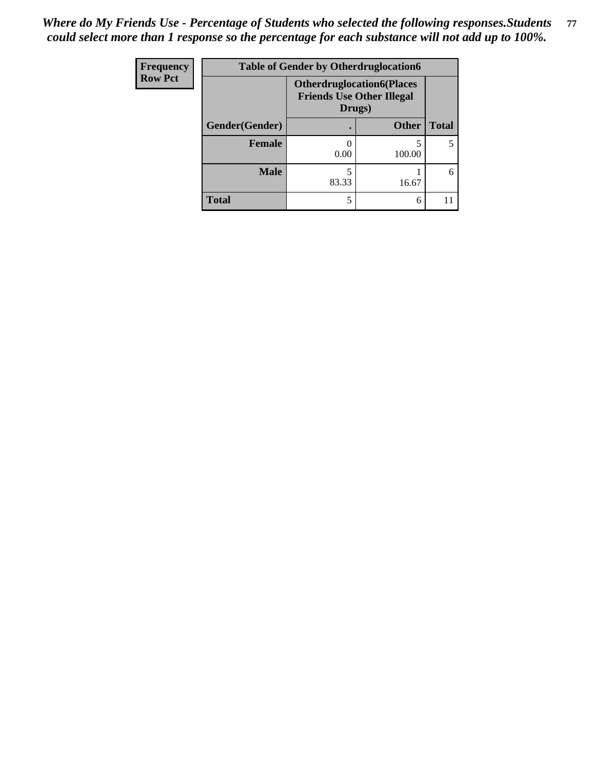*Where do My Friends Use - Percentage of Students who selected the following responses.Students could select more than 1 response so the percentage for each substance will not add up to 100%.*

| Frequency<br>Row Pct | Table of Gender by Otherdruglocation6 | | |
|---|---|---|---|
| | Otherdruglocation6(Places Friends Use Other Illegal Drugs) | | |
| Gender(Gender) | . | Other | Total |
| Female | 0<br>0.00 | 5<br>100.00 | 5 |
| Male | 5<br>83.33 | 1<br>16.67 | 6 |
| Total | 5 | 6 | 11 |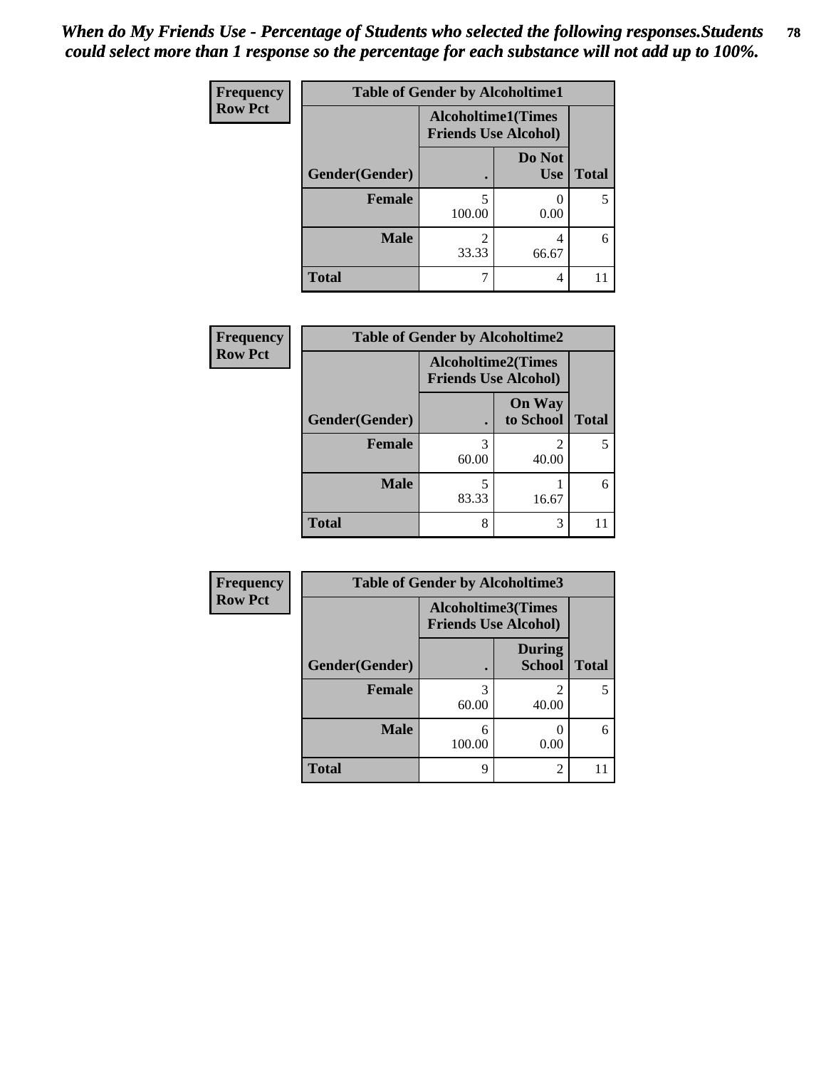*When do My Friends Use - Percentage of Students who selected the following responses.Students could select more than 1 response so the percentage for each substance will not add up to 100%.*

| Frequency Row Pct | Table of Gender by Alcoholtime1 | | |
|---|---|---|---|
| | Alcoholtime1(Times Friends Use Alcohol) | | |
| Gender(Gender) | . | Do Not Use | Total |
| Female | 5<br>100.00 | 0<br>0.00 | 5 |
| Male | 2<br>33.33 | 4<br>66.67 | 6 |
| Total | 7 | 4 | 11 |

| Frequency Row Pct | Table of Gender by Alcoholtime2 | | |
|---|---|---|---|
| | Alcoholtime2(Times Friends Use Alcohol) | | |
| Gender(Gender) | . | On Way to School | Total |
| Female | 3<br>60.00 | 2<br>40.00 | 5 |
| Male | 5<br>83.33 | 1<br>16.67 | 6 |
| Total | 8 | 3 | 11 |

| Frequency Row Pct | Table of Gender by Alcoholtime3 | | |
|---|---|---|---|
| | Alcoholtime3(Times Friends Use Alcohol) | | |
| Gender(Gender) | . | During School | Total |
| Female | 3<br>60.00 | 2<br>40.00 | 5 |
| Male | 6<br>100.00 | 0<br>0.00 | 6 |
| Total | 9 | 2 | 11 |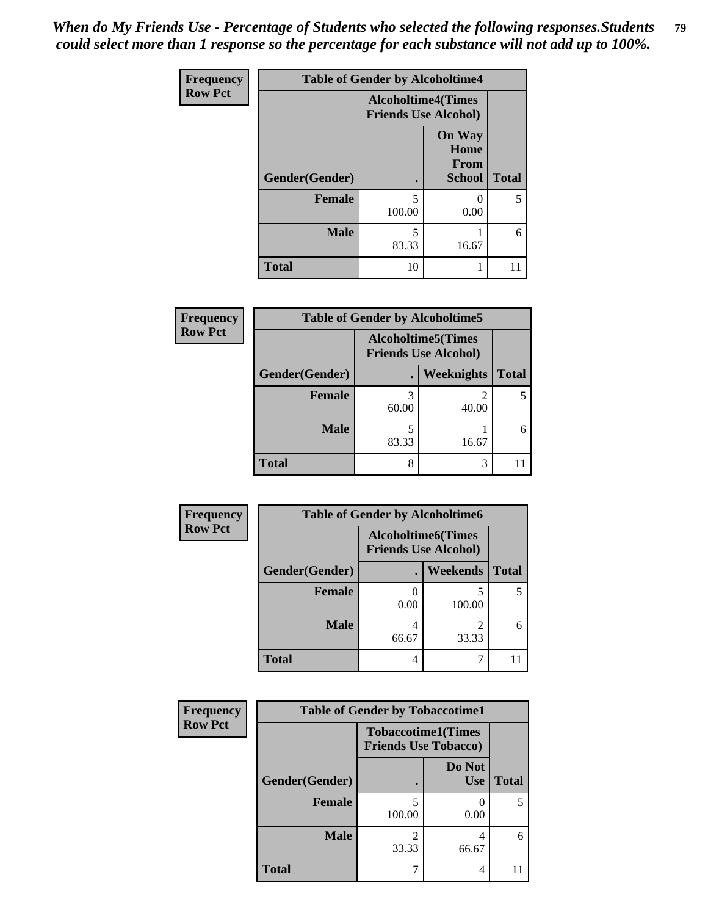*When do My Friends Use - Percentage of Students who selected the following responses.Students could select more than 1 response so the percentage for each substance will not add up to 100%.*

**Frequency**
**Row Pct**

| Table of Gender by Alcoholtime4 | | | |
|---|---|---|---|
| | Alcoholtime4(Times Friends Use Alcohol) | | |
| Gender(Gender) | . | On Way Home From School | Total |
| Female | 5<br>100.00 | 0<br>0.00 | 5 |
| Male | 5<br>83.33 | 1<br>16.67 | 6 |
| Total | 10 | 1 | 11 |

**Frequency**
**Row Pct**

| Table of Gender by Alcoholtime5 | | | |
|---|---|---|---|
| | Alcoholtime5(Times Friends Use Alcohol) | | |
| Gender(Gender) | . | Weeknights | Total |
| Female | 3<br>60.00 | 2<br>40.00 | 5 |
| Male | 5<br>83.33 | 1<br>16.67 | 6 |
| Total | 8 | 3 | 11 |

**Frequency**
**Row Pct**

| Table of Gender by Alcoholtime6 | | | |
|---|---|---|---|
| | Alcoholtime6(Times Friends Use Alcohol) | | |
| Gender(Gender) | . | Weekends | Total |
| Female | 0<br>0.00 | 5<br>100.00 | 5 |
| Male | 4<br>66.67 | 2<br>33.33 | 6 |
| Total | 4 | 7 | 11 |

**Frequency**
**Row Pct**

| Table of Gender by Tobaccotime1 | | | |
|---|---|---|---|
| | Tobaccotime1(Times Friends Use Tobacco) | | |
| Gender(Gender) | . | Do Not Use | Total |
| Female | 5<br>100.00 | 0<br>0.00 | 5 |
| Male | 2<br>33.33 | 4<br>66.67 | 6 |
| Total | 7 | 4 | 11 |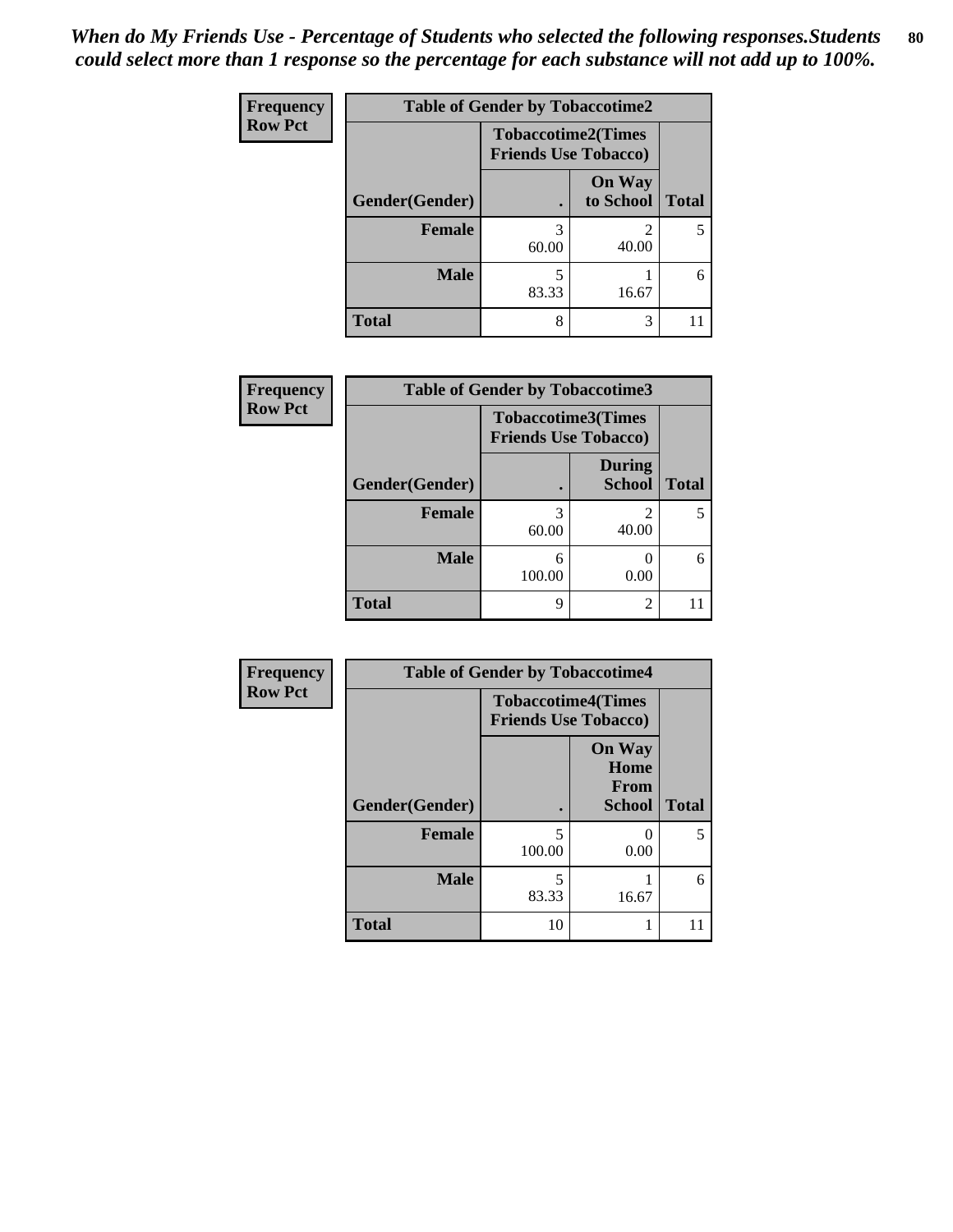*When do My Friends Use - Percentage of Students who selected the following responses.Students could select more than 1 response so the percentage for each substance will not add up to 100%.*

**Frequency**
**Row Pct**

| Table of Gender by Tobaccotime2 | | | |
|---|---|---|---|
| | Tobaccotime2(Times Friends Use Tobacco) | | |
| Gender(Gender) | . | On Way to School | Total |
| **Female** | 3<br>60.00 | 2<br>40.00 | 5 |
| **Male** | 5<br>83.33 | 1<br>16.67 | 6 |
| **Total** | 8 | 3 | 11 |

**Frequency**
**Row Pct**

| Table of Gender by Tobaccotime3 | | | |
|---|---|---|---|
| | Tobaccotime3(Times Friends Use Tobacco) | | |
| Gender(Gender) | . | During School | Total |
| **Female** | 3<br>60.00 | 2<br>40.00 | 5 |
| **Male** | 6<br>100.00 | 0<br>0.00 | 6 |
| **Total** | 9 | 2 | 11 |

**Frequency**
**Row Pct**

| Table of Gender by Tobaccotime4 | | | |
|---|---|---|---|
| | Tobaccotime4(Times Friends Use Tobacco) | | |
| Gender(Gender) | . | On Way Home From School | Total |
| **Female** | 5<br>100.00 | 0<br>0.00 | 5 |
| **Male** | 5<br>83.33 | 1<br>16.67 | 6 |
| **Total** | 10 | 1 | 11 |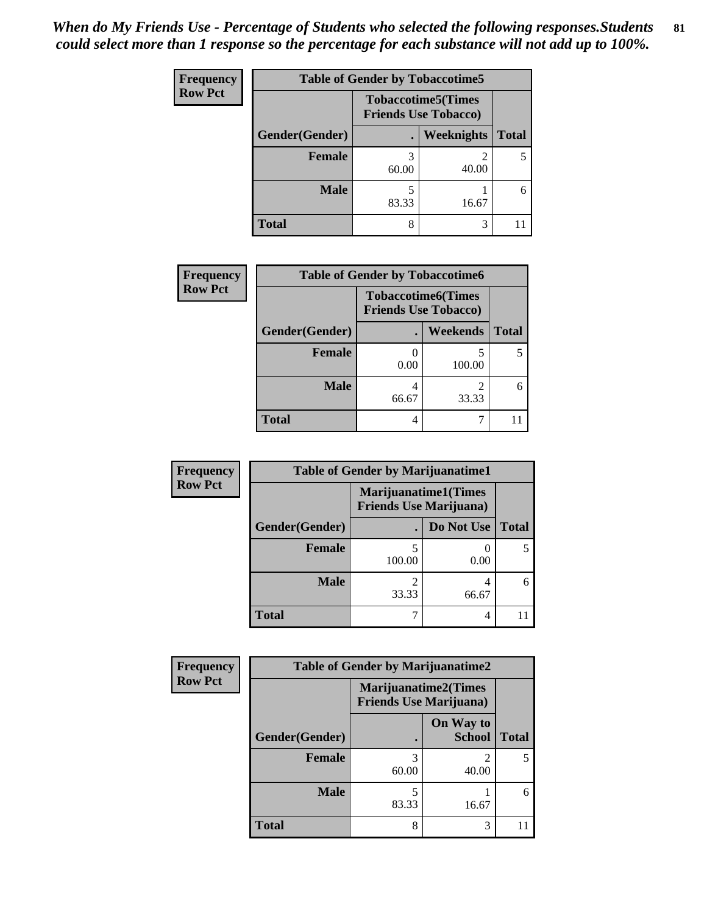*When do My Friends Use - Percentage of Students who selected the following responses.Students could select more than 1 response so the percentage for each substance will not add up to 100%.*

**Frequency**
**Row Pct**

| Table of Gender by Tobaccotime5 | | | |
|---|---|---|---|
| | Tobaccotime5(Times Friends Use Tobacco) | | |
| Gender(Gender) | . | Weeknights | Total |
| **Female** | 3<br>60.00 | 2<br>40.00 | 5 |
| **Male** | 5<br>83.33 | 1<br>16.67 | 6 |
| **Total** | 8 | 3 | 11 |

**Frequency**
**Row Pct**

| Table of Gender by Tobaccotime6 | | | |
|---|---|---|---|
| | Tobaccotime6(Times Friends Use Tobacco) | | |
| Gender(Gender) | . | Weekends | Total |
| **Female** | 0<br>0.00 | 5<br>100.00 | 5 |
| **Male** | 4<br>66.67 | 2<br>33.33 | 6 |
| **Total** | 4 | 7 | 11 |

**Frequency**
**Row Pct**

| Table of Gender by Marijuanatime1 | | | |
|---|---|---|---|
| | Marijuanatime1(Times Friends Use Marijuana) | | |
| Gender(Gender) | . | Do Not Use | Total |
| **Female** | 5<br>100.00 | 0<br>0.00 | 5 |
| **Male** | 2<br>33.33 | 4<br>66.67 | 6 |
| **Total** | 7 | 4 | 11 |

**Frequency**
**Row Pct**

| Table of Gender by Marijuanatime2 | | | |
|---|---|---|---|
| | Marijuanatime2(Times Friends Use Marijuana) | | |
| Gender(Gender) | . | On Way to School | Total |
| **Female** | 3<br>60.00 | 2<br>40.00 | 5 |
| **Male** | 5<br>83.33 | 1<br>16.67 | 6 |
| **Total** | 8 | 3 | 11 |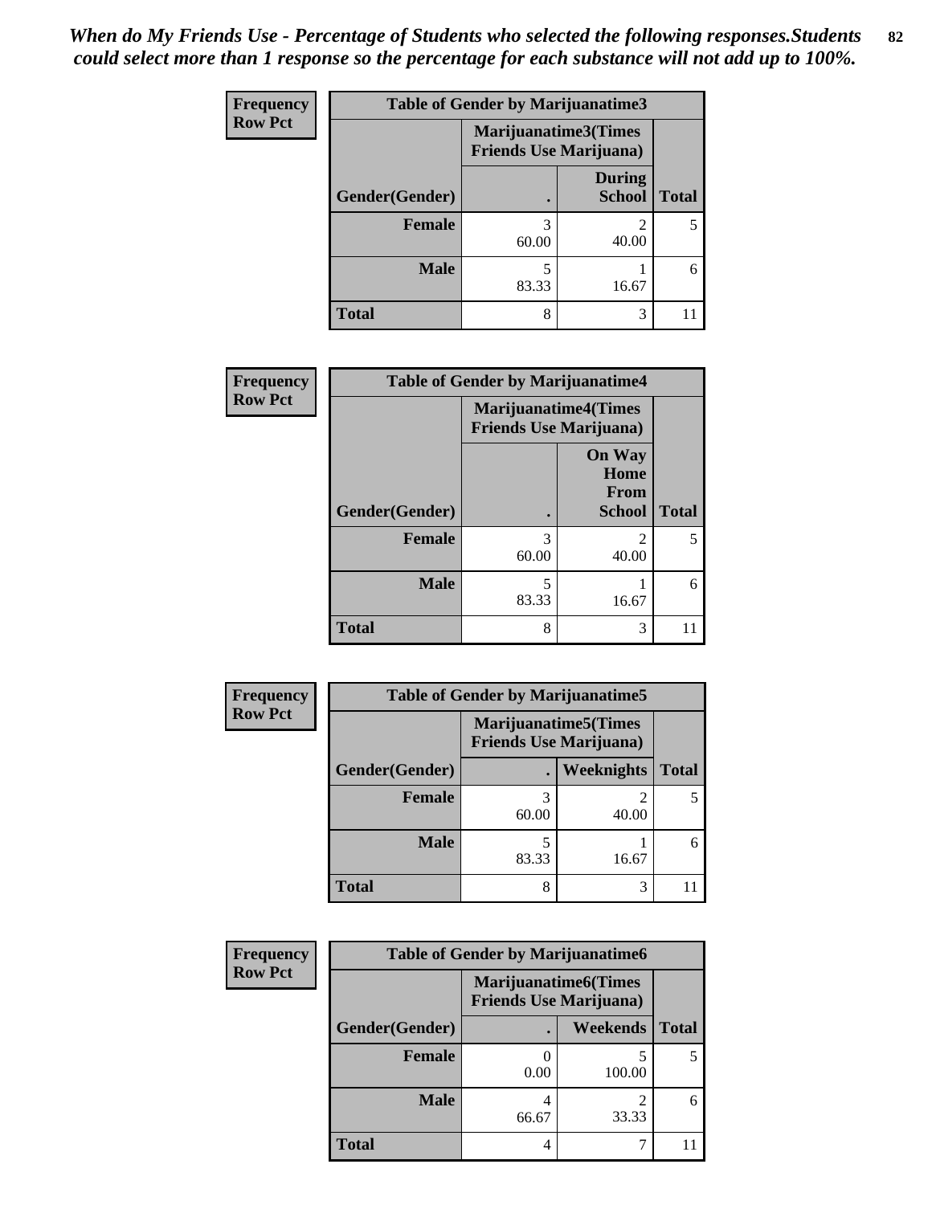*When do My Friends Use - Percentage of Students who selected the following responses.Students could select more than 1 response so the percentage for each substance will not add up to 100%.*

**Frequency**
**Row Pct**

| Table of Gender by Marijuanatime3 | | | |
|---|---|---|---|
| | Marijuanatime3(Times Friends Use Marijuana) | | |
| Gender(Gender) | . | During School | Total |
| **Female** | 3<br>60.00 | 2<br>40.00 | 5 |
| **Male** | 5<br>83.33 | 1<br>16.67 | 6 |
| **Total** | 8 | 3 | 11 |

**Frequency**
**Row Pct**

| Table of Gender by Marijuanatime4 | | | |
|---|---|---|---|
| | Marijuanatime4(Times Friends Use Marijuana) | | |
| Gender(Gender) | . | On Way Home From School | Total |
| **Female** | 3<br>60.00 | 2<br>40.00 | 5 |
| **Male** | 5<br>83.33 | 1<br>16.67 | 6 |
| **Total** | 8 | 3 | 11 |

**Frequency**
**Row Pct**

| Table of Gender by Marijuanatime5 | | | |
|---|---|---|---|
| | Marijuanatime5(Times Friends Use Marijuana) | | |
| Gender(Gender) | . | Weeknights | Total |
| **Female** | 3<br>60.00 | 2<br>40.00 | 5 |
| **Male** | 5<br>83.33 | 1<br>16.67 | 6 |
| **Total** | 8 | 3 | 11 |

**Frequency**
**Row Pct**

| Table of Gender by Marijuanatime6 | | | |
|---|---|---|---|
| | Marijuanatime6(Times Friends Use Marijuana) | | |
| Gender(Gender) | . | Weekends | Total |
| **Female** | 0<br>0.00 | 5<br>100.00 | 5 |
| **Male** | 4<br>66.67 | 2<br>33.33 | 6 |
| **Total** | 4 | 7 | 11 |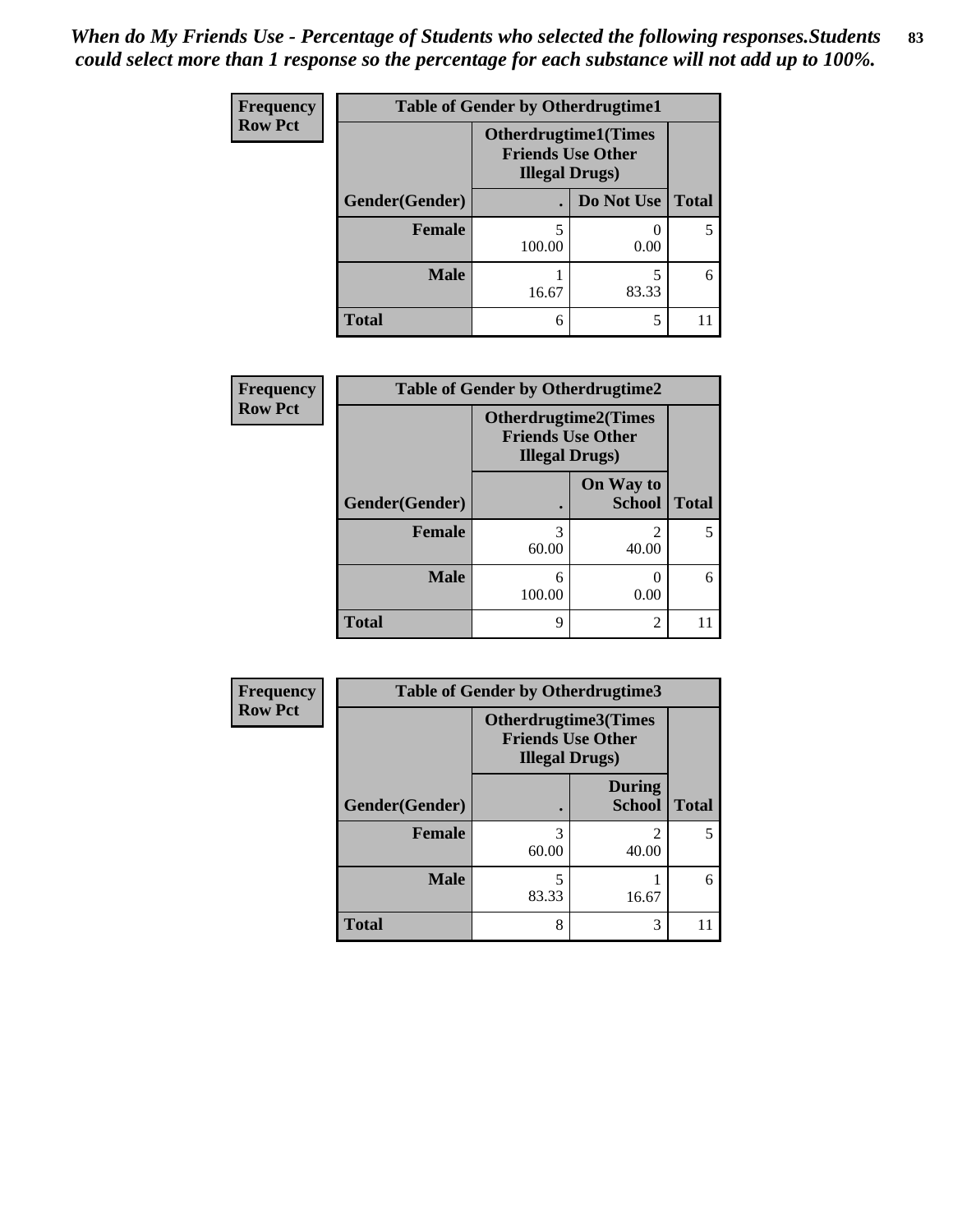*When do My Friends Use - Percentage of Students who selected the following responses.Students could select more than 1 response so the percentage for each substance will not add up to 100%.*

**Frequency / Row Pct**

**Table of Gender by Otherdrugtime1**

| Gender(Gender) | Otherdrugtime1(Times Friends Use Other Illegal Drugs) . | Do Not Use | Total |
|---|---|---|---|
| **Female** | 5<br>100.00 | 0<br>0.00 | 5 |
| **Male** | 1<br>16.67 | 5<br>83.33 | 6 |
| **Total** | 6 | 5 | 11 |

**Frequency / Row Pct**

**Table of Gender by Otherdrugtime2**

| Gender(Gender) | Otherdrugtime2(Times Friends Use Other Illegal Drugs) . | On Way to School | Total |
|---|---|---|---|
| **Female** | 3<br>60.00 | 2<br>40.00 | 5 |
| **Male** | 6<br>100.00 | 0<br>0.00 | 6 |
| **Total** | 9 | 2 | 11 |

**Frequency / Row Pct**

**Table of Gender by Otherdrugtime3**

| Gender(Gender) | Otherdrugtime3(Times Friends Use Other Illegal Drugs) . | During School | Total |
|---|---|---|---|
| **Female** | 3<br>60.00 | 2<br>40.00 | 5 |
| **Male** | 5<br>83.33 | 1<br>16.67 | 6 |
| **Total** | 8 | 3 | 11 |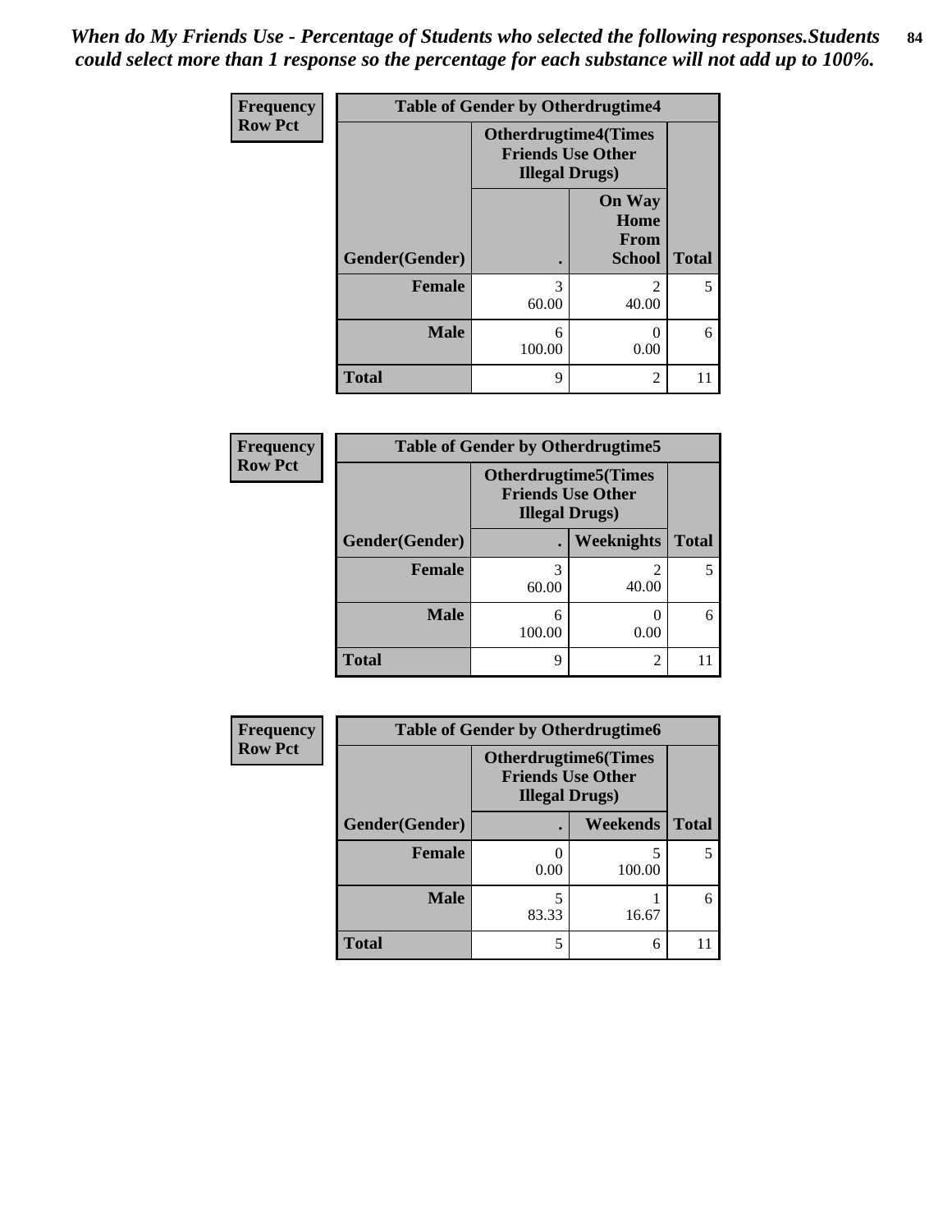*When do My Friends Use - Percentage of Students who selected the following responses.Students could select more than 1 response so the percentage for each substance will not add up to 100%.*

**Frequency**
**Row Pct**

| Table of Gender by Otherdrugtime4 | | | |
|---|---|---|---|
| | Otherdrugtime4(Times Friends Use Other Illegal Drugs) | | |
| Gender(Gender) | . | On Way Home From School | Total |
| Female | 3<br>60.00 | 2<br>40.00 | 5 |
| Male | 6<br>100.00 | 0<br>0.00 | 6 |
| Total | 9 | 2 | 11 |

**Frequency**
**Row Pct**

| Table of Gender by Otherdrugtime5 | | | |
|---|---|---|---|
| | Otherdrugtime5(Times Friends Use Other Illegal Drugs) | | |
| Gender(Gender) | . | Weeknights | Total |
| Female | 3<br>60.00 | 2<br>40.00 | 5 |
| Male | 6<br>100.00 | 0<br>0.00 | 6 |
| Total | 9 | 2 | 11 |

**Frequency**
**Row Pct**

| Table of Gender by Otherdrugtime6 | | | |
|---|---|---|---|
| | Otherdrugtime6(Times Friends Use Other Illegal Drugs) | | |
| Gender(Gender) | . | Weekends | Total |
| Female | 0<br>0.00 | 5<br>100.00 | 5 |
| Male | 5<br>83.33 | 1<br>16.67 | 6 |
| Total | 5 | 6 | 11 |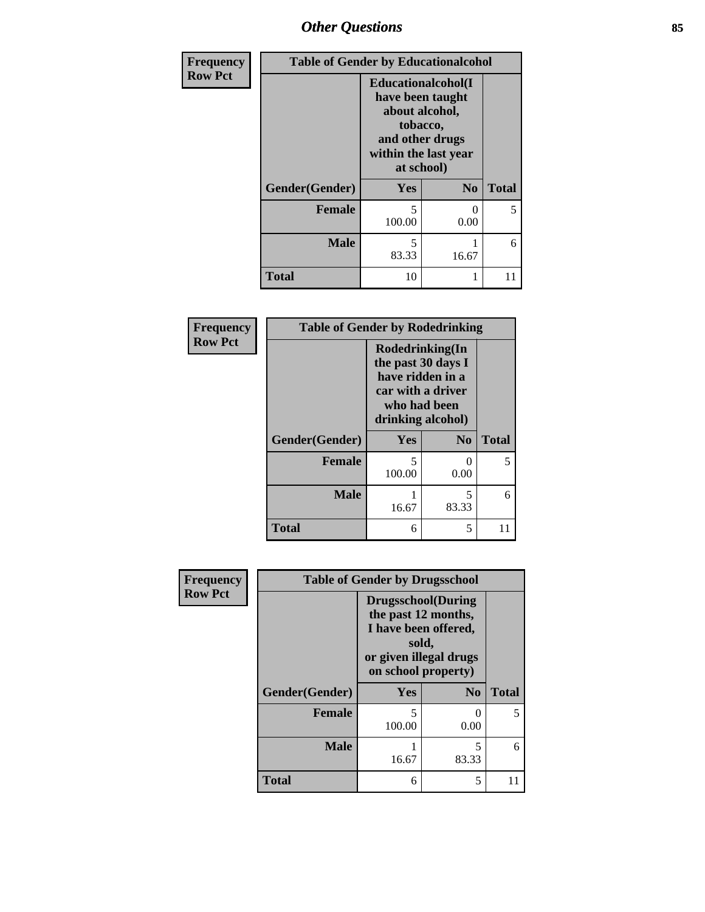| Frequency Row Pct | Table of Gender by Educationalcohol | | |
|---|---|---|---|
| | Educationalcohol(I have been taught about alcohol, tobacco, and other drugs within the last year at school) | | |
| Gender(Gender) | Yes | No | Total |
| Female | 5<br>100.00 | 0<br>0.00 | 5 |
| Male | 5<br>83.33 | 1<br>16.67 | 6 |
| Total | 10 | 1 | 11 |

| Frequency Row Pct | Table of Gender by Rodedrinking | | |
|---|---|---|---|
| | Rodedrinking(In the past 30 days I have ridden in a car with a driver who had been drinking alcohol) | | |
| Gender(Gender) | Yes | No | Total |
| Female | 5<br>100.00 | 0<br>0.00 | 5 |
| Male | 1<br>16.67 | 5<br>83.33 | 6 |
| Total | 6 | 5 | 11 |

| Frequency Row Pct | Table of Gender by Drugsschool | | |
|---|---|---|---|
| | Drugsschool(During the past 12 months, I have been offered, sold, or given illegal drugs on school property) | | |
| Gender(Gender) | Yes | No | Total |
| Female | 5<br>100.00 | 0<br>0.00 | 5 |
| Male | 1<br>16.67 | 5<br>83.33 | 6 |
| Total | 6 | 5 | 11 |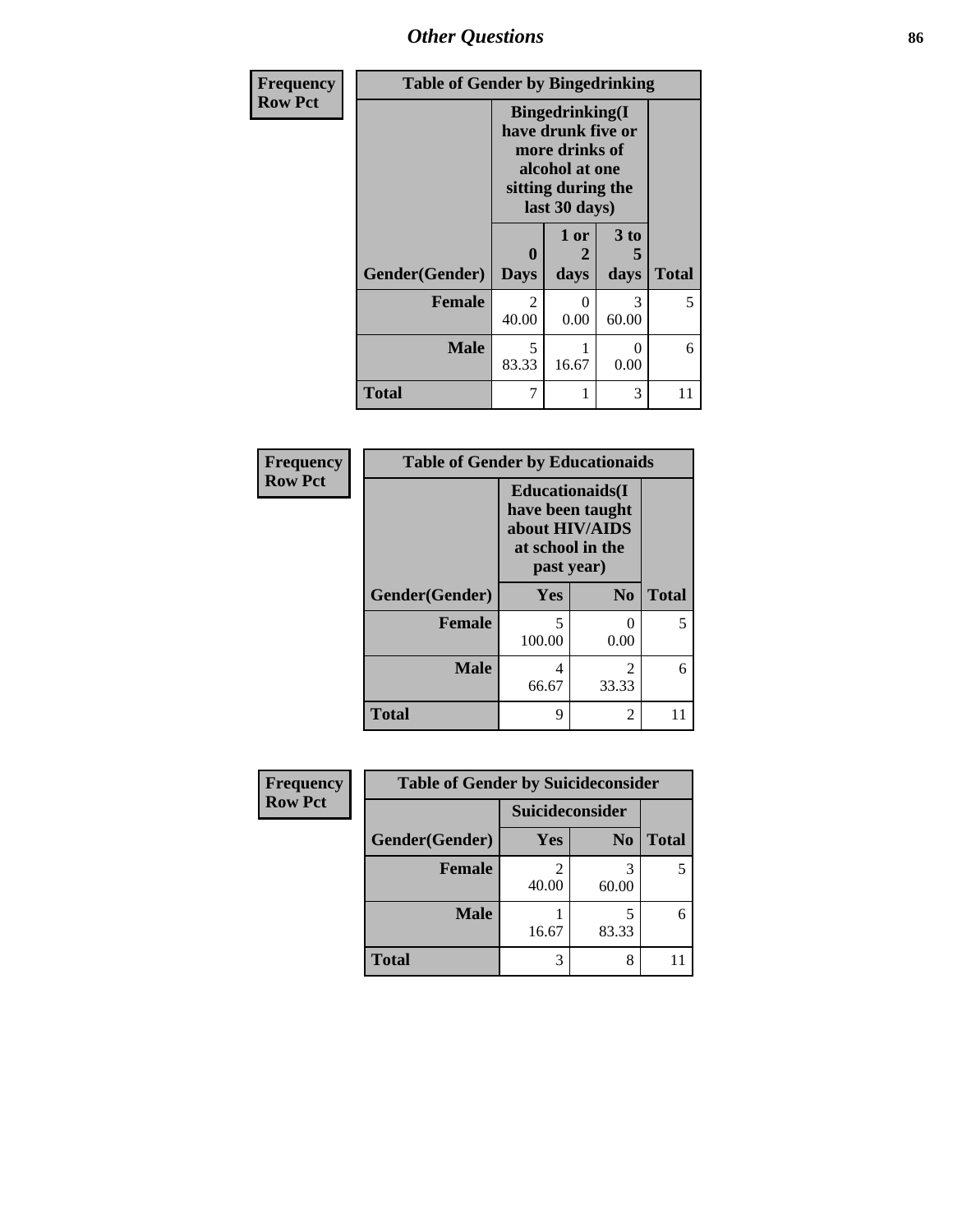## Other Questions

**Frequency**
**Row Pct**

| Table of Gender by Bingedrinking | | | | |
|---|---|---|---|---|
| | Bingedrinking(I have drunk five or more drinks of alcohol at one sitting during the last 30 days) | | | |
| Gender(Gender) | 0 Days | 1 or 2 days | 3 to 5 days | Total |
| **Female** | 2<br>40.00 | 0<br>0.00 | 3<br>60.00 | 5 |
| **Male** | 5<br>83.33 | 1<br>16.67 | 0<br>0.00 | 6 |
| **Total** | 7 | 1 | 3 | 11 |

**Frequency**
**Row Pct**

| Table of Gender by Educationaids | | | |
|---|---|---|---|
| | Educationaids(I have been taught about HIV/AIDS at school in the past year) | | |
| Gender(Gender) | Yes | No | Total |
| **Female** | 5<br>100.00 | 0<br>0.00 | 5 |
| **Male** | 4<br>66.67 | 2<br>33.33 | 6 |
| **Total** | 9 | 2 | 11 |

**Frequency**
**Row Pct**

| Table of Gender by Suicideconsider | | | |
|---|---|---|---|
| | Suicideconsider | | |
| Gender(Gender) | Yes | No | Total |
| **Female** | 2<br>40.00 | 3<br>60.00 | 5 |
| **Male** | 1<br>16.67 | 5<br>83.33 | 6 |
| **Total** | 3 | 8 | 11 |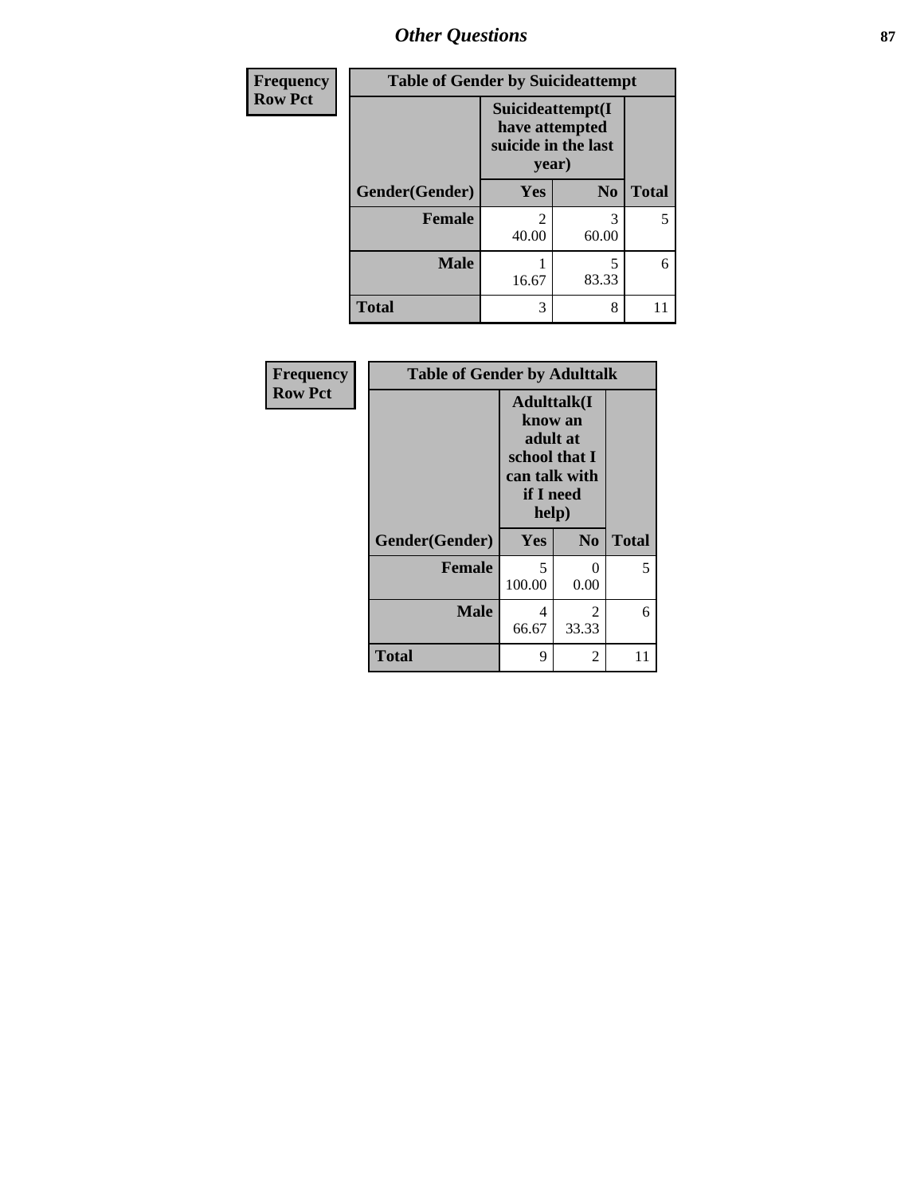## Other Questions

| Frequency<br>Row Pct | Table of Gender by Suicideattempt | | |
|---|---|---|---|
| | Suicideattempt(I have attempted suicide in the last year) | | |
| Gender(Gender) | Yes | No | Total |
| Female | 2<br>40.00 | 3<br>60.00 | 5 |
| Male | 1<br>16.67 | 5<br>83.33 | 6 |
| Total | 3 | 8 | 11 |

| Frequency<br>Row Pct | Table of Gender by Adulttalk | | |
|---|---|---|---|
| | Adulttalk(I know an adult at school that I can talk with if I need help) | | |
| Gender(Gender) | Yes | No | Total |
| Female | 5<br>100.00 | 0<br>0.00 | 5 |
| Male | 4<br>66.67 | 2<br>33.33 | 6 |
| Total | 9 | 2 | 11 |